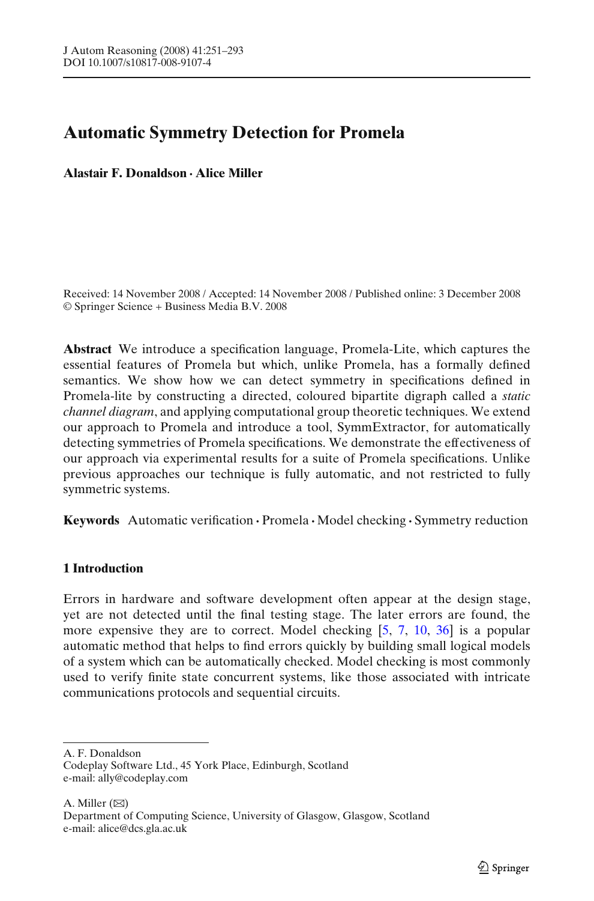# Automatic Symmetry Detection for Promela

**Alastair F. Donaldson · Alice Miller**

Received: 14 November 2008 / Accepted: 14 November 2008 / Published online: 3 December 2008
© Springer Science + Business Media B.V. 2008

**Abstract** We introduce a specification language, Promela-Lite, which captures the essential features of Promela but which, unlike Promela, has a formally defined semantics. We show how we can detect symmetry in specifications defined in Promela-lite by constructing a directed, coloured bipartite digraph called a *static channel diagram*, and applying computational group theoretic techniques. We extend our approach to Promela and introduce a tool, SymmExtractor, for automatically detecting symmetries of Promela specifications. We demonstrate the effectiveness of our approach via experimental results for a suite of Promela specifications. Unlike previous approaches our technique is fully automatic, and not restricted to fully symmetric systems.

**Keywords** Automatic verification · Promela · Model checking · Symmetry reduction

## 1 Introduction

Errors in hardware and software development often appear at the design stage, yet are not detected until the final testing stage. The later errors are found, the more expensive they are to correct. Model checking [5, 7, 10, 36] is a popular automatic method that helps to find errors quickly by building small logical models of a system which can be automatically checked. Model checking is most commonly used to verify finite state concurrent systems, like those associated with intricate communications protocols and sequential circuits.

---

A. F. Donaldson
Codeplay Software Ltd., 45 York Place, Edinburgh, Scotland
e-mail: ally@codeplay.com

A. Miller (✉)
Department of Computing Science, University of Glasgow, Glasgow, Scotland
e-mail: alice@dcs.gla.ac.uk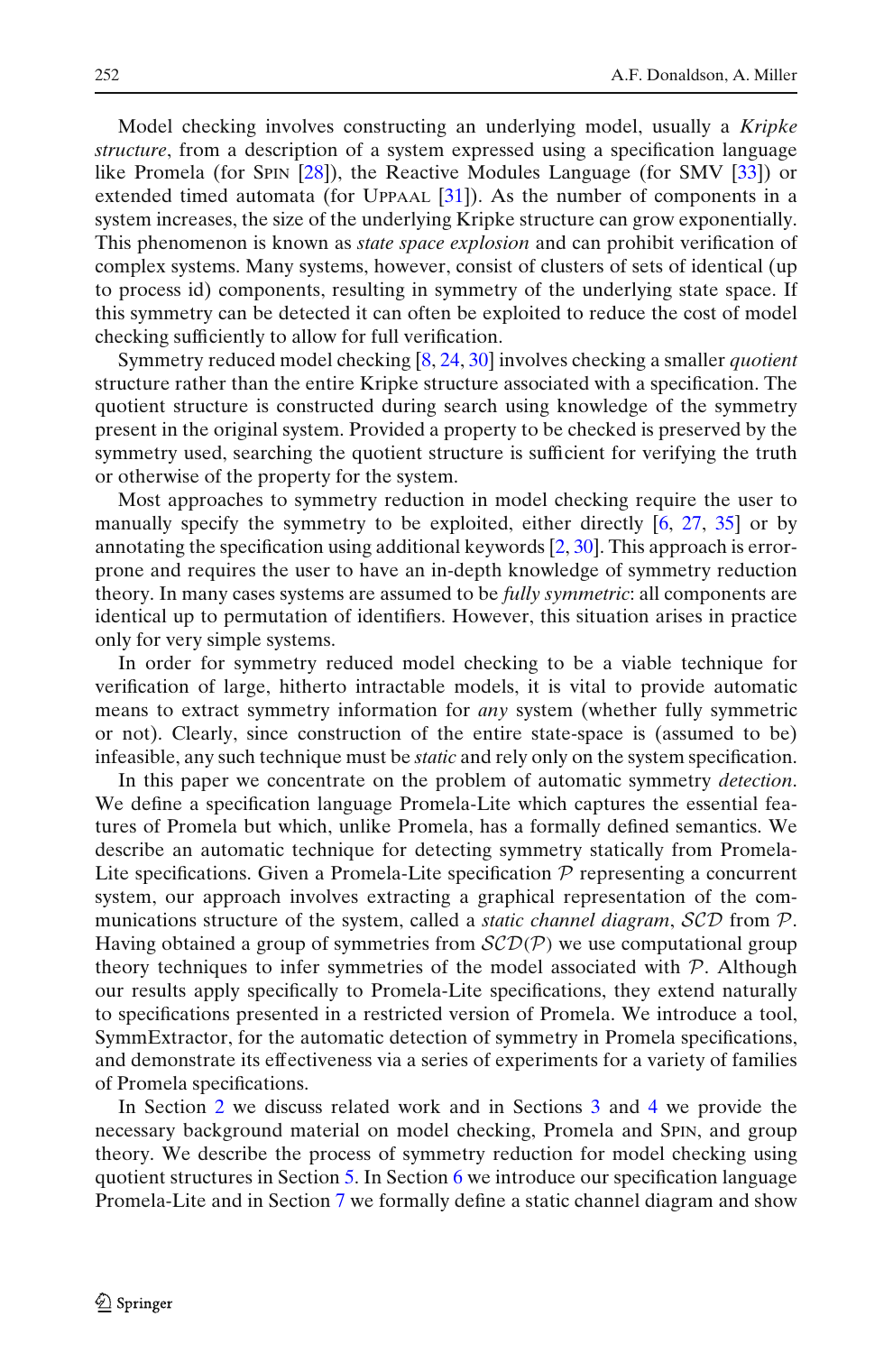Model checking involves constructing an underlying model, usually a *Kripke structure*, from a description of a system expressed using a specification language like Promela (for SPIN [28]), the Reactive Modules Language (for SMV [33]) or extended timed automata (for UPPAAL [31]). As the number of components in a system increases, the size of the underlying Kripke structure can grow exponentially. This phenomenon is known as *state space explosion* and can prohibit verification of complex systems. Many systems, however, consist of clusters of sets of identical (up to process id) components, resulting in symmetry of the underlying state space. If this symmetry can be detected it can often be exploited to reduce the cost of model checking sufficiently to allow for full verification.

Symmetry reduced model checking [8, 24, 30] involves checking a smaller *quotient* structure rather than the entire Kripke structure associated with a specification. The quotient structure is constructed during search using knowledge of the symmetry present in the original system. Provided a property to be checked is preserved by the symmetry used, searching the quotient structure is sufficient for verifying the truth or otherwise of the property for the system.

Most approaches to symmetry reduction in model checking require the user to manually specify the symmetry to be exploited, either directly [6, 27, 35] or by annotating the specification using additional keywords [2, 30]. This approach is error-prone and requires the user to have an in-depth knowledge of symmetry reduction theory. In many cases systems are assumed to be *fully symmetric*: all components are identical up to permutation of identifiers. However, this situation arises in practice only for very simple systems.

In order for symmetry reduced model checking to be a viable technique for verification of large, hitherto intractable models, it is vital to provide automatic means to extract symmetry information for *any* system (whether fully symmetric or not). Clearly, since construction of the entire state-space is (assumed to be) infeasible, any such technique must be *static* and rely only on the system specification.

In this paper we concentrate on the problem of automatic symmetry *detection*. We define a specification language Promela-Lite which captures the essential features of Promela but which, unlike Promela, has a formally defined semantics. We describe an automatic technique for detecting symmetry statically from Promela-Lite specifications. Given a Promela-Lite specification $\mathcal{P}$ representing a concurrent system, our approach involves extracting a graphical representation of the communications structure of the system, called a *static channel diagram*, $\mathcal{SCD}$ from $\mathcal{P}$. Having obtained a group of symmetries from $\mathcal{SCD}(\mathcal{P})$ we use computational group theory techniques to infer symmetries of the model associated with $\mathcal{P}$. Although our results apply specifically to Promela-Lite specifications, they extend naturally to specifications presented in a restricted version of Promela. We introduce a tool, SymmExtractor, for the automatic detection of symmetry in Promela specifications, and demonstrate its effectiveness via a series of experiments for a variety of families of Promela specifications.

In Section 2 we discuss related work and in Sections 3 and 4 we provide the necessary background material on model checking, Promela and SPIN, and group theory. We describe the process of symmetry reduction for model checking using quotient structures in Section 5. In Section 6 we introduce our specification language Promela-Lite and in Section 7 we formally define a static channel diagram and show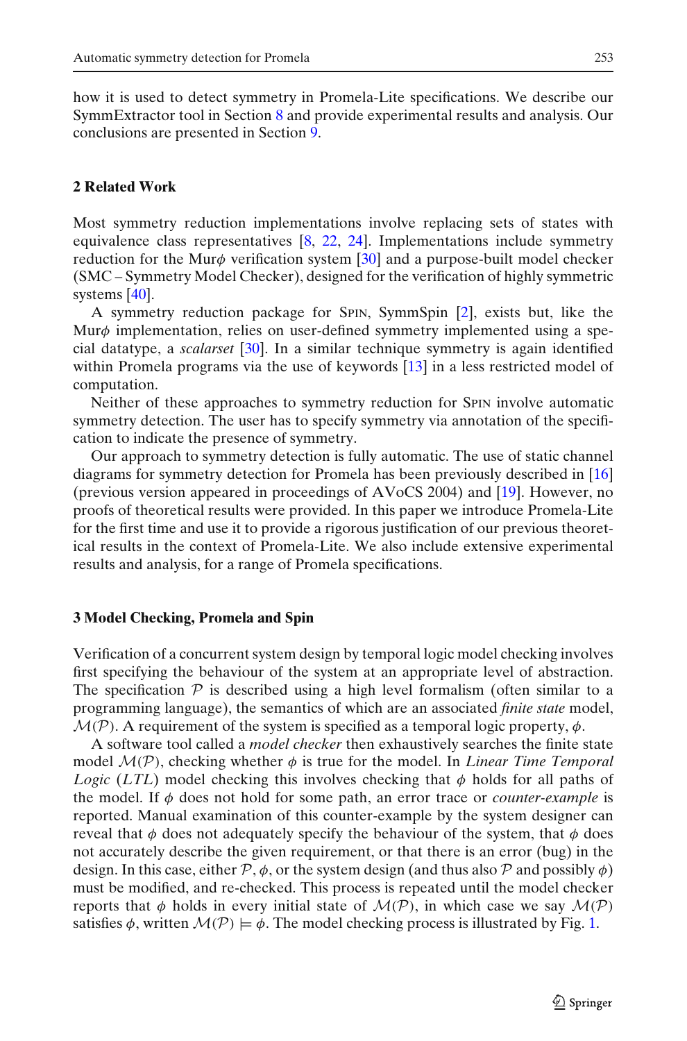how it is used to detect symmetry in Promela-Lite specifications. We describe our SymmExtractor tool in Section 8 and provide experimental results and analysis. Our conclusions are presented in Section 9.

## 2 Related Work

Most symmetry reduction implementations involve replacing sets of states with equivalence class representatives [8, 22, 24]. Implementations include symmetry reduction for the Mur$\phi$ verification system [30] and a purpose-built model checker (SMC – Symmetry Model Checker), designed for the verification of highly symmetric systems [40].

A symmetry reduction package for SPIN, SymmSpin [2], exists but, like the Mur$\phi$ implementation, relies on user-defined symmetry implemented using a special datatype, a *scalarset* [30]. In a similar technique symmetry is again identified within Promela programs via the use of keywords [13] in a less restricted model of computation.

Neither of these approaches to symmetry reduction for SPIN involve automatic symmetry detection. The user has to specify symmetry via annotation of the specification to indicate the presence of symmetry.

Our approach to symmetry detection is fully automatic. The use of static channel diagrams for symmetry detection for Promela has been previously described in [16] (previous version appeared in proceedings of AVoCS 2004) and [19]. However, no proofs of theoretical results were provided. In this paper we introduce Promela-Lite for the first time and use it to provide a rigorous justification of our previous theoretical results in the context of Promela-Lite. We also include extensive experimental results and analysis, for a range of Promela specifications.

## 3 Model Checking, Promela and Spin

Verification of a concurrent system design by temporal logic model checking involves first specifying the behaviour of the system at an appropriate level of abstraction. The specification $\mathcal{P}$ is described using a high level formalism (often similar to a programming language), the semantics of which are an associated *finite state* model, $\mathcal{M}(\mathcal{P})$. A requirement of the system is specified as a temporal logic property, $\phi$.

A software tool called a *model checker* then exhaustively searches the finite state model $\mathcal{M}(\mathcal{P})$, checking whether $\phi$ is true for the model. In *Linear Time Temporal Logic* (*LTL*) model checking this involves checking that $\phi$ holds for all paths of the model. If $\phi$ does not hold for some path, an error trace or *counter-example* is reported. Manual examination of this counter-example by the system designer can reveal that $\phi$ does not adequately specify the behaviour of the system, that $\phi$ does not accurately describe the given requirement, or that there is an error (bug) in the design. In this case, either $\mathcal{P}$, $\phi$, or the system design (and thus also $\mathcal{P}$ and possibly $\phi$) must be modified, and re-checked. This process is repeated until the model checker reports that $\phi$ holds in every initial state of $\mathcal{M}(\mathcal{P})$, in which case we say $\mathcal{M}(\mathcal{P})$ satisfies $\phi$, written $\mathcal{M}(\mathcal{P}) \models \phi$. The model checking process is illustrated by Fig. 1.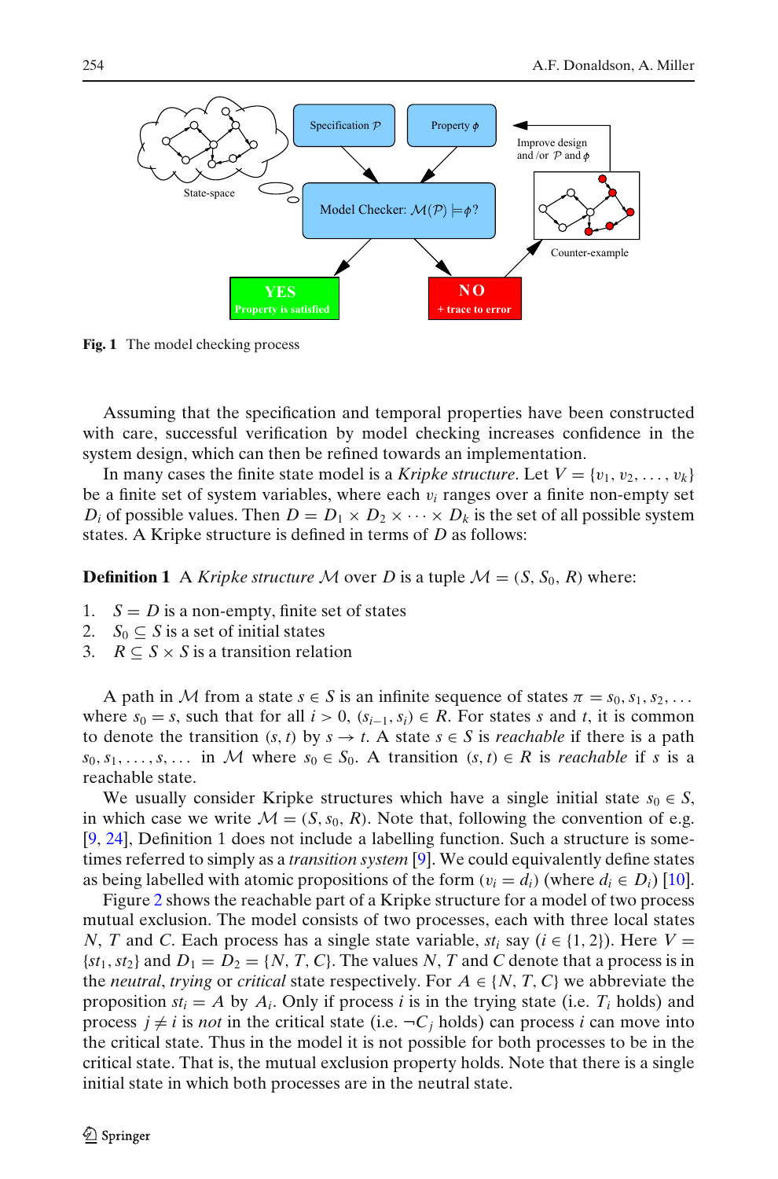Fig. 1 The model checking process

Assuming that the specification and temporal properties have been constructed with care, successful verification by model checking increases confidence in the system design, which can then be refined towards an implementation.

In many cases the finite state model is a *Kripke structure*. Let $V = \{v_1, v_2, \ldots, v_k\}$ be a finite set of system variables, where each $v_i$ ranges over a finite non-empty set $D_i$ of possible values. Then $D = D_1 \times D_2 \times \cdots \times D_k$ is the set of all possible system states. A Kripke structure is defined in terms of $D$ as follows:

**Definition 1** A *Kripke structure* $\mathcal{M}$ over $D$ is a tuple $\mathcal{M} = (S, S_0, R)$ where:

1. $S = D$ is a non-empty, finite set of states
2. $S_0 \subseteq S$ is a set of initial states
3. $R \subseteq S \times S$ is a transition relation

A path in $\mathcal{M}$ from a state $s \in S$ is an infinite sequence of states $\pi = s_0, s_1, s_2, \ldots$ where $s_0 = s$, such that for all $i > 0$, $(s_{i-1}, s_i) \in R$. For states $s$ and $t$, it is common to denote the transition $(s, t)$ by $s \to t$. A state $s \in S$ is *reachable* if there is a path $s_0, s_1, \ldots, s, \ldots$ in $\mathcal{M}$ where $s_0 \in S_0$. A transition $(s, t) \in R$ is *reachable* if $s$ is a reachable state.

We usually consider Kripke structures which have a single initial state $s_0 \in S$, in which case we write $\mathcal{M} = (S, s_0, R)$. Note that, following the convention of e.g. [9, 24], Definition 1 does not include a labelling function. Such a structure is sometimes referred to simply as a *transition system* [9]. We could equivalently define states as being labelled with atomic propositions of the form $(v_i = d_i)$ (where $d_i \in D_i$) [10].

Figure 2 shows the reachable part of a Kripke structure for a model of two process mutual exclusion. The model consists of two processes, each with three local states $N$, $T$ and $C$. Each process has a single state variable, $st_i$ say $(i \in \{1, 2\})$. Here $V = \{st_1, st_2\}$ and $D_1 = D_2 = \{N, T, C\}$. The values $N$, $T$ and $C$ denote that a process is in the *neutral*, *trying* or *critical* state respectively. For $A \in \{N, T, C\}$ we abbreviate the proposition $st_i = A$ by $A_i$. Only if process $i$ is in the trying state (i.e. $T_i$ holds) and process $j \neq i$ is *not* in the critical state (i.e. $\neg C_j$ holds) can process $i$ can move into the critical state. Thus in the model it is not possible for both processes to be in the critical state. That is, the mutual exclusion property holds. Note that there is a single initial state in which both processes are in the neutral state.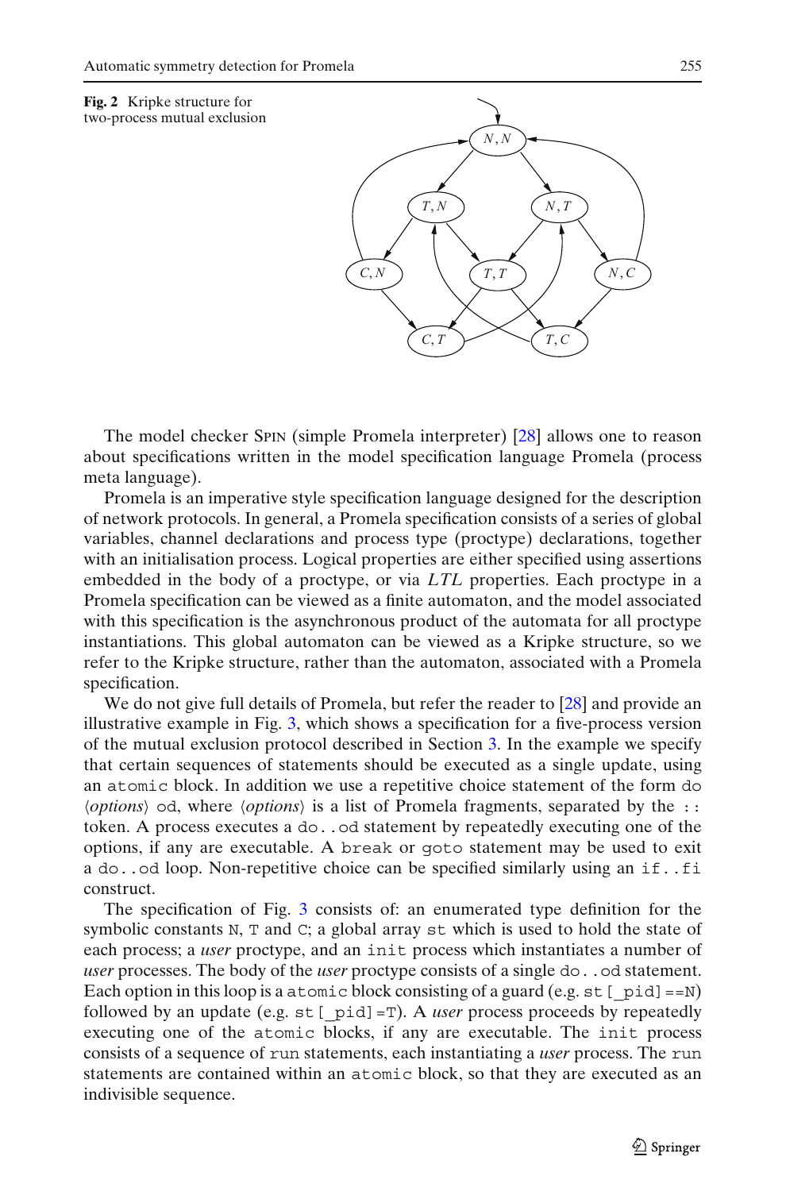**Fig. 2** Kripke structure for two-process mutual exclusion

The model checker SPIN (simple Promela interpreter) [28] allows one to reason about specifications written in the model specification language Promela (process meta language).

Promela is an imperative style specification language designed for the description of network protocols. In general, a Promela specification consists of a series of global variables, channel declarations and process type (proctype) declarations, together with an initialisation process. Logical properties are either specified using assertions embedded in the body of a proctype, or via *LTL* properties. Each proctype in a Promela specification can be viewed as a finite automaton, and the model associated with this specification is the asynchronous product of the automata for all proctype instantiations. This global automaton can be viewed as a Kripke structure, so we refer to the Kripke structure, rather than the automaton, associated with a Promela specification.

We do not give full details of Promela, but refer the reader to [28] and provide an illustrative example in Fig. 3, which shows a specification for a five-process version of the mutual exclusion protocol described in Section 3. In the example we specify that certain sequences of statements should be executed as a single update, using an `atomic` block. In addition we use a repetitive choice statement of the form `do` ⟨*options*⟩ `od`, where ⟨*options*⟩ is a list of Promela fragments, separated by the `::` token. A process executes a `do..od` statement by repeatedly executing one of the options, if any are executable. A `break` or `goto` statement may be used to exit a `do..od` loop. Non-repetitive choice can be specified similarly using an `if..fi` construct.

The specification of Fig. 3 consists of: an enumerated type definition for the symbolic constants `N`, `T` and `C`; a global array `st` which is used to hold the state of each process; a *user* proctype, and an `init` process which instantiates a number of *user* processes. The body of the *user* proctype consists of a single `do..od` statement. Each option in this loop is a `atomic` block consisting of a guard (e.g. `st[_pid]==N`) followed by an update (e.g. `st[_pid]=T`). A *user* process proceeds by repeatedly executing one of the `atomic` blocks, if any are executable. The `init` process consists of a sequence of `run` statements, each instantiating a *user* process. The `run` statements are contained within an `atomic` block, so that they are executed as an indivisible sequence.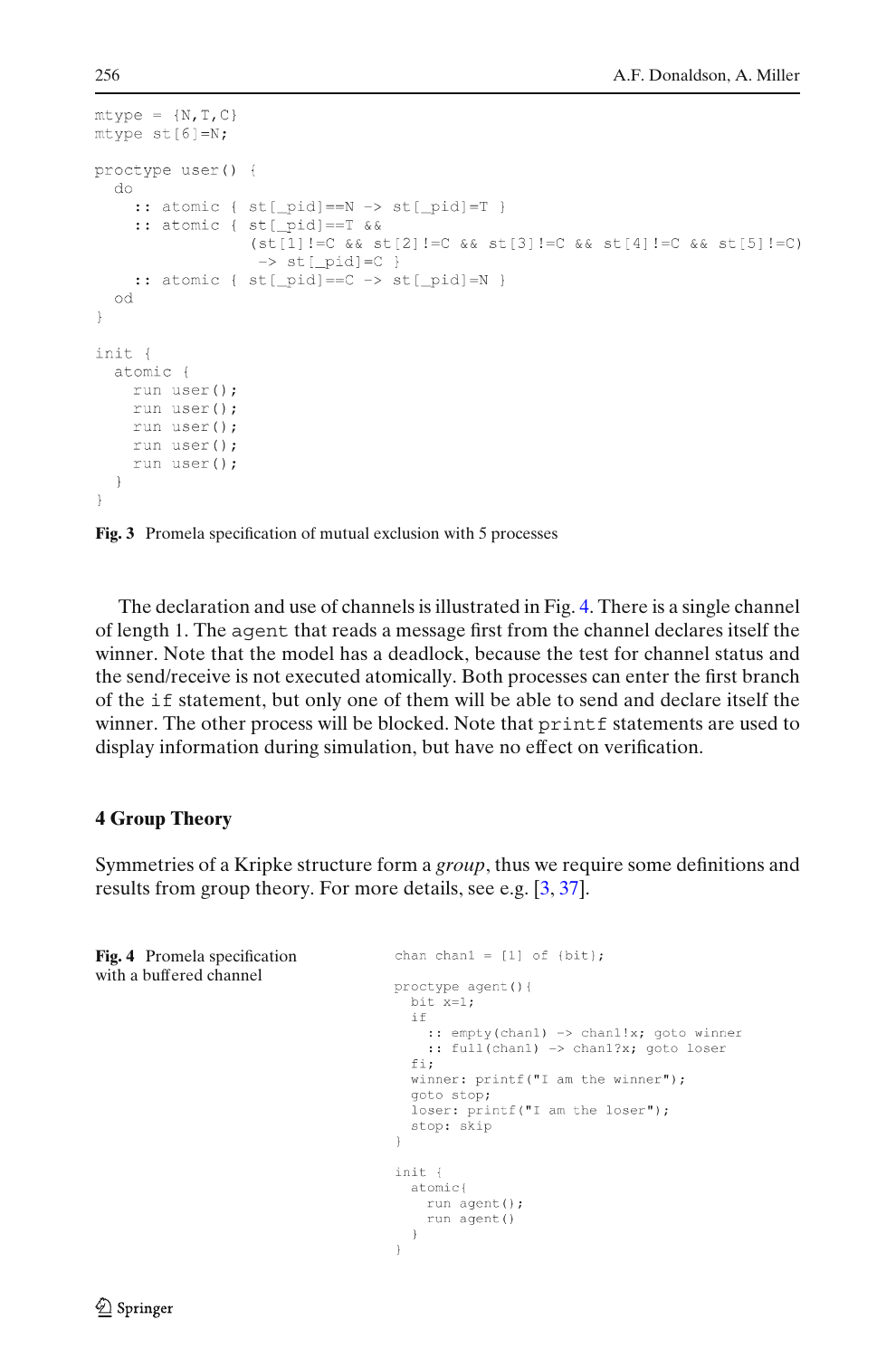```
mtype = {N,T,C}
mtype st[6]=N;

proctype user() {
  do
    :: atomic { st[_pid]==N -> st[_pid]=T }
    :: atomic { st[_pid]==T &&
                (st[1]!=C && st[2]!=C && st[3]!=C && st[4]!=C && st[5]!=C)
                 -> st[_pid]=C }
    :: atomic { st[_pid]==C -> st[_pid]=N }
  od
}

init {
  atomic {
    run user();
    run user();
    run user();
    run user();
    run user();
  }
}
```

**Fig. 3** Promela specification of mutual exclusion with 5 processes

The declaration and use of channels is illustrated in Fig. 4. There is a single channel of length 1. The `agent` that reads a message first from the channel declares itself the winner. Note that the model has a deadlock, because the test for channel status and the send/receive is not executed atomically. Both processes can enter the first branch of the `if` statement, but only one of them will be able to send and declare itself the winner. The other process will be blocked. Note that `printf` statements are used to display information during simulation, but have no effect on verification.

## 4 Group Theory

Symmetries of a Kripke structure form a *group*, thus we require some definitions and results from group theory. For more details, see e.g. [3, 37].

```
chan chan1 = [1] of {bit};

proctype agent(){
  bit x=1;
  if
    :: empty(chan1) -> chan1!x; goto winner
    :: full(chan1) -> chan1?x; goto loser
  fi;
  winner: printf("I am the winner");
  goto stop;
  loser: printf("I am the loser");
  stop: skip
}

init {
  atomic{
    run agent();
    run agent()
  }
}
```

**Fig. 4** Promela specification with a buffered channel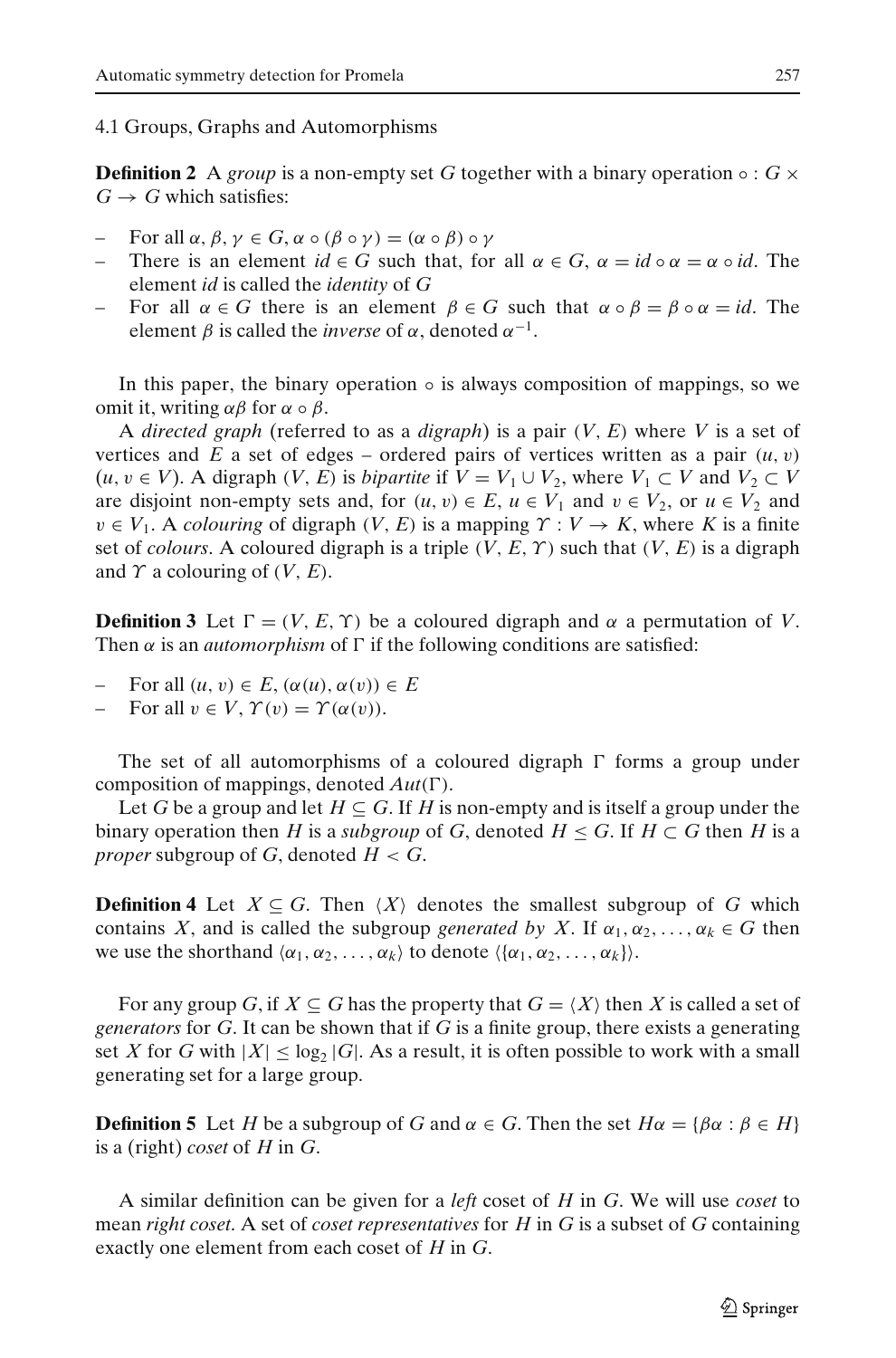### 4.1 Groups, Graphs and Automorphisms

**Definition 2** A *group* is a non-empty set $G$ together with a binary operation $\circ : G \times G \to G$ which satisfies:

- For all $\alpha, \beta, \gamma \in G$, $\alpha \circ (\beta \circ \gamma) = (\alpha \circ \beta) \circ \gamma$
- There is an element $id \in G$ such that, for all $\alpha \in G$, $\alpha = id \circ \alpha = \alpha \circ id$. The element $id$ is called the *identity* of $G$
- For all $\alpha \in G$ there is an element $\beta \in G$ such that $\alpha \circ \beta = \beta \circ \alpha = id$. The element $\beta$ is called the *inverse* of $\alpha$, denoted $\alpha^{-1}$.

In this paper, the binary operation $\circ$ is always composition of mappings, so we omit it, writing $\alpha\beta$ for $\alpha \circ \beta$.

A *directed graph* (referred to as a *digraph*) is a pair $(V, E)$ where $V$ is a set of vertices and $E$ a set of edges – ordered pairs of vertices written as a pair $(u, v)$ $(u, v \in V)$. A digraph $(V, E)$ is *bipartite* if $V = V_1 \cup V_2$, where $V_1 \subset V$ and $V_2 \subset V$ are disjoint non-empty sets and, for $(u, v) \in E$, $u \in V_1$ and $v \in V_2$, or $u \in V_2$ and $v \in V_1$. A *colouring* of digraph $(V, E)$ is a mapping $\Upsilon : V \to K$, where $K$ is a finite set of *colours*. A coloured digraph is a triple $(V, E, \Upsilon)$ such that $(V, E)$ is a digraph and $\Upsilon$ a colouring of $(V, E)$.

**Definition 3** Let $\Gamma = (V, E, \Upsilon)$ be a coloured digraph and $\alpha$ a permutation of $V$. Then $\alpha$ is an *automorphism* of $\Gamma$ if the following conditions are satisfied:

- For all $(u, v) \in E$, $(\alpha(u), \alpha(v)) \in E$
- For all $v \in V$, $\Upsilon(v) = \Upsilon(\alpha(v))$.

The set of all automorphisms of a coloured digraph $\Gamma$ forms a group under composition of mappings, denoted $Aut(\Gamma)$.

Let $G$ be a group and let $H \subseteq G$. If $H$ is non-empty and is itself a group under the binary operation then $H$ is a *subgroup* of $G$, denoted $H \leq G$. If $H \subset G$ then $H$ is a *proper* subgroup of $G$, denoted $H < G$.

**Definition 4** Let $X \subseteq G$. Then $\langle X \rangle$ denotes the smallest subgroup of $G$ which contains $X$, and is called the subgroup *generated by* $X$. If $\alpha_1, \alpha_2, \ldots, \alpha_k \in G$ then we use the shorthand $\langle \alpha_1, \alpha_2, \ldots, \alpha_k \rangle$ to denote $\langle \{\alpha_1, \alpha_2, \ldots, \alpha_k\} \rangle$.

For any group $G$, if $X \subseteq G$ has the property that $G = \langle X \rangle$ then $X$ is called a set of *generators* for $G$. It can be shown that if $G$ is a finite group, there exists a generating set $X$ for $G$ with $|X| \leq \log_2 |G|$. As a result, it is often possible to work with a small generating set for a large group.

**Definition 5** Let $H$ be a subgroup of $G$ and $\alpha \in G$. Then the set $H\alpha = \{\beta\alpha : \beta \in H\}$ is a (right) *coset* of $H$ in $G$.

A similar definition can be given for a *left* coset of $H$ in $G$. We will use *coset* to mean *right coset*. A set of *coset representatives* for $H$ in $G$ is a subset of $G$ containing exactly one element from each coset of $H$ in $G$.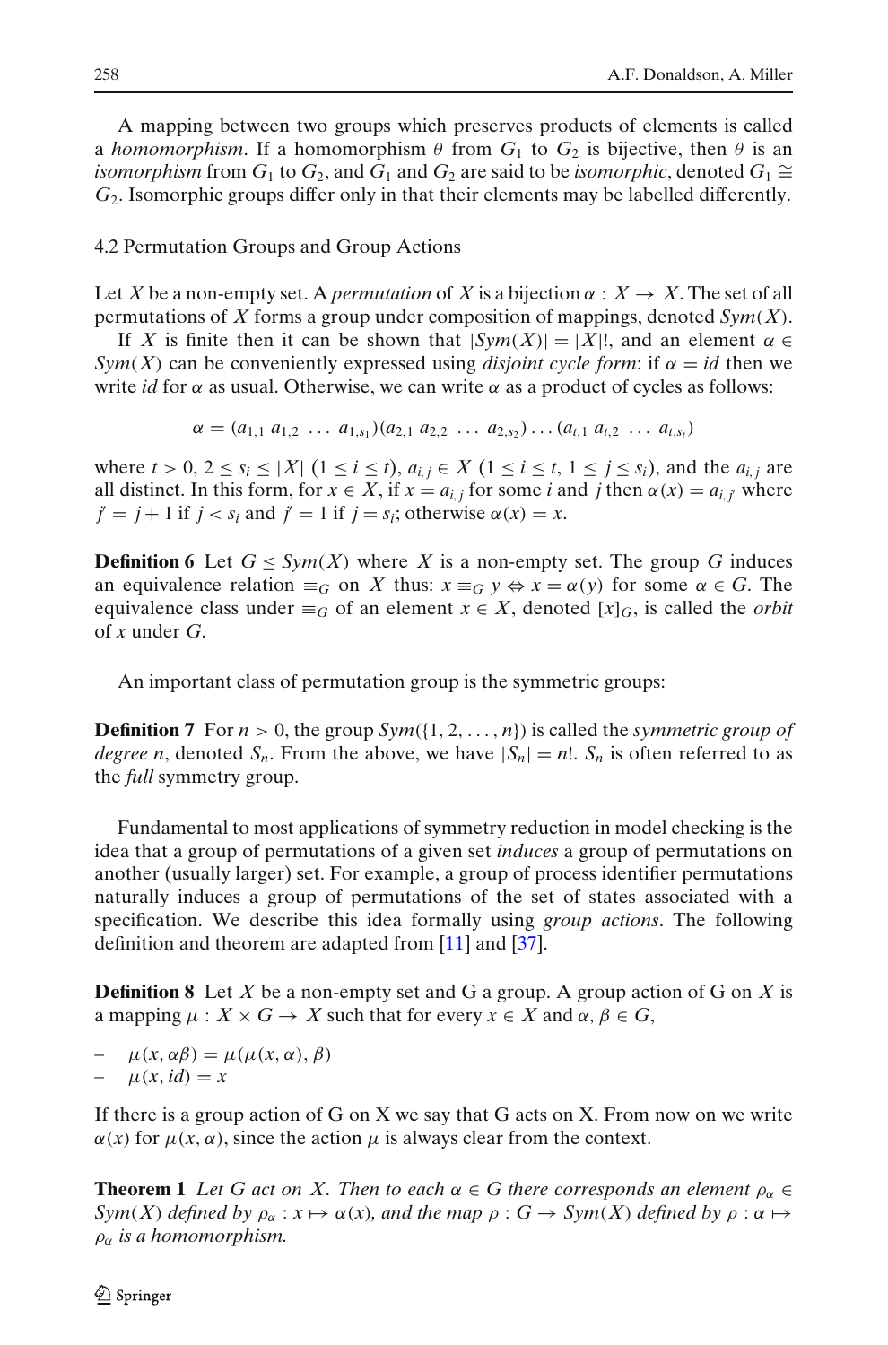A mapping between two groups which preserves products of elements is called a *homomorphism*. If a homomorphism $\theta$ from $G_1$ to $G_2$ is bijective, then $\theta$ is an *isomorphism* from $G_1$ to $G_2$, and $G_1$ and $G_2$ are said to be *isomorphic*, denoted $G_1 \cong G_2$. Isomorphic groups differ only in that their elements may be labelled differently.

### 4.2 Permutation Groups and Group Actions

Let $X$ be a non-empty set. A *permutation* of $X$ is a bijection $\alpha : X \to X$. The set of all permutations of $X$ forms a group under composition of mappings, denoted $Sym(X)$.

If $X$ is finite then it can be shown that $|Sym(X)| = |X|!$, and an element $\alpha \in Sym(X)$ can be conveniently expressed using *disjoint cycle form*: if $\alpha = id$ then we write $id$ for $\alpha$ as usual. Otherwise, we can write $\alpha$ as a product of cycles as follows:

$$\alpha = (a_{1,1}\ a_{1,2}\ \ldots\ a_{1,s_1})(a_{2,1}\ a_{2,2}\ \ldots\ a_{2,s_2})\ldots(a_{t,1}\ a_{t,2}\ \ldots\ a_{t,s_t})$$

where $t > 0$, $2 \leq s_i \leq |X|$ $(1 \leq i \leq t)$, $a_{i,j} \in X$ $(1 \leq i \leq t,\ 1 \leq j \leq s_i)$, and the $a_{i,j}$ are all distinct. In this form, for $x \in X$, if $x = a_{i,j}$ for some $i$ and $j$ then $\alpha(x) = a_{i,j'}$ where $j' = j + 1$ if $j < s_i$ and $j' = 1$ if $j = s_i$; otherwise $\alpha(x) = x$.

**Definition 6** Let $G \leq Sym(X)$ where $X$ is a non-empty set. The group $G$ induces an equivalence relation $\equiv_G$ on $X$ thus: $x \equiv_G y \Leftrightarrow x = \alpha(y)$ for some $\alpha \in G$. The equivalence class under $\equiv_G$ of an element $x \in X$, denoted $[x]_G$, is called the *orbit* of $x$ under $G$.

An important class of permutation group is the symmetric groups:

**Definition 7** For $n > 0$, the group $Sym(\{1, 2, \ldots, n\})$ is called the *symmetric group of degree n*, denoted $S_n$. From the above, we have $|S_n| = n!$. $S_n$ is often referred to as the *full* symmetry group.

Fundamental to most applications of symmetry reduction in model checking is the idea that a group of permutations of a given set *induces* a group of permutations on another (usually larger) set. For example, a group of process identifier permutations naturally induces a group of permutations of the set of states associated with a specification. We describe this idea formally using *group actions*. The following definition and theorem are adapted from [11] and [37].

**Definition 8** Let $X$ be a non-empty set and G a group. A group action of G on $X$ is a mapping $\mu : X \times G \to X$ such that for every $x \in X$ and $\alpha, \beta \in G$,

- $\mu(x, \alpha\beta) = \mu(\mu(x, \alpha), \beta)$
- $\mu(x, id) = x$

If there is a group action of G on X we say that G acts on X. From now on we write $\alpha(x)$ for $\mu(x, \alpha)$, since the action $\mu$ is always clear from the context.

**Theorem 1** *Let $G$ act on $X$. Then to each $\alpha \in G$ there corresponds an element $\rho_\alpha \in Sym(X)$ defined by $\rho_\alpha : x \mapsto \alpha(x)$, and the map $\rho : G \to Sym(X)$ defined by $\rho : \alpha \mapsto \rho_\alpha$ is a homomorphism.*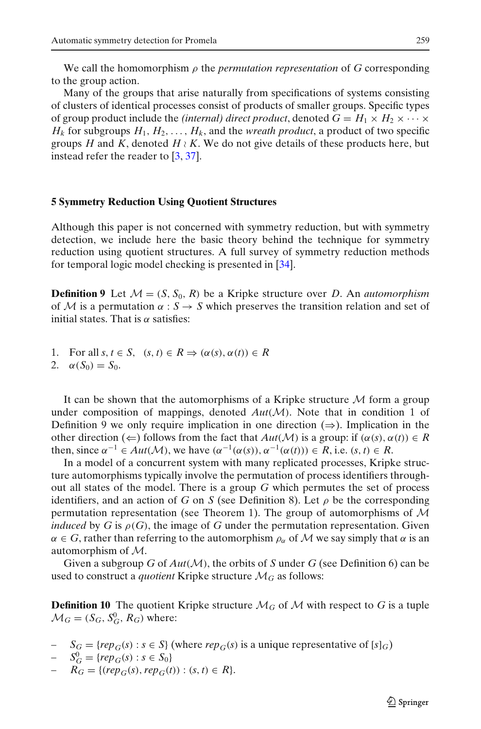We call the homomorphism $\rho$ the *permutation representation* of $G$ corresponding to the group action.

Many of the groups that arise naturally from specifications of systems consisting of clusters of identical processes consist of products of smaller groups. Specific types of group product include the *(internal) direct product*, denoted $G = H_1 \times H_2 \times \cdots \times H_k$ for subgroups $H_1, H_2, \ldots, H_k$, and the *wreath product*, a product of two specific groups $H$ and $K$, denoted $H \wr K$. We do not give details of these products here, but instead refer the reader to [3, 37].

## 5 Symmetry Reduction Using Quotient Structures

Although this paper is not concerned with symmetry reduction, but with symmetry detection, we include here the basic theory behind the technique for symmetry reduction using quotient structures. A full survey of symmetry reduction methods for temporal logic model checking is presented in [34].

**Definition 9** Let $\mathcal{M} = (S, S_0, R)$ be a Kripke structure over $D$. An *automorphism* of $\mathcal{M}$ is a permutation $\alpha : S \to S$ which preserves the transition relation and set of initial states. That is $\alpha$ satisfies:

1. For all $s, t \in S$, $\quad (s, t) \in R \Rightarrow (\alpha(s), \alpha(t)) \in R$
2. $\alpha(S_0) = S_0$.

It can be shown that the automorphisms of a Kripke structure $\mathcal{M}$ form a group under composition of mappings, denoted $Aut(\mathcal{M})$. Note that in condition 1 of Definition 9 we only require implication in one direction ($\Rightarrow$). Implication in the other direction ($\Leftarrow$) follows from the fact that $Aut(\mathcal{M})$ is a group: if $(\alpha(s), \alpha(t)) \in R$ then, since $\alpha^{-1} \in Aut(\mathcal{M})$, we have $(\alpha^{-1}(\alpha(s)), \alpha^{-1}(\alpha(t))) \in R$, i.e. $(s, t) \in R$.

In a model of a concurrent system with many replicated processes, Kripke structure automorphisms typically involve the permutation of process identifiers throughout all states of the model. There is a group $G$ which permutes the set of process identifiers, and an action of $G$ on $S$ (see Definition 8). Let $\rho$ be the corresponding permutation representation (see Theorem 1). The group of automorphisms of $\mathcal{M}$ *induced* by $G$ is $\rho(G)$, the image of $G$ under the permutation representation. Given $\alpha \in G$, rather than referring to the automorphism $\rho_\alpha$ of $\mathcal{M}$ we say simply that $\alpha$ is an automorphism of $\mathcal{M}$.

Given a subgroup $G$ of $Aut(\mathcal{M})$, the orbits of $S$ under $G$ (see Definition 6) can be used to construct a *quotient* Kripke structure $\mathcal{M}_G$ as follows:

**Definition 10** The quotient Kripke structure $\mathcal{M}_G$ of $\mathcal{M}$ with respect to $G$ is a tuple $\mathcal{M}_G = (S_G, S^0_G, R_G)$ where:

- $S_G = \{rep_G(s) : s \in S\}$ (where $rep_G(s)$ is a unique representative of $[s]_G$)
- $S^0_G = \{rep_G(s) : s \in S_0\}$
- $R_G = \{(rep_G(s), rep_G(t)) : (s, t) \in R\}$.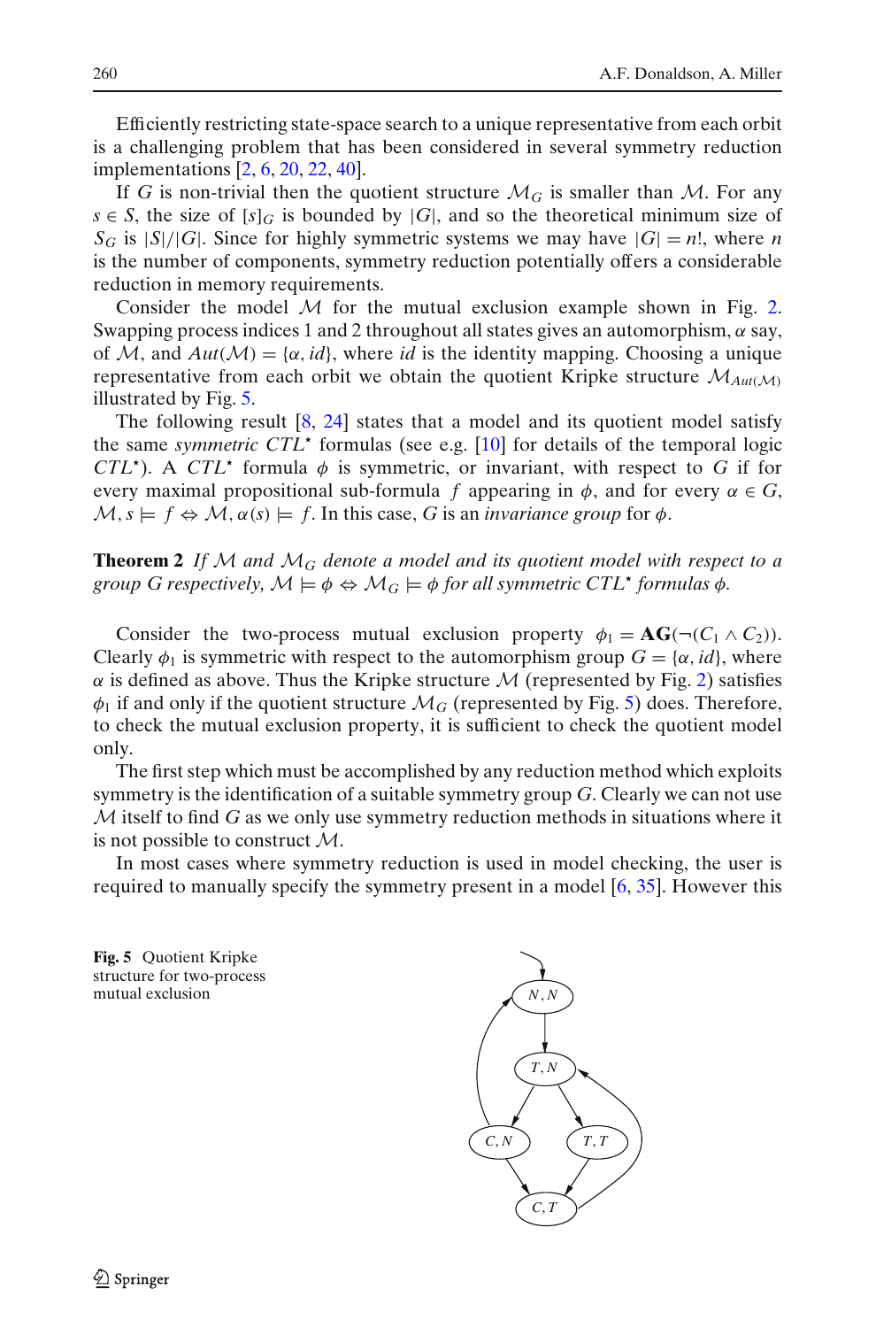Efficiently restricting state-space search to a unique representative from each orbit is a challenging problem that has been considered in several symmetry reduction implementations [2, 6, 20, 22, 40].

If $G$ is non-trivial then the quotient structure $\mathcal{M}_G$ is smaller than $\mathcal{M}$. For any $s \in S$, the size of $[s]_G$ is bounded by $|G|$, and so the theoretical minimum size of $S_G$ is $|S|/|G|$. Since for highly symmetric systems we may have $|G| = n!$, where $n$ is the number of components, symmetry reduction potentially offers a considerable reduction in memory requirements.

Consider the model $\mathcal{M}$ for the mutual exclusion example shown in Fig. 2. Swapping process indices 1 and 2 throughout all states gives an automorphism, $\alpha$ say, of $\mathcal{M}$, and $Aut(\mathcal{M}) = \{\alpha, id\}$, where *id* is the identity mapping. Choosing a unique representative from each orbit we obtain the quotient Kripke structure $\mathcal{M}_{Aut(\mathcal{M})}$ illustrated by Fig. 5.

The following result [8, 24] states that a model and its quotient model satisfy the same *symmetric* $CTL^\star$ formulas (see e.g. [10] for details of the temporal logic $CTL^\star$). A $CTL^\star$ formula $\phi$ is symmetric, or invariant, with respect to $G$ if for every maximal propositional sub-formula $f$ appearing in $\phi$, and for every $\alpha \in G$, $\mathcal{M}, s \models f \Leftrightarrow \mathcal{M}, \alpha(s) \models f$. In this case, $G$ is an *invariance group* for $\phi$.

**Theorem 2** *If $\mathcal{M}$ and $\mathcal{M}_G$ denote a model and its quotient model with respect to a group $G$ respectively, $\mathcal{M} \models \phi \Leftrightarrow \mathcal{M}_G \models \phi$ for all symmetric $CTL^\star$ formulas $\phi$.*

Consider the two-process mutual exclusion property $\phi_1 = \mathbf{AG}(\neg(C_1 \wedge C_2))$. Clearly $\phi_1$ is symmetric with respect to the automorphism group $G = \{\alpha, id\}$, where $\alpha$ is defined as above. Thus the Kripke structure $\mathcal{M}$ (represented by Fig. 2) satisfies $\phi_1$ if and only if the quotient structure $\mathcal{M}_G$ (represented by Fig. 5) does. Therefore, to check the mutual exclusion property, it is sufficient to check the quotient model only.

The first step which must be accomplished by any reduction method which exploits symmetry is the identification of a suitable symmetry group $G$. Clearly we can not use $\mathcal{M}$ itself to find $G$ as we only use symmetry reduction methods in situations where it is not possible to construct $\mathcal{M}$.

In most cases where symmetry reduction is used in model checking, the user is required to manually specify the symmetry present in a model [6, 35]. However this

**Fig. 5** Quotient Kripke structure for two-process mutual exclusion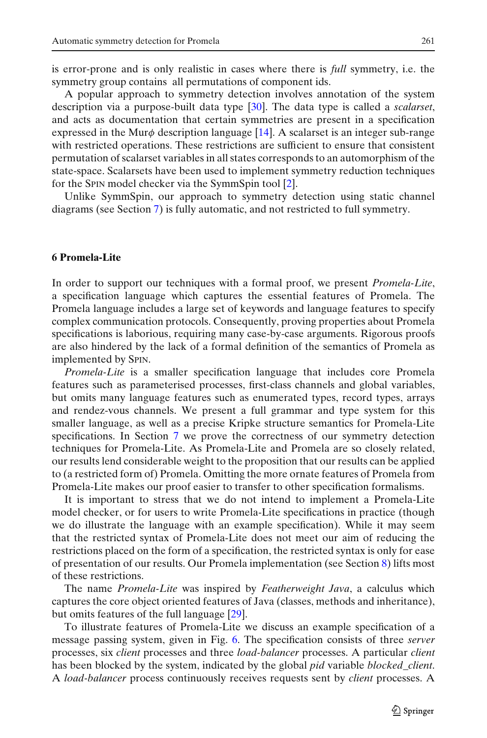is error-prone and is only realistic in cases where there is *full* symmetry, i.e. the symmetry group contains all permutations of component ids.

A popular approach to symmetry detection involves annotation of the system description via a purpose-built data type [30]. The data type is called a *scalarset*, and acts as documentation that certain symmetries are present in a specification expressed in the Mur$\phi$ description language [14]. A scalarset is an integer sub-range with restricted operations. These restrictions are sufficient to ensure that consistent permutation of scalarset variables in all states corresponds to an automorphism of the state-space. Scalarsets have been used to implement symmetry reduction techniques for the SPIN model checker via the SymmSpin tool [2].

Unlike SymmSpin, our approach to symmetry detection using static channel diagrams (see Section 7) is fully automatic, and not restricted to full symmetry.

## 6 Promela-Lite

In order to support our techniques with a formal proof, we present *Promela-Lite*, a specification language which captures the essential features of Promela. The Promela language includes a large set of keywords and language features to specify complex communication protocols. Consequently, proving properties about Promela specifications is laborious, requiring many case-by-case arguments. Rigorous proofs are also hindered by the lack of a formal definition of the semantics of Promela as implemented by SPIN.

*Promela-Lite* is a smaller specification language that includes core Promela features such as parameterised processes, first-class channels and global variables, but omits many language features such as enumerated types, record types, arrays and rendez-vous channels. We present a full grammar and type system for this smaller language, as well as a precise Kripke structure semantics for Promela-Lite specifications. In Section 7 we prove the correctness of our symmetry detection techniques for Promela-Lite. As Promela-Lite and Promela are so closely related, our results lend considerable weight to the proposition that our results can be applied to (a restricted form of) Promela. Omitting the more ornate features of Promela from Promela-Lite makes our proof easier to transfer to other specification formalisms.

It is important to stress that we do not intend to implement a Promela-Lite model checker, or for users to write Promela-Lite specifications in practice (though we do illustrate the language with an example specification). While it may seem that the restricted syntax of Promela-Lite does not meet our aim of reducing the restrictions placed on the form of a specification, the restricted syntax is only for ease of presentation of our results. Our Promela implementation (see Section 8) lifts most of these restrictions.

The name *Promela-Lite* was inspired by *Featherweight Java*, a calculus which captures the core object oriented features of Java (classes, methods and inheritance), but omits features of the full language [29].

To illustrate features of Promela-Lite we discuss an example specification of a message passing system, given in Fig. 6. The specification consists of three *server* processes, six *client* processes and three *load-balancer* processes. A particular *client* has been blocked by the system, indicated by the global *pid* variable *blocked_client*. A *load-balancer* process continuously receives requests sent by *client* processes. A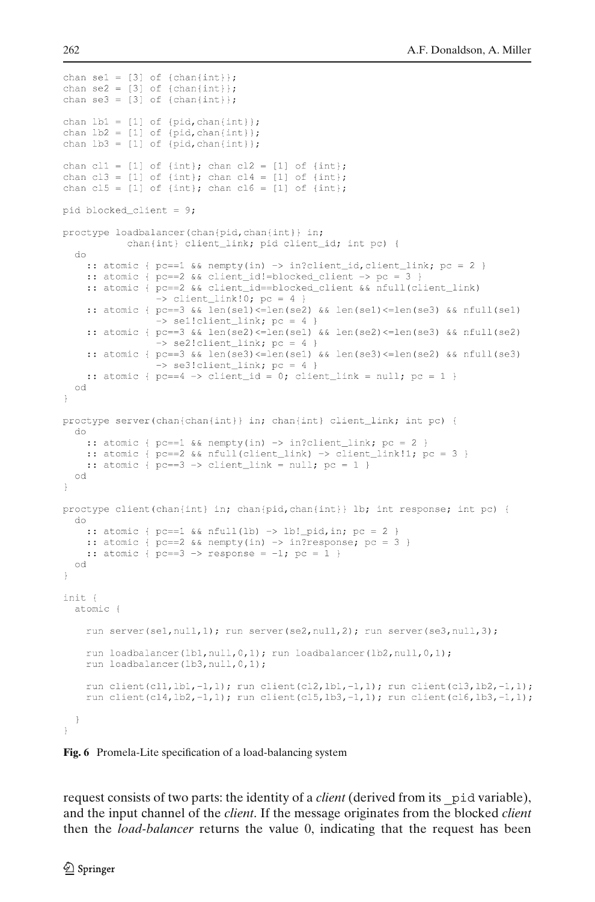```
chan se1 = [3] of {chan{int}};
chan se2 = [3] of {chan{int}};
chan se3 = [3] of {chan{int}};

chan lb1 = [1] of {pid,chan{int}};
chan lb2 = [1] of {pid,chan{int}};
chan lb3 = [1] of {pid,chan{int}};

chan cl1 = [1] of {int}; chan cl2 = [1] of {int};
chan cl3 = [1] of {int}; chan cl4 = [1] of {int};
chan cl5 = [1] of {int}; chan cl6 = [1] of {int};

pid blocked_client = 9;

proctype loadbalancer(chan{pid,chan{int}} in;
          chan{int} client_link; pid client_id; int pc) {
  do
    :: atomic { pc==1 && nempty(in) -> in?client_id,client_link; pc = 2 }
    :: atomic { pc==2 && client_id!=blocked_client -> pc = 3 }
    :: atomic { pc==2 && client_id==blocked_client && nfull(client_link)
              -> client_link!0; pc = 4 }
    :: atomic { pc==3 && len(se1)<=len(se2) && len(se1)<=len(se3) && nfull(se1)
              -> se1!client_link; pc = 4 }
    :: atomic { pc==3 && len(se2)<=len(se1) && len(se2)<=len(se3) && nfull(se2)
              -> se2!client_link; pc = 4 }
    :: atomic { pc==3 && len(se3)<=len(se1) && len(se3)<=len(se2) && nfull(se3)
              -> se3!client_link; pc = 4 }
    :: atomic { pc==4 -> client_id = 0; client_link = null; pc = 1 }
  od
}

proctype server(chan{chan{int}} in; chan{int} client_link; int pc) {
  do
    :: atomic { pc==1 && nempty(in) -> in?client_link; pc = 2 }
    :: atomic { pc==2 && nfull(client_link) -> client_link!1; pc = 3 }
    :: atomic { pc==3 -> client_link = null; pc = 1 }
  od
}

proctype client(chan{int} in; chan{pid,chan{int}} lb; int response; int pc) {
  do
    :: atomic { pc==1 && nfull(lb) -> lb!_pid,in; pc = 2 }
    :: atomic { pc==2 && nempty(in) -> in?response; pc = 3 }
    :: atomic { pc==3 -> response = -1; pc = 1 }
  od
}

init {
  atomic {

    run server(se1,null,1); run server(se2,null,2); run server(se3,null,3);

    run loadbalancer(lb1,null,0,1); run loadbalancer(lb2,null,0,1);
    run loadbalancer(lb3,null,0,1);

    run client(cl1,lb1,-1,1); run client(cl2,lb1,-1,1); run client(cl3,lb2,-1,1);
    run client(cl4,lb2,-1,1); run client(cl5,lb3,-1,1); run client(cl6,lb3,-1,1);

  }
}
```

**Fig. 6** Promela-Lite specification of a load-balancing system

request consists of two parts: the identity of a *client* (derived from its `_pid` variable), and the input channel of the *client*. If the message originates from the blocked *client* then the *load-balancer* returns the value 0, indicating that the request has been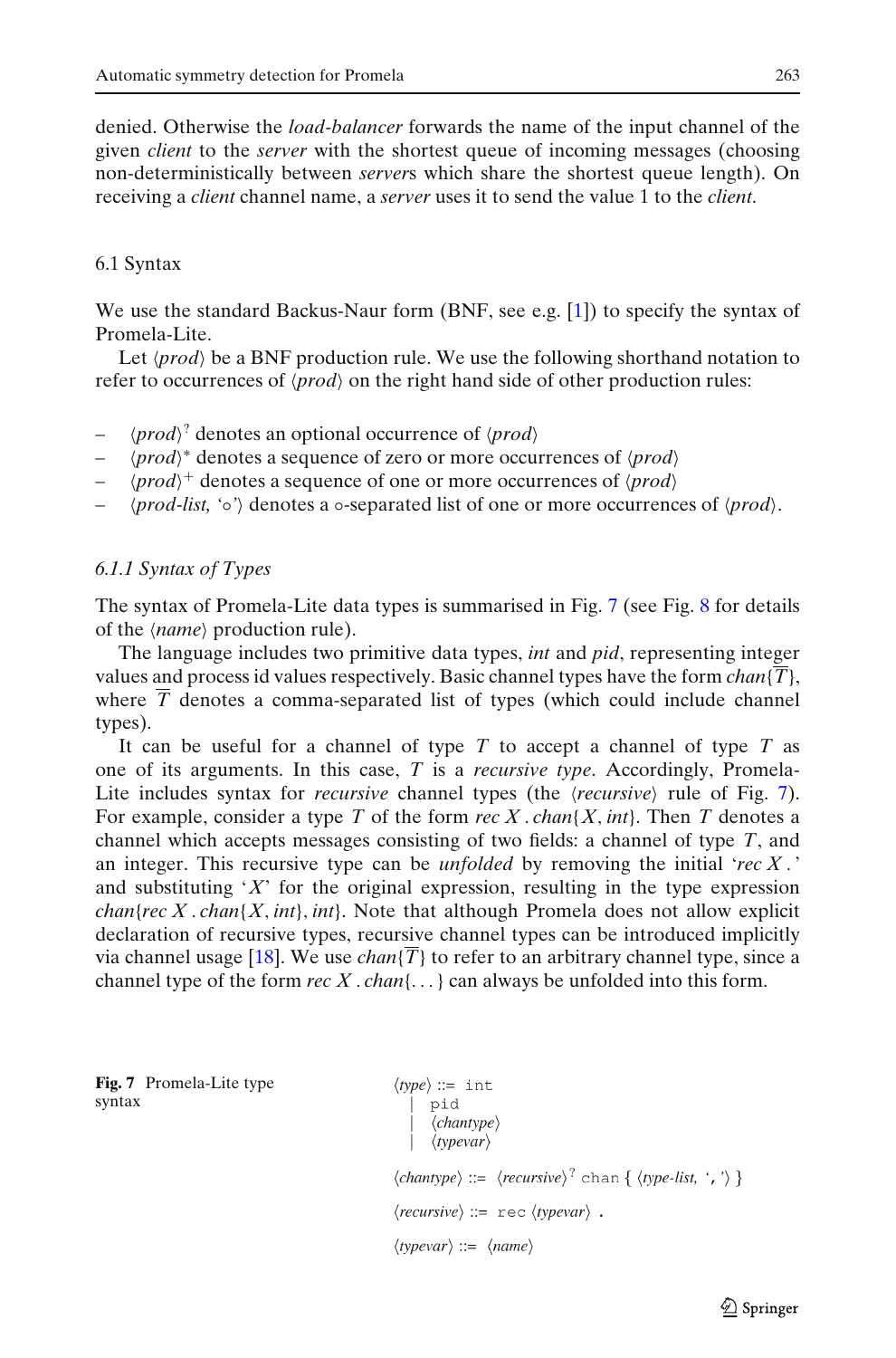denied. Otherwise the *load-balancer* forwards the name of the input channel of the given *client* to the *server* with the shortest queue of incoming messages (choosing non-deterministically between *server*s which share the shortest queue length). On receiving a *client* channel name, a *server* uses it to send the value 1 to the *client*.

## 6.1 Syntax

We use the standard Backus-Naur form (BNF, see e.g. [1]) to specify the syntax of Promela-Lite.

Let ⟨*prod*⟩ be a BNF production rule. We use the following shorthand notation to refer to occurrences of ⟨*prod*⟩ on the right hand side of other production rules:

- ⟨*prod*⟩$^?$ denotes an optional occurrence of ⟨*prod*⟩
- ⟨*prod*⟩$^*$ denotes a sequence of zero or more occurrences of ⟨*prod*⟩
- ⟨*prod*⟩$^+$ denotes a sequence of one or more occurrences of ⟨*prod*⟩
- ⟨*prod-list,* '$\circ$'⟩ denotes a $\circ$-separated list of one or more occurrences of ⟨*prod*⟩.

### 6.1.1 Syntax of Types

The syntax of Promela-Lite data types is summarised in Fig. 7 (see Fig. 8 for details of the ⟨*name*⟩ production rule).

The language includes two primitive data types, *int* and *pid*, representing integer values and process id values respectively. Basic channel types have the form $chan\{\overline{T}\}$, where $\overline{T}$ denotes a comma-separated list of types (which could include channel types).

It can be useful for a channel of type $T$ to accept a channel of type $T$ as one of its arguments. In this case, $T$ is a *recursive type*. Accordingly, Promela-Lite includes syntax for *recursive* channel types (the ⟨*recursive*⟩ rule of Fig. 7). For example, consider a type $T$ of the form $rec\ X\,.\,chan\{X, int\}$. Then $T$ denotes a channel which accepts messages consisting of two fields: a channel of type $T$, and an integer. This recursive type can be *unfolded* by removing the initial '$rec\ X\,.$' and substituting '$X$' for the original expression, resulting in the type expression $chan\{rec\ X\,.\,chan\{X, int\}, int\}$. Note that although Promela does not allow explicit declaration of recursive types, recursive channel types can be introduced implicitly via channel usage [18]. We use $chan\{\overline{T}\}$ to refer to an arbitrary channel type, since a channel type of the form $rec\ X\,.\,chan\{\ldots\}$ can always be unfolded into this form.

**Fig. 7** Promela-Lite type syntax

```
⟨type⟩ ::= int
        |  pid
        |  ⟨chantype⟩
        |  ⟨typevar⟩

⟨chantype⟩ ::= ⟨recursive⟩? chan { ⟨type-list, ','⟩ }

⟨recursive⟩ ::= rec ⟨typevar⟩ .

⟨typevar⟩ ::= ⟨name⟩
```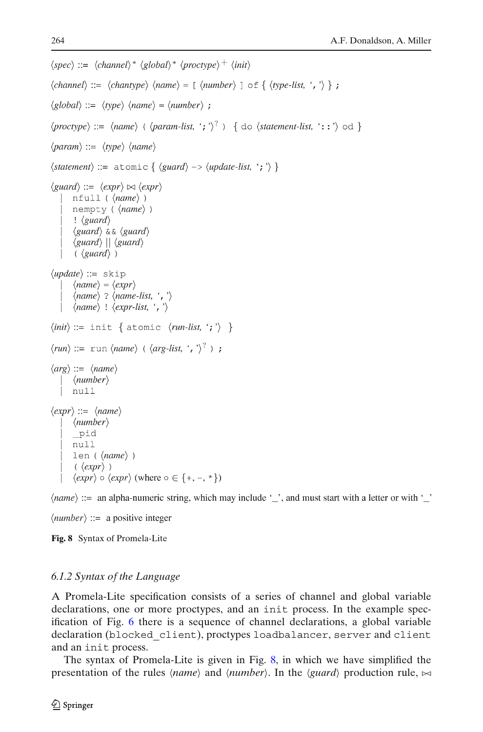```
⟨spec⟩ ::= ⟨channel⟩* ⟨global⟩* ⟨proctype⟩+ ⟨init⟩

⟨channel⟩ ::= ⟨chantype⟩ ⟨name⟩ = [ ⟨number⟩ ] of { ⟨type-list, ','⟩ } ;

⟨global⟩ ::= ⟨type⟩ ⟨name⟩ = ⟨number⟩ ;

⟨proctype⟩ ::= ⟨name⟩ ( ⟨param-list, ';'⟩? ) { do ⟨statement-list, '::'⟩ od }

⟨param⟩ ::= ⟨type⟩ ⟨name⟩

⟨statement⟩ ::= atomic { ⟨guard⟩ -> ⟨update-list, ';'⟩ }

⟨guard⟩ ::= ⟨expr⟩ ⋈ ⟨expr⟩
         | nfull ( ⟨name⟩ )
         | nempty ( ⟨name⟩ )
         | ! ⟨guard⟩
         | ⟨guard⟩ && ⟨guard⟩
         | ⟨guard⟩ || ⟨guard⟩
         | ( ⟨guard⟩ )

⟨update⟩ ::= skip
          | ⟨name⟩ = ⟨expr⟩
          | ⟨name⟩ ? ⟨name-list, ','⟩
          | ⟨name⟩ ! ⟨expr-list, ','⟩

⟨init⟩ ::= init { atomic ⟨run-list, ';'⟩ }

⟨run⟩ ::= run ⟨name⟩ ( ⟨arg-list, ','⟩? ) ;

⟨arg⟩ ::= ⟨name⟩
       | ⟨number⟩
       | null

⟨expr⟩ ::= ⟨name⟩
        | ⟨number⟩
        | _pid
        | null
        | len ( ⟨name⟩ )
        | ( ⟨expr⟩ )
        | ⟨expr⟩ ∘ ⟨expr⟩ (where ∘ ∈ {+, -, *})

⟨name⟩ ::= an alpha-numeric string, which may include '_', and must start with a letter or with '_'

⟨number⟩ ::= a positive integer
```

**Fig. 8** Syntax of Promela-Lite

### 6.1.2 Syntax of the Language

A Promela-Lite specification consists of a series of channel and global variable declarations, one or more proctypes, and an `init` process. In the example specification of Fig. 6 there is a sequence of channel declarations, a global variable declaration (`blocked_client`), proctypes `loadbalancer`, `server` and `client` and an `init` process.

The syntax of Promela-Lite is given in Fig. 8, in which we have simplified the presentation of the rules ⟨*name*⟩ and ⟨*number*⟩. In the ⟨*guard*⟩ production rule, $\bowtie$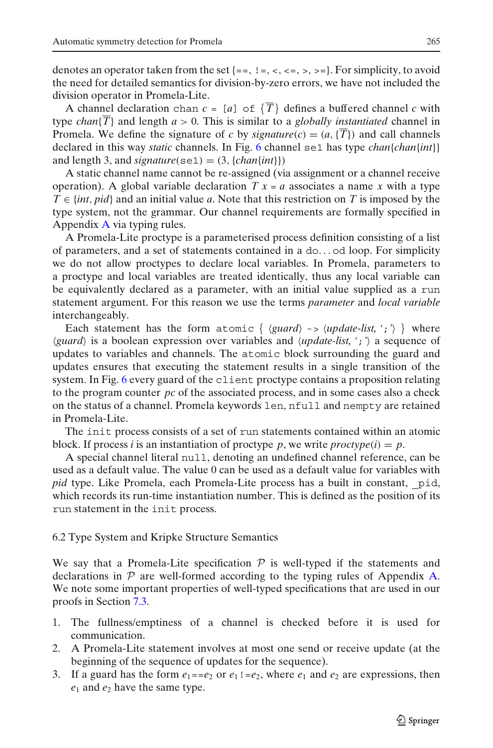denotes an operator taken from the set {==, !=, <, <=, >, >=}. For simplicity, to avoid the need for detailed semantics for division-by-zero errors, we have not included the division operator in Promela-Lite.

A channel declaration `chan` $c$ = `[`$a$`] of {`$\overline{T}$`}` defines a buffered channel $c$ with type $chan\{\overline{T}\}$ and length $a > 0$. This is similar to a *globally instantiated* channel in Promela. We define the signature of $c$ by $signature(c) = (a, \{\overline{T}\})$ and call channels declared in this way *static* channels. In Fig. 6 channel `se1` has type $chan\{chan\{int\}\}$ and length 3, and $signature(\texttt{se1}) = (3, \{chan\{int\}\})$

A static channel name cannot be re-assigned (via assignment or a channel receive operation). A global variable declaration $T\ x = a$ associates a name $x$ with a type $T \in \{int, pid\}$ and an initial value $a$. Note that this restriction on $T$ is imposed by the type system, not the grammar. Our channel requirements are formally specified in Appendix A via typing rules.

A Promela-Lite proctype is a parameterised process definition consisting of a list of parameters, and a set of statements contained in a `do...od` loop. For simplicity we do not allow proctypes to declare local variables. In Promela, parameters to a proctype and local variables are treated identically, thus any local variable can be equivalently declared as a parameter, with an initial value supplied as a `run` statement argument. For this reason we use the terms *parameter* and *local variable* interchangeably.

Each statement has the form `atomic {` ⟨*guard*⟩ `->` ⟨*update-list,* '`;`'⟩ `}` where ⟨*guard*⟩ is a boolean expression over variables and ⟨*update-list,* '`;`'⟩ a sequence of updates to variables and channels. The `atomic` block surrounding the guard and updates ensures that executing the statement results in a single transition of the system. In Fig. 6 every guard of the `client` proctype contains a proposition relating to the program counter *pc* of the associated process, and in some cases also a check on the status of a channel. Promela keywords `len`, `nfull` and `nempty` are retained in Promela-Lite.

The `init` process consists of a set of `run` statements contained within an atomic block. If process $i$ is an instantiation of proctype $p$, we write $proctype(i) = p$.

A special channel literal `null`, denoting an undefined channel reference, can be used as a default value. The value 0 can be used as a default value for variables with *pid* type. Like Promela, each Promela-Lite process has a built in constant, `_pid`, which records its run-time instantiation number. This is defined as the position of its `run` statement in the `init` process.

### 6.2 Type System and Kripke Structure Semantics

We say that a Promela-Lite specification $\mathcal{P}$ is well-typed if the statements and declarations in $\mathcal{P}$ are well-formed according to the typing rules of Appendix A. We note some important properties of well-typed specifications that are used in our proofs in Section 7.3.

1. The fullness/emptiness of a channel is checked before it is used for communication.
2. A Promela-Lite statement involves at most one send or receive update (at the beginning of the sequence of updates for the sequence).
3. If a guard has the form $e_1$==$e_2$ or $e_1$!=$e_2$, where $e_1$ and $e_2$ are expressions, then $e_1$ and $e_2$ have the same type.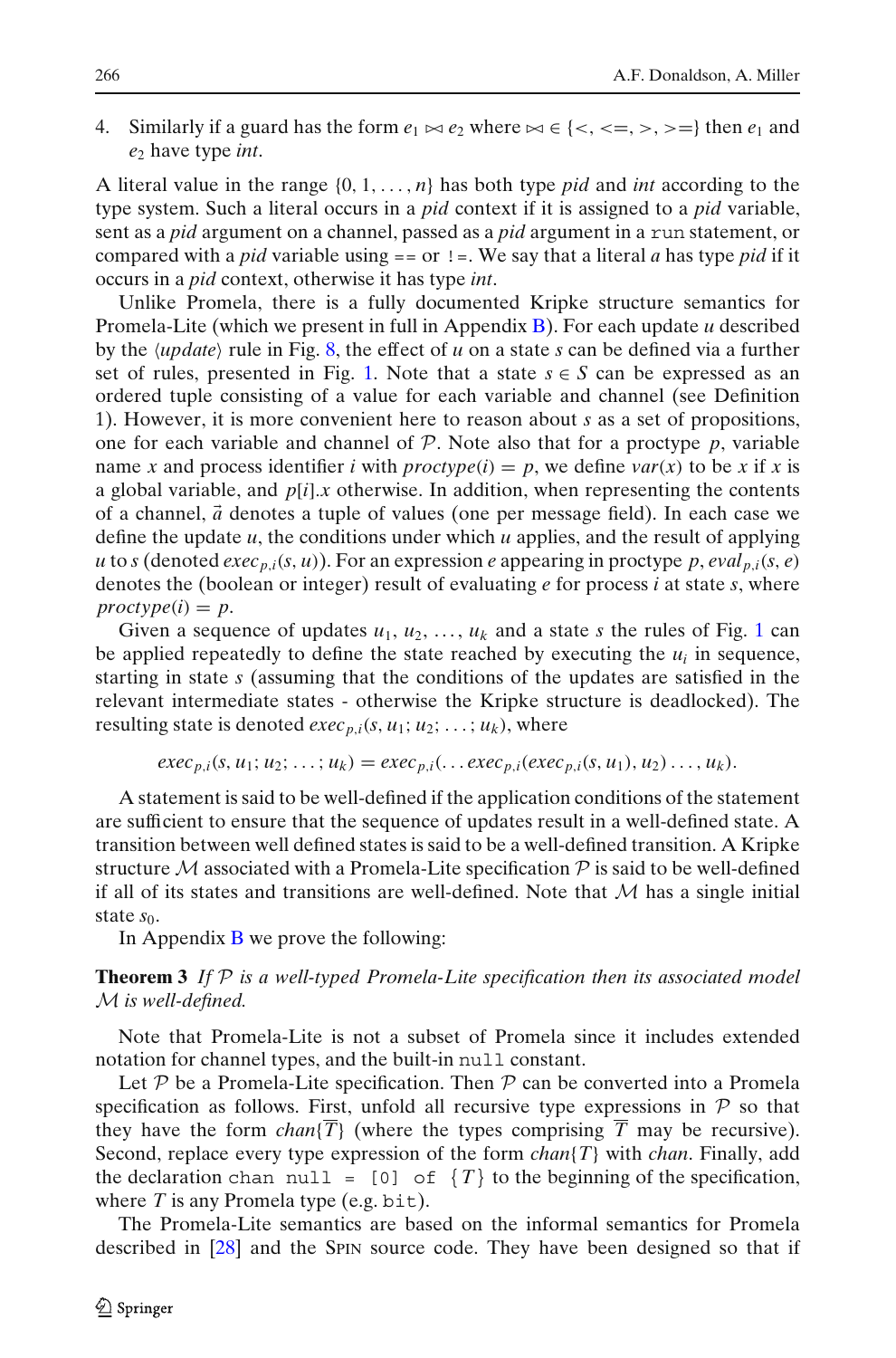4. Similarly if a guard has the form $e_1 \bowtie e_2$ where $\bowtie \in \{<, <=, >, >=\}$ then $e_1$ and $e_2$ have type *int*.

A literal value in the range $\{0, 1, \ldots, n\}$ has both type *pid* and *int* according to the type system. Such a literal occurs in a *pid* context if it is assigned to a *pid* variable, sent as a *pid* argument on a channel, passed as a *pid* argument in a `run` statement, or compared with a *pid* variable using `==` or `!=`. We say that a literal *a* has type *pid* if it occurs in a *pid* context, otherwise it has type *int*.

Unlike Promela, there is a fully documented Kripke structure semantics for Promela-Lite (which we present in full in Appendix B). For each update *u* described by the $\langle update \rangle$ rule in Fig. 8, the effect of *u* on a state *s* can be defined via a further set of rules, presented in Fig. 1. Note that a state $s \in S$ can be expressed as an ordered tuple consisting of a value for each variable and channel (see Definition 1). However, it is more convenient here to reason about *s* as a set of propositions, one for each variable and channel of $\mathcal{P}$. Note also that for a proctype *p*, variable name *x* and process identifier *i* with $proctype(i) = p$, we define $var(x)$ to be *x* if *x* is a global variable, and $p[i].x$ otherwise. In addition, when representing the contents of a channel, $\vec{a}$ denotes a tuple of values (one per message field). In each case we define the update *u*, the conditions under which *u* applies, and the result of applying *u* to *s* (denoted $exec_{p,i}(s, u)$). For an expression *e* appearing in proctype *p*, $eval_{p,i}(s, e)$ denotes the (boolean or integer) result of evaluating *e* for process *i* at state *s*, where $proctype(i) = p$.

Given a sequence of updates $u_1, u_2, \ldots, u_k$ and a state *s* the rules of Fig. 1 can be applied repeatedly to define the state reached by executing the $u_i$ in sequence, starting in state *s* (assuming that the conditions of the updates are satisfied in the relevant intermediate states - otherwise the Kripke structure is deadlocked). The resulting state is denoted $exec_{p,i}(s, u_1; u_2; \ldots; u_k)$, where

$$exec_{p,i}(s, u_1; u_2; \ldots; u_k) = exec_{p,i}(\ldots exec_{p,i}(exec_{p,i}(s, u_1), u_2) \ldots, u_k).$$

A statement is said to be well-defined if the application conditions of the statement are sufficient to ensure that the sequence of updates result in a well-defined state. A transition between well defined states is said to be a well-defined transition. A Kripke structure $\mathcal{M}$ associated with a Promela-Lite specification $\mathcal{P}$ is said to be well-defined if all of its states and transitions are well-defined. Note that $\mathcal{M}$ has a single initial state $s_0$.

In Appendix B we prove the following:

**Theorem 3** *If $\mathcal{P}$ is a well-typed Promela-Lite specification then its associated model $\mathcal{M}$ is well-defined.*

Note that Promela-Lite is not a subset of Promela since it includes extended notation for channel types, and the built-in `null` constant.

Let $\mathcal{P}$ be a Promela-Lite specification. Then $\mathcal{P}$ can be converted into a Promela specification as follows. First, unfold all recursive type expressions in $\mathcal{P}$ so that they have the form $chan\{\overline{T}\}$ (where the types comprising $\overline{T}$ may be recursive). Second, replace every type expression of the form $chan\{T\}$ with *chan*. Finally, add the declaration `chan null = [0] of {`$T$`}` to the beginning of the specification, where *T* is any Promela type (e.g. `bit`).

The Promela-Lite semantics are based on the informal semantics for Promela described in [28] and the SPIN source code. They have been designed so that if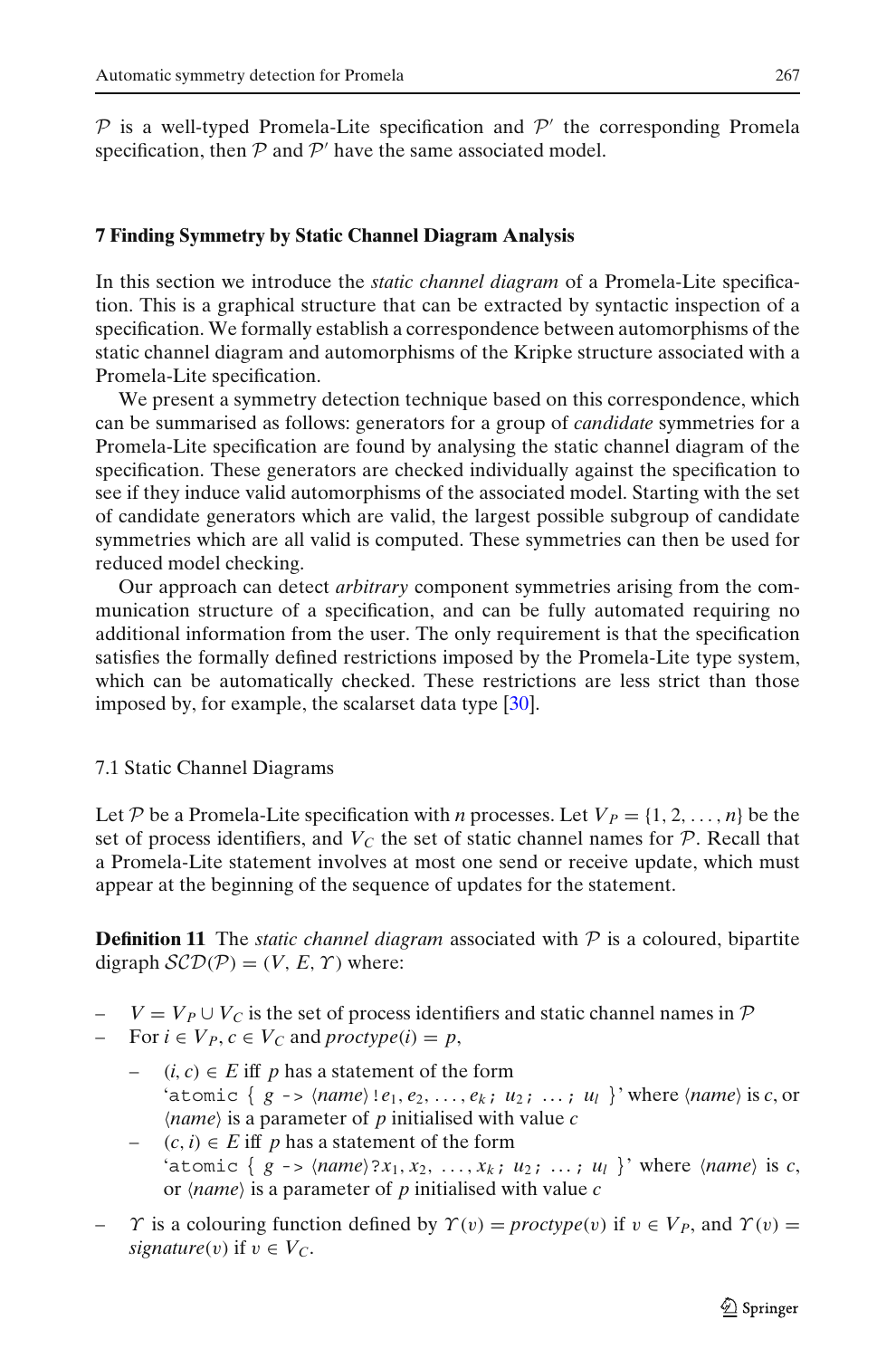$\mathcal{P}$ is a well-typed Promela-Lite specification and $\mathcal{P}'$ the corresponding Promela specification, then $\mathcal{P}$ and $\mathcal{P}'$ have the same associated model.

## 7 Finding Symmetry by Static Channel Diagram Analysis

In this section we introduce the *static channel diagram* of a Promela-Lite specification. This is a graphical structure that can be extracted by syntactic inspection of a specification. We formally establish a correspondence between automorphisms of the static channel diagram and automorphisms of the Kripke structure associated with a Promela-Lite specification.

We present a symmetry detection technique based on this correspondence, which can be summarised as follows: generators for a group of *candidate* symmetries for a Promela-Lite specification are found by analysing the static channel diagram of the specification. These generators are checked individually against the specification to see if they induce valid automorphisms of the associated model. Starting with the set of candidate generators which are valid, the largest possible subgroup of candidate symmetries which are all valid is computed. These symmetries can then be used for reduced model checking.

Our approach can detect *arbitrary* component symmetries arising from the communication structure of a specification, and can be fully automated requiring no additional information from the user. The only requirement is that the specification satisfies the formally defined restrictions imposed by the Promela-Lite type system, which can be automatically checked. These restrictions are less strict than those imposed by, for example, the scalarset data type [30].

### 7.1 Static Channel Diagrams

Let $\mathcal{P}$ be a Promela-Lite specification with $n$ processes. Let $V_P = \{1, 2, \ldots, n\}$ be the set of process identifiers, and $V_C$ the set of static channel names for $\mathcal{P}$. Recall that a Promela-Lite statement involves at most one send or receive update, which must appear at the beginning of the sequence of updates for the statement.

**Definition 11** The *static channel diagram* associated with $\mathcal{P}$ is a coloured, bipartite digraph $\mathcal{SCD}(\mathcal{P}) = (V, E, \Upsilon)$ where:

- $V = V_P \cup V_C$ is the set of process identifiers and static channel names in $\mathcal{P}$
- For $i \in V_P$, $c \in V_C$ and *proctype*$(i) = p$,
  - $(i, c) \in E$ iff $p$ has a statement of the form 'atomic { $g$ -> $\langle name \rangle$!$e_1, e_2, \ldots, e_k$; $u_2$; ... ; $u_l$ }' where $\langle name \rangle$ is $c$, or $\langle name \rangle$ is a parameter of $p$ initialised with value $c$
  - $(c, i) \in E$ iff $p$ has a statement of the form 'atomic { $g$ -> $\langle name \rangle$?$x_1, x_2, \ldots, x_k$; $u_2$; ... ; $u_l$ }' where $\langle name \rangle$ is $c$, or $\langle name \rangle$ is a parameter of $p$ initialised with value $c$
- $\Upsilon$ is a colouring function defined by $\Upsilon(v) = $ *proctype*$(v)$ if $v \in V_P$, and $\Upsilon(v) = $ *signature*$(v)$ if $v \in V_C$.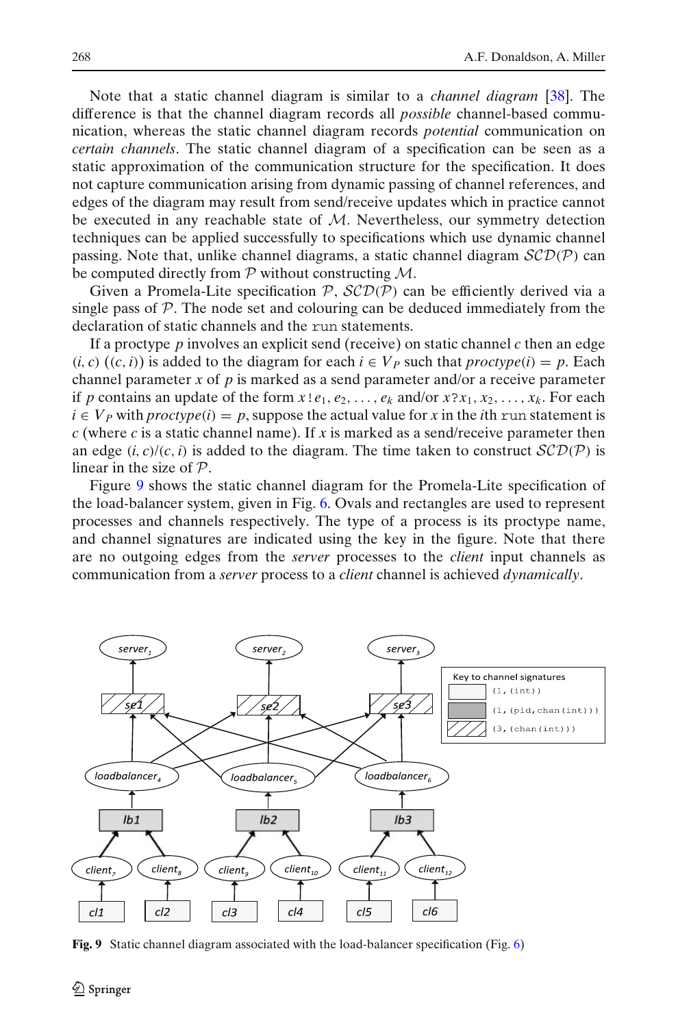Note that a static channel diagram is similar to a *channel diagram* [38]. The difference is that the channel diagram records all *possible* channel-based communication, whereas the static channel diagram records *potential* communication on *certain channels*. The static channel diagram of a specification can be seen as a static approximation of the communication structure for the specification. It does not capture communication arising from dynamic passing of channel references, and edges of the diagram may result from send/receive updates which in practice cannot be executed in any reachable state of $\mathcal{M}$. Nevertheless, our symmetry detection techniques can be applied successfully to specifications which use dynamic channel passing. Note that, unlike channel diagrams, a static channel diagram $\mathcal{SCD}(\mathcal{P})$ can be computed directly from $\mathcal{P}$ without constructing $\mathcal{M}$.

Given a Promela-Lite specification $\mathcal{P}$, $\mathcal{SCD}(\mathcal{P})$ can be efficiently derived via a single pass of $\mathcal{P}$. The node set and colouring can be deduced immediately from the declaration of static channels and the `run` statements.

If a proctype $p$ involves an explicit send (receive) on static channel $c$ then an edge $(i, c)$ ($(c, i)$) is added to the diagram for each $i \in V_P$ such that $proctype(i) = p$. Each channel parameter $x$ of $p$ is marked as a send parameter and/or a receive parameter if $p$ contains an update of the form $x!e_1, e_2, \ldots, e_k$ and/or $x?x_1, x_2, \ldots, x_k$. For each $i \in V_P$ with $proctype(i) = p$, suppose the actual value for $x$ in the $i$th `run` statement is $c$ (where $c$ is a static channel name). If $x$ is marked as a send/receive parameter then an edge $(i, c)/(c, i)$ is added to the diagram. The time taken to construct $\mathcal{SCD}(\mathcal{P})$ is linear in the size of $\mathcal{P}$.

Figure 9 shows the static channel diagram for the Promela-Lite specification of the load-balancer system, given in Fig. 6. Ovals and rectangles are used to represent processes and channels respectively. The type of a process is its proctype name, and channel signatures are indicated using the key in the figure. Note that there are no outgoing edges from the *server* processes to the *client* input channels as communication from a *server* process to a *client* channel is achieved *dynamically*.

**Fig. 9** Static channel diagram associated with the load-balancer specification (Fig. 6)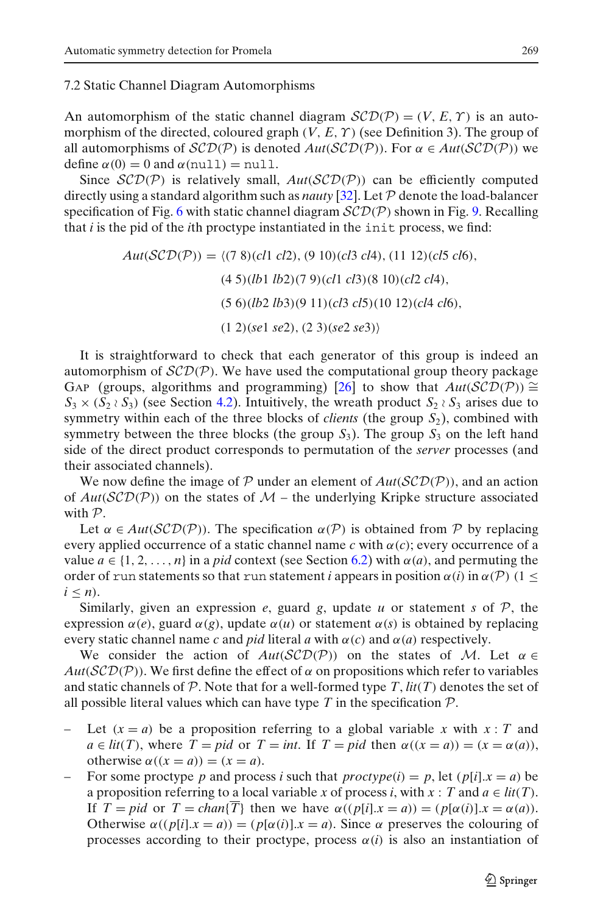### 7.2 Static Channel Diagram Automorphisms

An automorphism of the static channel diagram $\mathcal{SCD}(\mathcal{P}) = (V, E, \Upsilon)$ is an automorphism of the directed, coloured graph $(V, E, \Upsilon)$ (see Definition 3). The group of all automorphisms of $\mathcal{SCD}(\mathcal{P})$ is denoted $Aut(\mathcal{SCD}(\mathcal{P}))$. For $\alpha \in Aut(\mathcal{SCD}(\mathcal{P}))$ we define $\alpha(0) = 0$ and $\alpha(\texttt{null}) = \texttt{null}$.

Since $\mathcal{SCD}(\mathcal{P})$ is relatively small, $Aut(\mathcal{SCD}(\mathcal{P}))$ can be efficiently computed directly using a standard algorithm such as *nauty* [32]. Let $\mathcal{P}$ denote the load-balancer specification of Fig. 6 with static channel diagram $\mathcal{SCD}(\mathcal{P})$ shown in Fig. 9. Recalling that $i$ is the pid of the $i$th proctype instantiated in the `init` process, we find:

$$
\begin{aligned}
Aut(\mathcal{SCD}(\mathcal{P})) = \langle &(7\ 8)(cl1\ cl2),\ (9\ 10)(cl3\ cl4),\ (11\ 12)(cl5\ cl6),\\
&(4\ 5)(lb1\ lb2)(7\ 9)(cl1\ cl3)(8\ 10)(cl2\ cl4),\\
&(5\ 6)(lb2\ lb3)(9\ 11)(cl3\ cl5)(10\ 12)(cl4\ cl6),\\
&(1\ 2)(se1\ se2),\ (2\ 3)(se2\ se3)\rangle
\end{aligned}
$$

It is straightforward to check that each generator of this group is indeed an automorphism of $\mathcal{SCD}(\mathcal{P})$. We have used the computational group theory package GAP (groups, algorithms and programming) [26] to show that $Aut(\mathcal{SCD}(\mathcal{P})) \cong S_3 \times (S_2 \wr S_3)$ (see Section 4.2). Intuitively, the wreath product $S_2 \wr S_3$ arises due to symmetry within each of the three blocks of *clients* (the group $S_2$), combined with symmetry between the three blocks (the group $S_3$). The group $S_3$ on the left hand side of the direct product corresponds to permutation of the *server* processes (and their associated channels).

We now define the image of $\mathcal{P}$ under an element of $Aut(\mathcal{SCD}(\mathcal{P}))$, and an action of $Aut(\mathcal{SCD}(\mathcal{P}))$ on the states of $\mathcal{M}$ – the underlying Kripke structure associated with $\mathcal{P}$.

Let $\alpha \in Aut(\mathcal{SCD}(\mathcal{P}))$. The specification $\alpha(\mathcal{P})$ is obtained from $\mathcal{P}$ by replacing every applied occurrence of a static channel name $c$ with $\alpha(c)$; every occurrence of a value $a \in \{1, 2, \ldots, n\}$ in a *pid* context (see Section 6.2) with $\alpha(a)$, and permuting the order of `run` statements so that `run` statement $i$ appears in position $\alpha(i)$ in $\alpha(\mathcal{P})$ $(1 \leq i \leq n)$.

Similarly, given an expression $e$, guard $g$, update $u$ or statement $s$ of $\mathcal{P}$, the expression $\alpha(e)$, guard $\alpha(g)$, update $\alpha(u)$ or statement $\alpha(s)$ is obtained by replacing every static channel name $c$ and *pid* literal $a$ with $\alpha(c)$ and $\alpha(a)$ respectively.

We consider the action of $Aut(\mathcal{SCD}(\mathcal{P}))$ on the states of $\mathcal{M}$. Let $\alpha \in Aut(\mathcal{SCD}(\mathcal{P}))$. We first define the effect of $\alpha$ on propositions which refer to variables and static channels of $\mathcal{P}$. Note that for a well-formed type $T$, $lit(T)$ denotes the set of all possible literal values which can have type $T$ in the specification $\mathcal{P}$.

- Let $(x = a)$ be a proposition referring to a global variable $x$ with $x : T$ and $a \in lit(T)$, where $T = pid$ or $T = int$. If $T = pid$ then $\alpha((x = a)) = (x = \alpha(a))$, otherwise $\alpha((x = a)) = (x = a)$.
- For some proctype $p$ and process $i$ such that $proctype(i) = p$, let $(p[i].x = a)$ be a proposition referring to a local variable $x$ of process $i$, with $x : T$ and $a \in lit(T)$. If $T = pid$ or $T = chan\{\overline{T}\}$ then we have $\alpha((p[i].x = a)) = (p[\alpha(i)].x = \alpha(a))$. Otherwise $\alpha((p[i].x = a)) = (p[\alpha(i)].x = a)$. Since $\alpha$ preserves the colouring of processes according to their proctype, process $\alpha(i)$ is also an instantiation of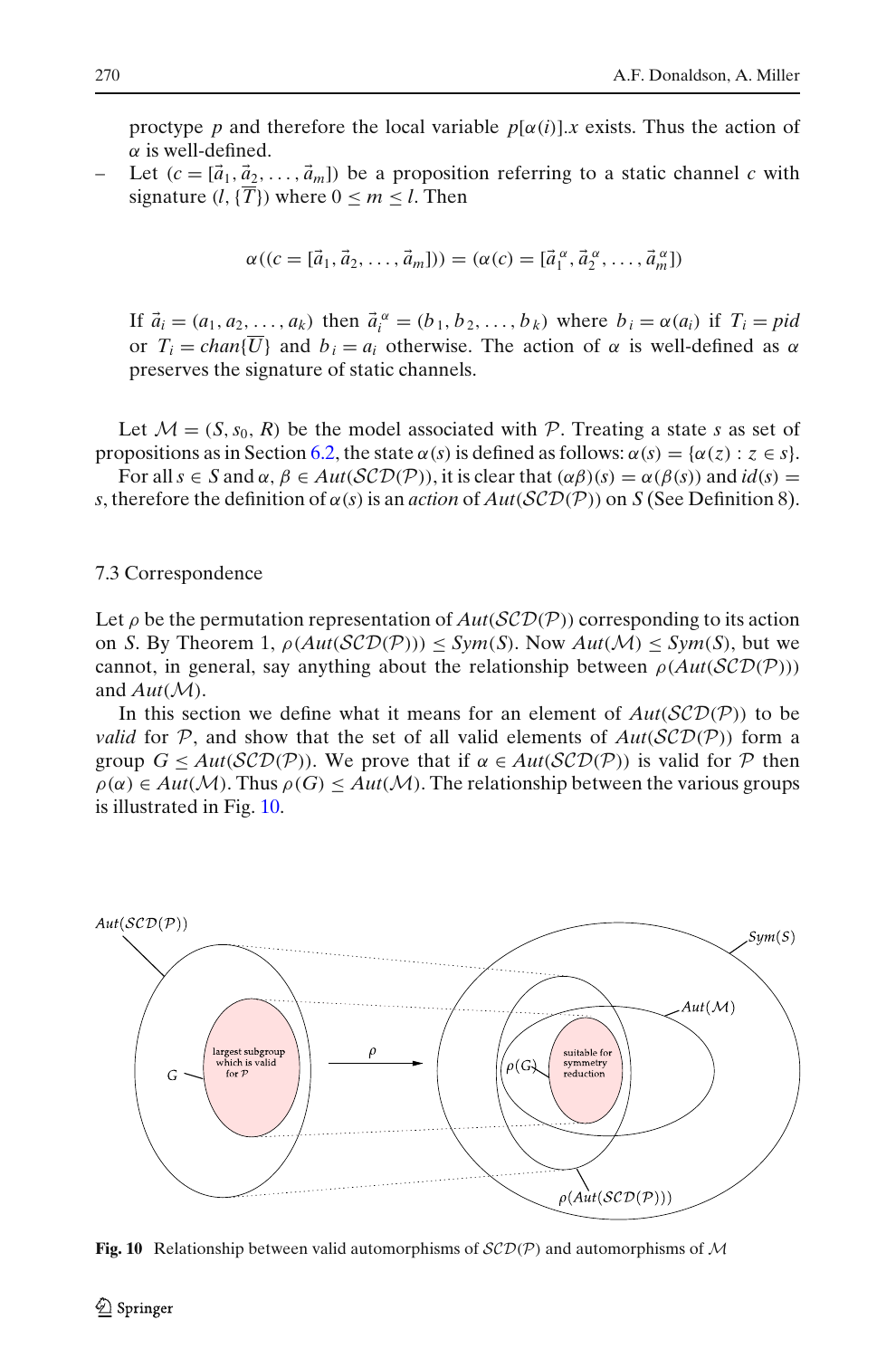proctype $p$ and therefore the local variable $p[\alpha(i)].x$ exists. Thus the action of $\alpha$ is well-defined.

- Let $(c = [\vec{a}_1, \vec{a}_2, \ldots, \vec{a}_m])$ be a proposition referring to a static channel $c$ with signature $(l, \{\overline{T}\})$ where $0 \leq m \leq l$. Then

$$\alpha((c = [\vec{a}_1, \vec{a}_2, \ldots, \vec{a}_m])) = (\alpha(c) = [\vec{a}_1^{\,\alpha}, \vec{a}_2^{\,\alpha}, \ldots, \vec{a}_m^{\,\alpha}])$$

  If $\vec{a}_i = (a_1, a_2, \ldots, a_k)$ then $\vec{a}_i^{\,\alpha} = (b_1, b_2, \ldots, b_k)$ where $b_i = \alpha(a_i)$ if $T_i = pid$ or $T_i = chan\{\overline{U}\}$ and $b_i = a_i$ otherwise. The action of $\alpha$ is well-defined as $\alpha$ preserves the signature of static channels.

Let $\mathcal{M} = (S, s_0, R)$ be the model associated with $\mathcal{P}$. Treating a state $s$ as set of propositions as in Section 6.2, the state $\alpha(s)$ is defined as follows: $\alpha(s) = \{\alpha(z) : z \in s\}$.

For all $s \in S$ and $\alpha, \beta \in Aut(\mathcal{SCD}(\mathcal{P}))$, it is clear that $(\alpha\beta)(s) = \alpha(\beta(s))$ and $id(s) = s$, therefore the definition of $\alpha(s)$ is an *action* of $Aut(\mathcal{SCD}(\mathcal{P}))$ on $S$ (See Definition 8).

### 7.3 Correspondence

Let $\rho$ be the permutation representation of $Aut(\mathcal{SCD}(\mathcal{P}))$ corresponding to its action on $S$. By Theorem 1, $\rho(Aut(\mathcal{SCD}(\mathcal{P}))) \leq Sym(S)$. Now $Aut(\mathcal{M}) \leq Sym(S)$, but we cannot, in general, say anything about the relationship between $\rho(Aut(\mathcal{SCD}(\mathcal{P})))$ and $Aut(\mathcal{M})$.

In this section we define what it means for an element of $Aut(\mathcal{SCD}(\mathcal{P}))$ to be *valid* for $\mathcal{P}$, and show that the set of all valid elements of $Aut(\mathcal{SCD}(\mathcal{P}))$ form a group $G \leq Aut(\mathcal{SCD}(\mathcal{P}))$. We prove that if $\alpha \in Aut(\mathcal{SCD}(\mathcal{P}))$ is valid for $\mathcal{P}$ then $\rho(\alpha) \in Aut(\mathcal{M})$. Thus $\rho(G) \leq Aut(\mathcal{M})$. The relationship between the various groups is illustrated in Fig. 10.

**Fig. 10** Relationship between valid automorphisms of $\mathcal{SCD}(\mathcal{P})$ and automorphisms of $\mathcal{M}$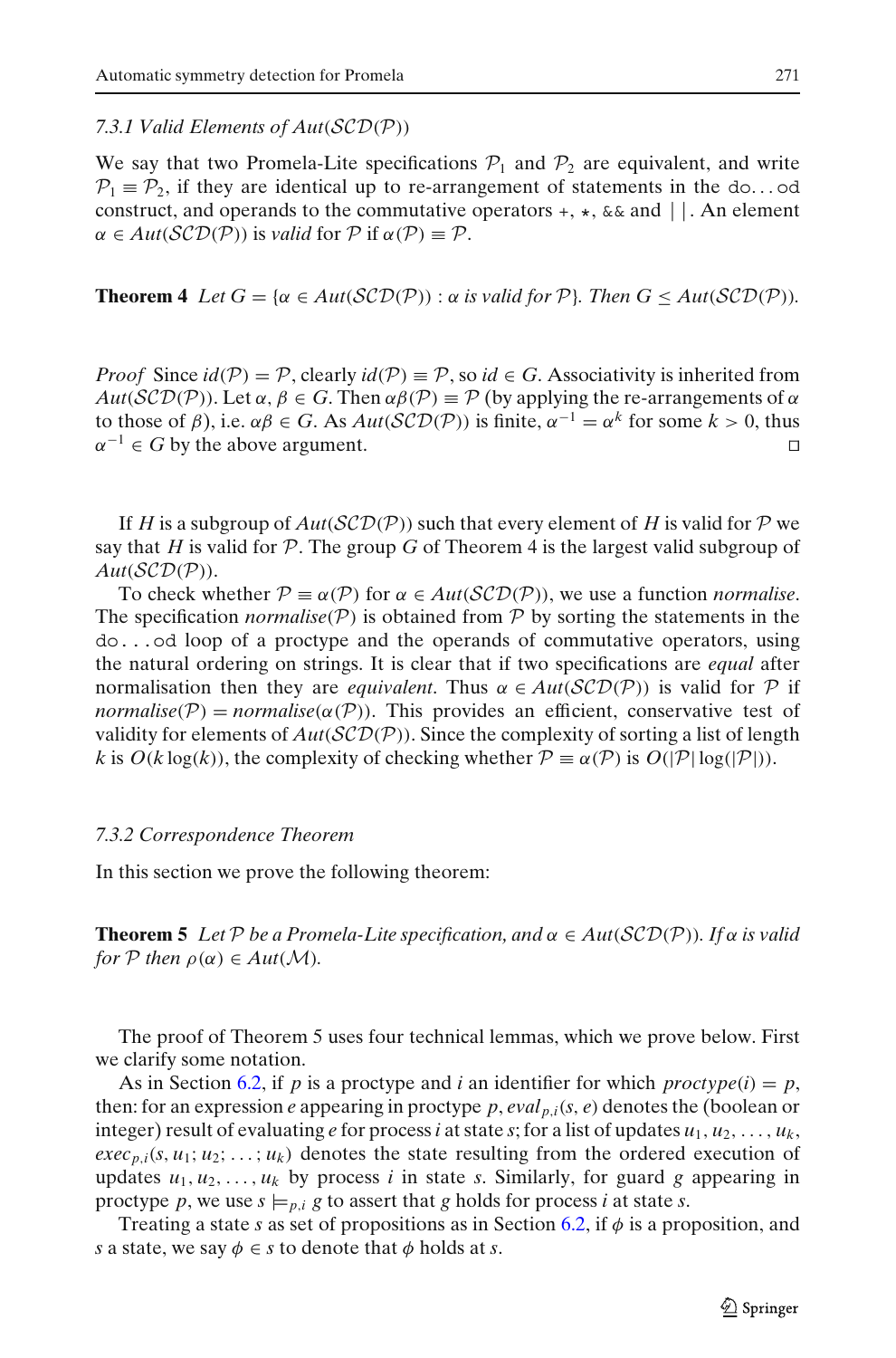#### 7.3.1 Valid Elements of $Aut(\mathcal{SCD}(\mathcal{P}))$

We say that two Promela-Lite specifications $\mathcal{P}_1$ and $\mathcal{P}_2$ are equivalent, and write $\mathcal{P}_1 \equiv \mathcal{P}_2$, if they are identical up to re-arrangement of statements in the `do...od` construct, and operands to the commutative operators `+`, `*`, `&&` and `||`. An element $\alpha \in Aut(\mathcal{SCD}(\mathcal{P}))$ is *valid* for $\mathcal{P}$ if $\alpha(\mathcal{P}) \equiv \mathcal{P}$.

**Theorem 4** *Let $G = \{\alpha \in Aut(\mathcal{SCD}(\mathcal{P})) : \alpha$ is valid for $\mathcal{P}\}$. Then $G \leq Aut(\mathcal{SCD}(\mathcal{P}))$.*

*Proof* Since $id(\mathcal{P}) = \mathcal{P}$, clearly $id(\mathcal{P}) \equiv \mathcal{P}$, so $id \in G$. Associativity is inherited from $Aut(\mathcal{SCD}(\mathcal{P}))$. Let $\alpha, \beta \in G$. Then $\alpha\beta(\mathcal{P}) \equiv \mathcal{P}$ (by applying the re-arrangements of $\alpha$ to those of $\beta$), i.e. $\alpha\beta \in G$. As $Aut(\mathcal{SCD}(\mathcal{P}))$ is finite, $\alpha^{-1} = \alpha^k$ for some $k > 0$, thus $\alpha^{-1} \in G$ by the above argument. □

If $H$ is a subgroup of $Aut(\mathcal{SCD}(\mathcal{P}))$ such that every element of $H$ is valid for $\mathcal{P}$ we say that $H$ is valid for $\mathcal{P}$. The group $G$ of Theorem 4 is the largest valid subgroup of $Aut(\mathcal{SCD}(\mathcal{P}))$.

To check whether $\mathcal{P} \equiv \alpha(\mathcal{P})$ for $\alpha \in Aut(\mathcal{SCD}(\mathcal{P}))$, we use a function *normalise*. The specification *normalise*$(\mathcal{P})$ is obtained from $\mathcal{P}$ by sorting the statements in the `do...od` loop of a proctype and the operands of commutative operators, using the natural ordering on strings. It is clear that if two specifications are *equal* after normalisation then they are *equivalent*. Thus $\alpha \in Aut(\mathcal{SCD}(\mathcal{P}))$ is valid for $\mathcal{P}$ if *normalise*$(\mathcal{P}) =$ *normalise*$(\alpha(\mathcal{P}))$. This provides an efficient, conservative test of validity for elements of $Aut(\mathcal{SCD}(\mathcal{P}))$. Since the complexity of sorting a list of length $k$ is $O(k\log(k))$, the complexity of checking whether $\mathcal{P} \equiv \alpha(\mathcal{P})$ is $O(|\mathcal{P}|\log(|\mathcal{P}|))$.

#### 7.3.2 Correspondence Theorem

In this section we prove the following theorem:

**Theorem 5** *Let $\mathcal{P}$ be a Promela-Lite specification, and $\alpha \in Aut(\mathcal{SCD}(\mathcal{P}))$. If $\alpha$ is valid for $\mathcal{P}$ then $\rho(\alpha) \in Aut(\mathcal{M})$.*

The proof of Theorem 5 uses four technical lemmas, which we prove below. First we clarify some notation.

As in Section 6.2, if $p$ is a proctype and $i$ an identifier for which *proctype*$(i) = p$, then: for an expression $e$ appearing in proctype $p$, $eval_{p,i}(s, e)$ denotes the (boolean or integer) result of evaluating $e$ for process $i$ at state $s$; for a list of updates $u_1, u_2, \ldots, u_k$, $exec_{p,i}(s, u_1; u_2; \ldots; u_k)$ denotes the state resulting from the ordered execution of updates $u_1, u_2, \ldots, u_k$ by process $i$ in state $s$. Similarly, for guard $g$ appearing in proctype $p$, we use $s \models_{p,i} g$ to assert that $g$ holds for process $i$ at state $s$.

Treating a state $s$ as set of propositions as in Section 6.2, if $\phi$ is a proposition, and $s$ a state, we say $\phi \in s$ to denote that $\phi$ holds at $s$.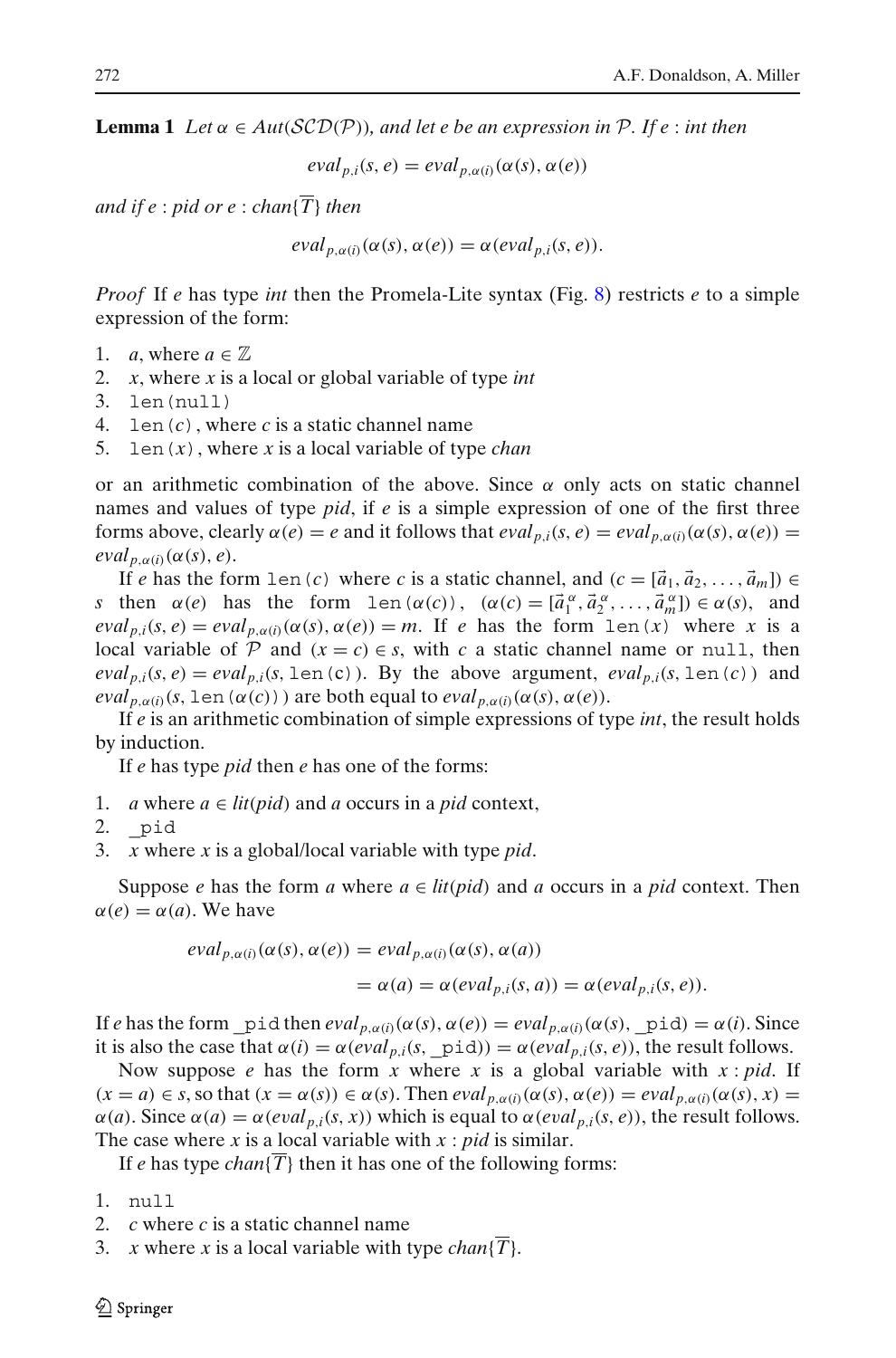**Lemma 1** *Let $\alpha \in Aut(\mathcal{SCD}(\mathcal{P}))$, and let e be an expression in $\mathcal{P}$. If $e : int$ then*

$$eval_{p,i}(s, e) = eval_{p,\alpha(i)}(\alpha(s), \alpha(e))$$

*and if $e : pid$ or $e : chan\{\overline{T}\}$ then*

$$eval_{p,\alpha(i)}(\alpha(s), \alpha(e)) = \alpha(eval_{p,i}(s, e)).$$

*Proof* If $e$ has type *int* then the Promela-Lite syntax (Fig. 8) restricts $e$ to a simple expression of the form:

1. $a$, where $a \in \mathbb{Z}$
2. $x$, where $x$ is a local or global variable of type *int*
3. `len(null)`
4. `len(c)`, where $c$ is a static channel name
5. `len(x)`, where $x$ is a local variable of type *chan*

or an arithmetic combination of the above. Since $\alpha$ only acts on static channel names and values of type *pid*, if $e$ is a simple expression of one of the first three forms above, clearly $\alpha(e) = e$ and it follows that $eval_{p,i}(s, e) = eval_{p,\alpha(i)}(\alpha(s), \alpha(e)) = eval_{p,\alpha(i)}(\alpha(s), e)$.

If $e$ has the form `len(c)` where $c$ is a static channel, and $(c = [\vec{a}_1, \vec{a}_2, \ldots, \vec{a}_m]) \in s$ then $\alpha(e)$ has the form `len(`$\alpha(c)$`)`, $(\alpha(c) = [\vec{a}_1^{\,\alpha}, \vec{a}_2^{\,\alpha}, \ldots, \vec{a}_m^{\,\alpha}]) \in \alpha(s)$, and $eval_{p,i}(s, e) = eval_{p,\alpha(i)}(\alpha(s), \alpha(e)) = m$. If $e$ has the form `len(x)` where $x$ is a local variable of $\mathcal{P}$ and $(x = c) \in s$, with $c$ a static channel name or `null`, then $eval_{p,i}(s, e) = eval_{p,i}(s, \texttt{len(c)})$. By the above argument, $eval_{p,i}(s, \texttt{len}(c))$ and $eval_{p,\alpha(i)}(s, \texttt{len}(\alpha(c)))$ are both equal to $eval_{p,\alpha(i)}(\alpha(s), \alpha(e))$.

If $e$ is an arithmetic combination of simple expressions of type *int*, the result holds by induction.

If $e$ has type *pid* then $e$ has one of the forms:

1. $a$ where $a \in lit(pid)$ and $a$ occurs in a *pid* context,
2. `_pid`
3. $x$ where $x$ is a global/local variable with type *pid*.

Suppose $e$ has the form $a$ where $a \in lit(pid)$ and $a$ occurs in a *pid* context. Then $\alpha(e) = \alpha(a)$. We have

$$\begin{aligned} eval_{p,\alpha(i)}(\alpha(s), \alpha(e)) &= eval_{p,\alpha(i)}(\alpha(s), \alpha(a)) \\ &= \alpha(a) = \alpha(eval_{p,i}(s, a)) = \alpha(eval_{p,i}(s, e)). \end{aligned}$$

If $e$ has the form `_pid` then $eval_{p,\alpha(i)}(\alpha(s), \alpha(e)) = eval_{p,\alpha(i)}(\alpha(s), \texttt{\_pid}) = \alpha(i)$. Since it is also the case that $\alpha(i) = \alpha(eval_{p,i}(s, \texttt{\_pid})) = \alpha(eval_{p,i}(s, e))$, the result follows.

Now suppose $e$ has the form $x$ where $x$ is a global variable with $x : pid$. If $(x = a) \in s$, so that $(x = \alpha(s)) \in \alpha(s)$. Then $eval_{p,\alpha(i)}(\alpha(s), \alpha(e)) = eval_{p,\alpha(i)}(\alpha(s), x) = \alpha(a)$. Since $\alpha(a) = \alpha(eval_{p,i}(s, x))$ which is equal to $\alpha(eval_{p,i}(s, e))$, the result follows. The case where $x$ is a local variable with $x : pid$ is similar.

If $e$ has type $chan\{\overline{T}\}$ then it has one of the following forms:

1. `null`
2. $c$ where $c$ is a static channel name
3. $x$ where $x$ is a local variable with type $chan\{\overline{T}\}$.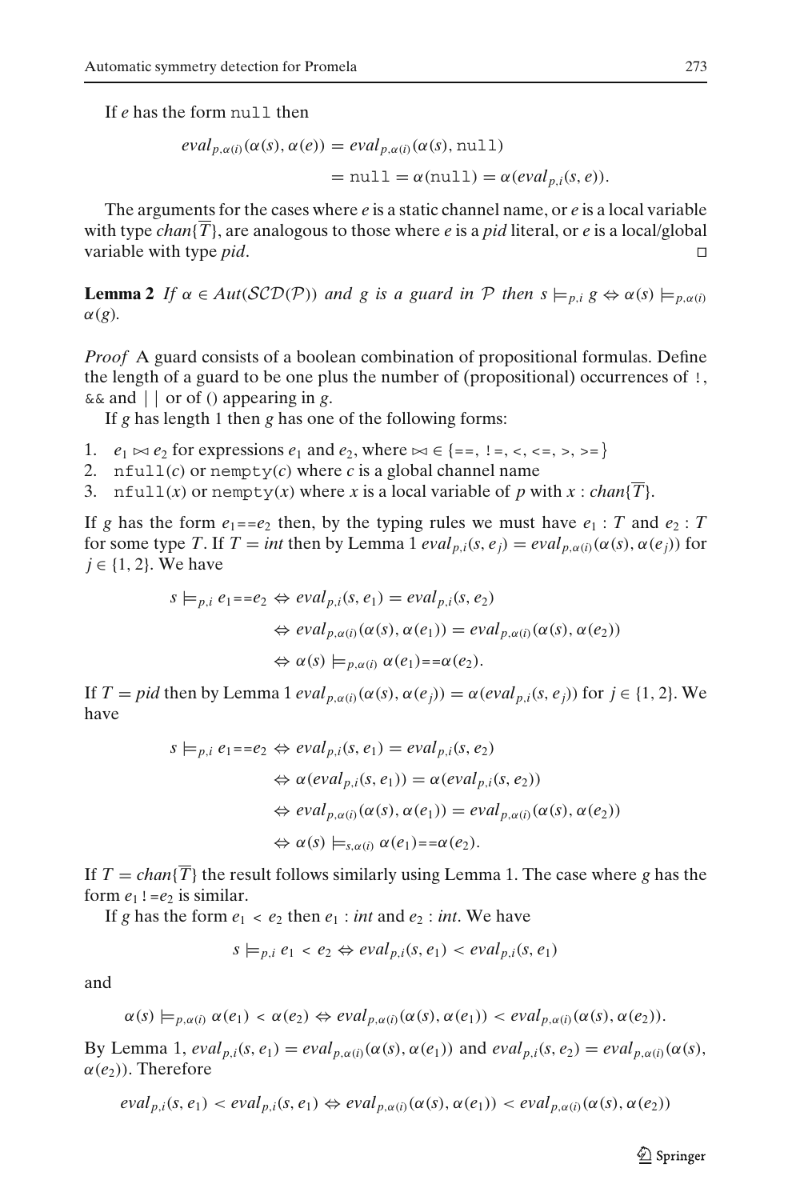If $e$ has the form `null` then

$$eval_{p,\alpha(i)}(\alpha(s), \alpha(e)) = eval_{p,\alpha(i)}(\alpha(s), \texttt{null})$$
$$= \texttt{null} = \alpha(\texttt{null}) = \alpha(eval_{p,i}(s, e)).$$

The arguments for the cases where $e$ is a static channel name, or $e$ is a local variable with type $chan\{\overline{T}\}$, are analogous to those where $e$ is a *pid* literal, or $e$ is a local/global variable with type *pid*. □

**Lemma 2** *If $\alpha \in Aut(\mathcal{SCD}(\mathcal{P}))$ and $g$ is a guard in $\mathcal{P}$ then $s \models_{p,i} g \Leftrightarrow \alpha(s) \models_{p,\alpha(i)} \alpha(g)$.*

*Proof* A guard consists of a boolean combination of propositional formulas. Define the length of a guard to be one plus the number of (propositional) occurrences of `!`, `&&` and `||` or of () appearing in $g$.

If $g$ has length 1 then $g$ has one of the following forms:

1. $e_1 \bowtie e_2$ for expressions $e_1$ and $e_2$, where $\bowtie \in \{$`==`, `!=`, `<`, `<=`, `>`, `>=`$\}$
2. `nfull`$(c)$ or `nempty`$(c)$ where $c$ is a global channel name
3. `nfull`$(x)$ or `nempty`$(x)$ where $x$ is a local variable of $p$ with $x : chan\{\overline{T}\}$.

If $g$ has the form $e_1$`==`$e_2$ then, by the typing rules we must have $e_1 : T$ and $e_2 : T$ for some type $T$. If $T = int$ then by Lemma 1 $eval_{p,i}(s, e_j) = eval_{p,\alpha(i)}(\alpha(s), \alpha(e_j))$ for $j \in \{1, 2\}$. We have

$$s \models_{p,i} e_1\texttt{==}e_2 \Leftrightarrow eval_{p,i}(s, e_1) = eval_{p,i}(s, e_2)$$
$$\Leftrightarrow eval_{p,\alpha(i)}(\alpha(s), \alpha(e_1)) = eval_{p,\alpha(i)}(\alpha(s), \alpha(e_2))$$
$$\Leftrightarrow \alpha(s) \models_{p,\alpha(i)} \alpha(e_1)\texttt{==}\alpha(e_2).$$

If $T = pid$ then by Lemma 1 $eval_{p,\alpha(i)}(\alpha(s), \alpha(e_j)) = \alpha(eval_{p,i}(s, e_j))$ for $j \in \{1, 2\}$. We have

$$s \models_{p,i} e_1\texttt{==}e_2 \Leftrightarrow eval_{p,i}(s, e_1) = eval_{p,i}(s, e_2)$$
$$\Leftrightarrow \alpha(eval_{p,i}(s, e_1)) = \alpha(eval_{p,i}(s, e_2))$$
$$\Leftrightarrow eval_{p,\alpha(i)}(\alpha(s), \alpha(e_1)) = eval_{p,\alpha(i)}(\alpha(s), \alpha(e_2))$$
$$\Leftrightarrow \alpha(s) \models_{s,\alpha(i)} \alpha(e_1)\texttt{==}\alpha(e_2).$$

If $T = chan\{\overline{T}\}$ the result follows similarly using Lemma 1. The case where $g$ has the form $e_1$`!=`$e_2$ is similar.

If $g$ has the form $e_1$ `<` $e_2$ then $e_1 : int$ and $e_2 : int$. We have

$$s \models_{p,i} e_1 \texttt{ < } e_2 \Leftrightarrow eval_{p,i}(s, e_1) < eval_{p,i}(s, e_1)$$

and

$$\alpha(s) \models_{p,\alpha(i)} \alpha(e_1) \texttt{ < } \alpha(e_2) \Leftrightarrow eval_{p,\alpha(i)}(\alpha(s), \alpha(e_1)) < eval_{p,\alpha(i)}(\alpha(s), \alpha(e_2)).$$

By Lemma 1, $eval_{p,i}(s, e_1) = eval_{p,\alpha(i)}(\alpha(s), \alpha(e_1))$ and $eval_{p,i}(s, e_2) = eval_{p,\alpha(i)}(\alpha(s), \alpha(e_2))$. Therefore

$$eval_{p,i}(s, e_1) < eval_{p,i}(s, e_1) \Leftrightarrow eval_{p,\alpha(i)}(\alpha(s), \alpha(e_1)) < eval_{p,\alpha(i)}(\alpha(s), \alpha(e_2))$$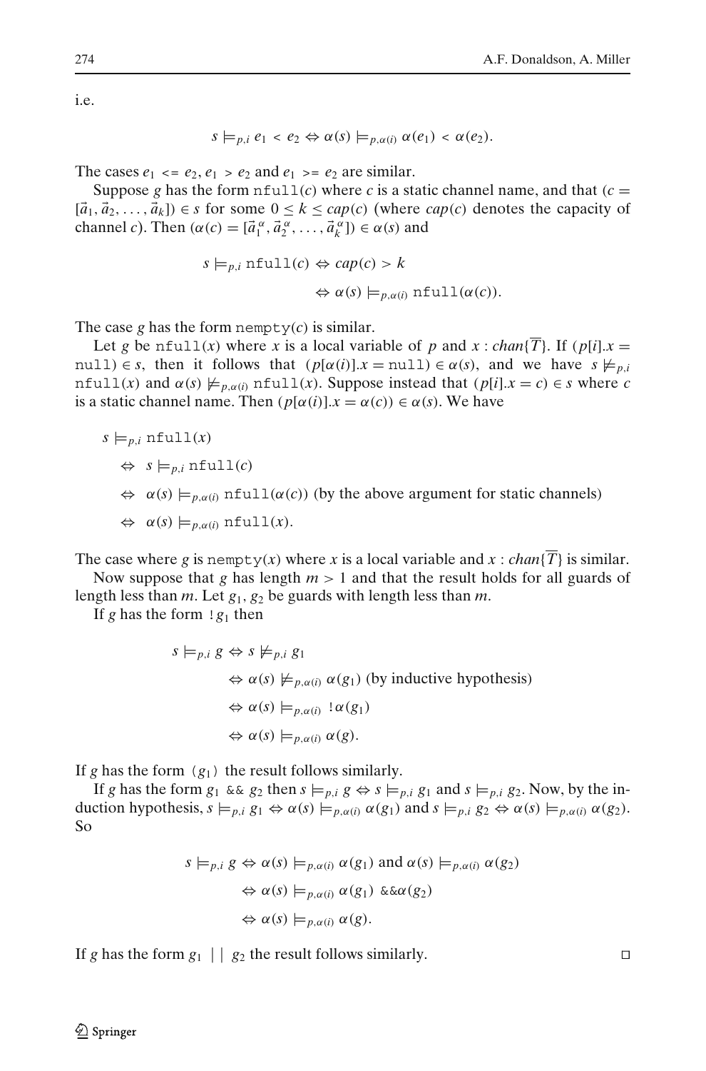i.e.

$$s \models_{p,i} e_1 \texttt{ < } e_2 \Leftrightarrow \alpha(s) \models_{p,\alpha(i)} \alpha(e_1) \texttt{ < } \alpha(e_2).$$

The cases $e_1$ `<=` $e_2$, $e_1$ `>` $e_2$ and $e_1$ `>=` $e_2$ are similar.

Suppose $g$ has the form `nfull`$(c)$ where $c$ is a static channel name, and that $(c = [\vec{a}_1, \vec{a}_2, \ldots, \vec{a}_k]) \in s$ for some $0 \leq k \leq cap(c)$ (where $cap(c)$ denotes the capacity of channel $c$). Then $(\alpha(c) = [\vec{a}_1^{\,\alpha}, \vec{a}_2^{\,\alpha}, \ldots, \vec{a}_k^{\,\alpha}]) \in \alpha(s)$ and

$$\begin{aligned} s \models_{p,i} \texttt{nfull}(c) &\Leftrightarrow cap(c) > k \\ &\Leftrightarrow \alpha(s) \models_{p,\alpha(i)} \texttt{nfull}(\alpha(c)). \end{aligned}$$

The case $g$ has the form `nempty`$(c)$ is similar.

Let $g$ be `nfull`$(x)$ where $x$ is a local variable of $p$ and $x : chan\{\overline{T}\}$. If $(p[i].x = \texttt{null}) \in s$, then it follows that $(p[\alpha(i)].x = \texttt{null}) \in \alpha(s)$, and we have $s \not\models_{p,i}$ `nfull`$(x)$ and $\alpha(s) \not\models_{p,\alpha(i)}$ `nfull`$(x)$. Suppose instead that $(p[i].x = c) \in s$ where $c$ is a static channel name. Then $(p[\alpha(i)].x = \alpha(c)) \in \alpha(s)$. We have

$$\begin{aligned} & s \models_{p,i} \texttt{nfull}(x) \\ &\Leftrightarrow\ s \models_{p,i} \texttt{nfull}(c) \\ &\Leftrightarrow\ \alpha(s) \models_{p,\alpha(i)} \texttt{nfull}(\alpha(c)) \text{ (by the above argument for static channels)} \\ &\Leftrightarrow\ \alpha(s) \models_{p,\alpha(i)} \texttt{nfull}(x). \end{aligned}$$

The case where $g$ is `nempty`$(x)$ where $x$ is a local variable and $x : chan\{\overline{T}\}$ is similar.

Now suppose that $g$ has length $m > 1$ and that the result holds for all guards of length less than $m$. Let $g_1, g_2$ be guards with length less than $m$.

If $g$ has the form `!`$g_1$ then

$$\begin{aligned} s \models_{p,i} g &\Leftrightarrow s \not\models_{p,i} g_1 \\ &\Leftrightarrow \alpha(s) \not\models_{p,\alpha(i)} \alpha(g_1) \text{ (by inductive hypothesis)} \\ &\Leftrightarrow \alpha(s) \models_{p,\alpha(i)} \texttt{!}\alpha(g_1) \\ &\Leftrightarrow \alpha(s) \models_{p,\alpha(i)} \alpha(g). \end{aligned}$$

If $g$ has the form `(`$g_1$`)` the result follows similarly.

If $g$ has the form $g_1$ `&&` $g_2$ then $s \models_{p,i} g \Leftrightarrow s \models_{p,i} g_1$ and $s \models_{p,i} g_2$. Now, by the induction hypothesis, $s \models_{p,i} g_1 \Leftrightarrow \alpha(s) \models_{p,\alpha(i)} \alpha(g_1)$ and $s \models_{p,i} g_2 \Leftrightarrow \alpha(s) \models_{p,\alpha(i)} \alpha(g_2)$. So

$$\begin{aligned} s \models_{p,i} g &\Leftrightarrow \alpha(s) \models_{p,\alpha(i)} \alpha(g_1) \text{ and } \alpha(s) \models_{p,\alpha(i)} \alpha(g_2) \\ &\Leftrightarrow \alpha(s) \models_{p,\alpha(i)} \alpha(g_1) \texttt{ \&\& } \alpha(g_2) \\ &\Leftrightarrow \alpha(s) \models_{p,\alpha(i)} \alpha(g). \end{aligned}$$

If $g$ has the form $g_1$ `||` $g_2$ the result follows similarly. □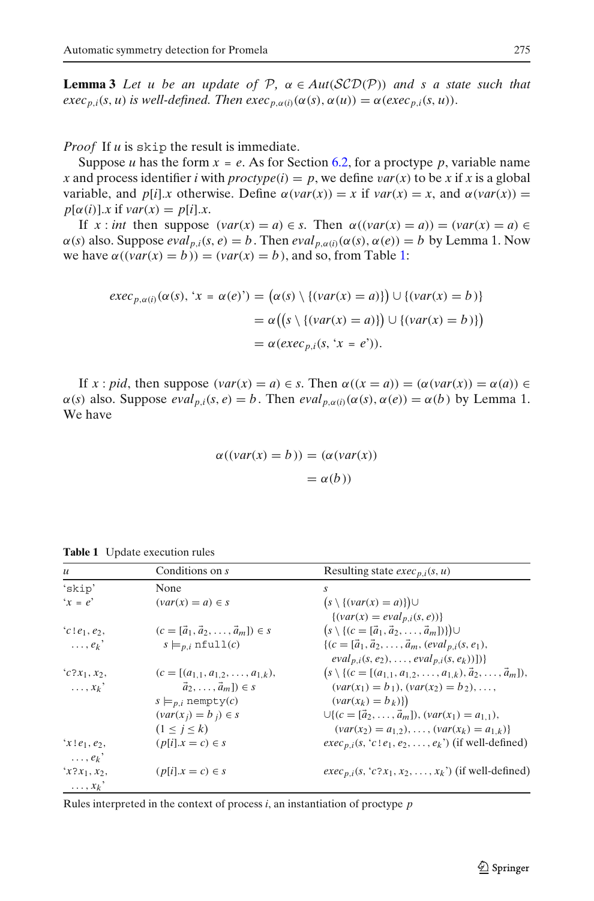**Lemma 3** *Let $u$ be an update of $\mathcal{P}$, $\alpha \in Aut(\mathcal{SCD}(\mathcal{P}))$ and $s$ a state such that $exec_{p,i}(s, u)$ is well-defined. Then $exec_{p,\alpha(i)}(\alpha(s), \alpha(u)) = \alpha(exec_{p,i}(s, u))$.*

*Proof* If $u$ is `skip` the result is immediate.

Suppose $u$ has the form $x = e$. As for Section 6.2, for a proctype $p$, variable name $x$ and process identifier $i$ with $proctype(i) = p$, we define $var(x)$ to be $x$ if $x$ is a global variable, and $p[i].x$ otherwise. Define $\alpha(var(x)) = x$ if $var(x) = x$, and $\alpha(var(x)) = p[\alpha(i)].x$ if $var(x) = p[i].x$.

If $x : int$ then suppose $(var(x) = a) \in s$. Then $\alpha((var(x) = a)) = (var(x) = a) \in \alpha(s)$ also. Suppose $eval_{p,i}(s, e) = b$. Then $eval_{p,\alpha(i)}(\alpha(s), \alpha(e)) = b$ by Lemma 1. Now we have $\alpha((var(x) = b)) = (var(x) = b)$, and so, from Table 1:

$$
\begin{aligned}
exec_{p,\alpha(i)}(\alpha(s), \text{`}x = \alpha(e)\text{'}) &= \big(\alpha(s) \setminus \{(var(x) = a)\}\big) \cup \{(var(x) = b)\} \\
&= \alpha\big(\big(s \setminus \{(var(x) = a)\}\big) \cup \{(var(x) = b)\}\big) \\
&= \alpha(exec_{p,i}(s, \text{`}x = e\text{'})).
\end{aligned}
$$

If $x : pid$, then suppose $(var(x) = a) \in s$. Then $\alpha((x = a)) = (\alpha(var(x)) = \alpha(a)) \in \alpha(s)$ also. Suppose $eval_{p,i}(s, e) = b$. Then $eval_{p,\alpha(i)}(\alpha(s), \alpha(e)) = \alpha(b)$ by Lemma 1. We have

$$
\begin{aligned}
\alpha((var(x) = b)) &= (\alpha(var(x)) \\
&= \alpha(b))
\end{aligned}
$$

**Table 1** Update execution rules

| $u$ | Conditions on $s$ | Resulting state $exec_{p,i}(s, u)$ |
|---|---|---|
| `skip` | None | $s$ |
| '$x = e$' | $(var(x) = a) \in s$ | $\big(s \setminus \{(var(x) = a)\}\big) \cup \{(var(x) = eval_{p,i}(s, e))\}$ |
| '$c\,!\,e_1, e_2, \ldots, e_k$' | $(c = [\vec{a}_1, \vec{a}_2, \ldots, \vec{a}_m]) \in s$; $s \models_{p,i}$ `nfull`$(c)$ | $\big(s \setminus \{(c = [\vec{a}_1, \vec{a}_2, \ldots, \vec{a}_m])\}\big) \cup \{(c = [\vec{a}_1, \vec{a}_2, \ldots, \vec{a}_m, (eval_{p,i}(s, e_1), eval_{p,i}(s, e_2), \ldots, eval_{p,i}(s, e_k))])\}$ |
| '$c?x_1, x_2, \ldots, x_k$' | $(c = [(a_{1,1}, a_{1,2}, \ldots, a_{1,k}), \vec{a}_2, \ldots, \vec{a}_m]) \in s$; $s \models_{p,i}$ `nempty`$(c)$; $(var(x_j) = b_j) \in s$ $(1 \le j \le k)$ | $\big(s \setminus \{(c = [(a_{1,1}, a_{1,2}, \ldots, a_{1,k}), \vec{a}_2, \ldots, \vec{a}_m]), (var(x_1) = b_1), (var(x_2) = b_2), \ldots, (var(x_k) = b_k)\}\big) \cup \{(c = [\vec{a}_2, \ldots, \vec{a}_m]), (var(x_1) = a_{1,1}), (var(x_2) = a_{1,2}), \ldots, (var(x_k) = a_{1,k})\}$ |
| '$x\,!\,e_1, e_2, \ldots, e_k$' | $(p[i].x = c) \in s$ | $exec_{p,i}(s, \text{`}c\,!\,e_1, e_2, \ldots, e_k\text{'})$ (if well-defined) |
| '$x?x_1, x_2, \ldots, x_k$' | $(p[i].x = c) \in s$ | $exec_{p,i}(s, \text{`}c?x_1, x_2, \ldots, x_k\text{'})$ (if well-defined) |

Rules interpreted in the context of process $i$, an instantiation of proctype $p$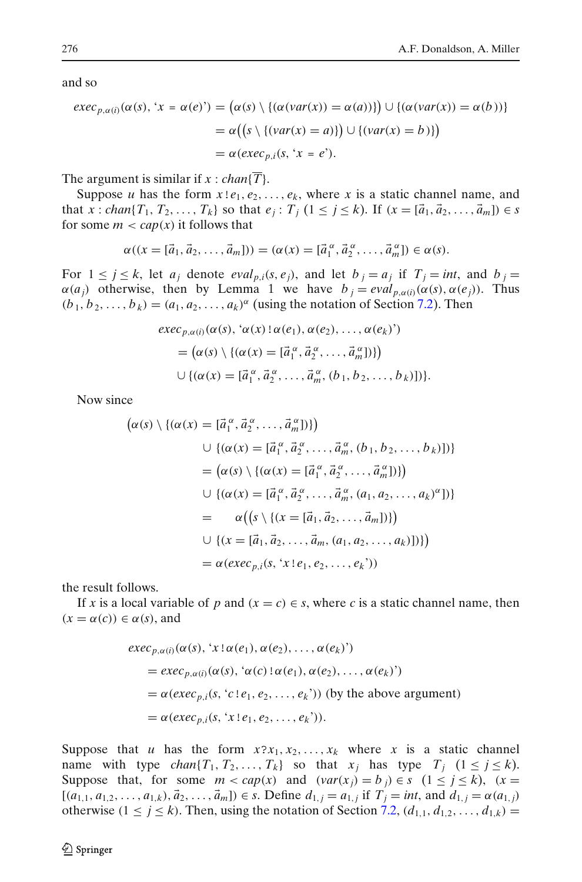and so

$$
\begin{aligned}
exec_{p,\alpha(i)}(\alpha(s), \text{`}x = \alpha(e)\text{'}) &= \big(\alpha(s) \setminus \{(\alpha(var(x)) = \alpha(a))\}\big) \cup \{(\alpha(var(x)) = \alpha(b))\} \\
&= \alpha\big(\big(s \setminus \{(var(x) = a)\}\big) \cup \{(var(x) = b)\}\big) \\
&= \alpha(exec_{p,i}(s, \text{`}x = e\text{'})).
\end{aligned}
$$

The argument is similar if $x : chan\{\overline{T}\}$.

Suppose $u$ has the form $x\,!\,e_1, e_2, \ldots, e_k$, where $x$ is a static channel name, and that $x : chan\{T_1, T_2, \ldots, T_k\}$ so that $e_j : T_j$ $(1 \le j \le k)$. If $(x = [\vec{a}_1, \vec{a}_2, \ldots, \vec{a}_m]) \in s$ for some $m < cap(x)$ it follows that

$$
\alpha((x = [\vec{a}_1, \vec{a}_2, \ldots, \vec{a}_m])) = (\alpha(x) = [\vec{a}_1^{\,\alpha}, \vec{a}_2^{\,\alpha}, \ldots, \vec{a}_m^{\,\alpha}]) \in \alpha(s).
$$

For $1 \le j \le k$, let $a_j$ denote $eval_{p,i}(s, e_j)$, and let $b_j = a_j$ if $T_j = int$, and $b_j = \alpha(a_j)$ otherwise, then by Lemma 1 we have $b_j = eval_{p,\alpha(i)}(\alpha(s), \alpha(e_j))$. Thus $(b_1, b_2, \ldots, b_k) = (a_1, a_2, \ldots, a_k)^\alpha$ (using the notation of Section 7.2). Then

$$
\begin{aligned}
&exec_{p,\alpha(i)}(\alpha(s), \text{`}\alpha(x)\,!\,\alpha(e_1), \alpha(e_2), \ldots, \alpha(e_k)\text{'}) \\
&\quad = \big(\alpha(s) \setminus \{(\alpha(x) = [\vec{a}_1^{\,\alpha}, \vec{a}_2^{\,\alpha}, \ldots, \vec{a}_m^{\,\alpha}])\}\big) \\
&\quad \cup \{(\alpha(x) = [\vec{a}_1^{\,\alpha}, \vec{a}_2^{\,\alpha}, \ldots, \vec{a}_m^{\,\alpha}, (b_1, b_2, \ldots, b_k)])\}.
\end{aligned}
$$

Now since

$$
\begin{aligned}
&\big(\alpha(s) \setminus \{(\alpha(x) = [\vec{a}_1^{\,\alpha}, \vec{a}_2^{\,\alpha}, \ldots, \vec{a}_m^{\,\alpha}])\}\big) \\
&\qquad \cup \{(\alpha(x) = [\vec{a}_1^{\,\alpha}, \vec{a}_2^{\,\alpha}, \ldots, \vec{a}_m^{\,\alpha}, (b_1, b_2, \ldots, b_k)])\} \\
&\qquad = \big(\alpha(s) \setminus \{(\alpha(x) = [\vec{a}_1^{\,\alpha}, \vec{a}_2^{\,\alpha}, \ldots, \vec{a}_m^{\,\alpha}])\}\big) \\
&\qquad \cup \{(\alpha(x) = [\vec{a}_1^{\,\alpha}, \vec{a}_2^{\,\alpha}, \ldots, \vec{a}_m^{\,\alpha}, (a_1, a_2, \ldots, a_k)^\alpha])\} \\
&\qquad = \quad \alpha\big(\big(s \setminus \{(x = [\vec{a}_1, \vec{a}_2, \ldots, \vec{a}_m])\}\big) \\
&\qquad \cup \{(x = [\vec{a}_1, \vec{a}_2, \ldots, \vec{a}_m, (a_1, a_2, \ldots, a_k)])\}\big) \\
&\qquad = \alpha(exec_{p,i}(s, \text{`}x\,!\,e_1, e_2, \ldots, e_k\text{'}))
\end{aligned}
$$

the result follows.

If $x$ is a local variable of $p$ and $(x = c) \in s$, where $c$ is a static channel name, then $(x = \alpha(c)) \in \alpha(s)$, and

$$
\begin{aligned}
&exec_{p,\alpha(i)}(\alpha(s), \text{`}x\,!\,\alpha(e_1), \alpha(e_2), \ldots, \alpha(e_k)\text{'}) \\
&\quad = exec_{p,\alpha(i)}(\alpha(s), \text{`}\alpha(c)\,!\,\alpha(e_1), \alpha(e_2), \ldots, \alpha(e_k)\text{'}) \\
&\quad = \alpha(exec_{p,i}(s, \text{`}c\,!\,e_1, e_2, \ldots, e_k\text{'})) \text{ (by the above argument)} \\
&\quad = \alpha(exec_{p,i}(s, \text{`}x\,!\,e_1, e_2, \ldots, e_k\text{'})).
\end{aligned}
$$

Suppose that $u$ has the form $x?x_1, x_2, \ldots, x_k$ where $x$ is a static channel name with type $chan\{T_1, T_2, \ldots, T_k\}$ so that $x_j$ has type $T_j$ $(1 \le j \le k)$. Suppose that, for some $m < cap(x)$ and $(var(x_j) = b_j) \in s$ $(1 \le j \le k)$, $(x = [(a_{1,1}, a_{1,2}, \ldots, a_{1,k}), \vec{a}_2, \ldots, \vec{a}_m]) \in s$. Define $d_{1,j} = a_{1,j}$ if $T_j = int$, and $d_{1,j} = \alpha(a_{1,j})$ otherwise $(1 \le j \le k)$. Then, using the notation of Section 7.2, $(d_{1,1}, d_{1,2}, \ldots, d_{1,k}) =$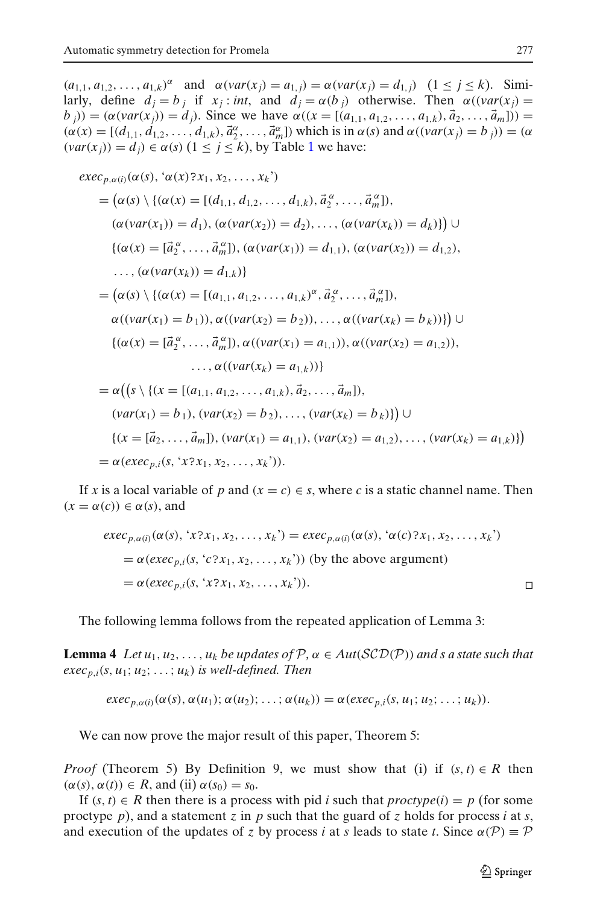$(a_{1,1}, a_{1,2}, \ldots, a_{1,k})^\alpha$ and $\alpha(var(x_j) = a_{1,j}) = \alpha(var(x_j) = d_{1,j})$ $(1 \leq j \leq k)$. Similarly, define $d_j = b_j$ if $x_j : int$, and $d_j = \alpha(b_j)$ otherwise. Then $\alpha((var(x_j) = b_j)) = (\alpha(var(x_j)) = d_j)$. Since we have $\alpha((x = [(a_{1,1}, a_{1,2}, \ldots, a_{1,k}), \vec{a}_2, \ldots, \vec{a}_m])) = (\alpha(x) = [(d_{1,1}, d_{1,2}, \ldots, d_{1,k}), \vec{a}_2^{\alpha}, \ldots, \vec{a}_m^{\alpha}])$ which is in $\alpha(s)$ and $\alpha((var(x_j) = b_j)) = (\alpha(var(x_j)) = d_j) \in \alpha(s)$ $(1 \leq j \leq k)$, by Table 1 we have:

$$
\begin{aligned}
& exec_{p,\alpha(i)}(\alpha(s), \text{`}\alpha(x)?x_1, x_2, \ldots, x_k\text{'}) \\
&= \big(\alpha(s) \setminus \{(\alpha(x) = [(d_{1,1}, d_{1,2}, \ldots, d_{1,k}), \vec{a}_2^{\alpha}, \ldots, \vec{a}_m^{\alpha}]), \\
&\quad (\alpha(var(x_1)) = d_1), (\alpha(var(x_2)) = d_2), \ldots, (\alpha(var(x_k)) = d_k)\}\big) \cup \\
&\quad \{(\alpha(x) = [\vec{a}_2^{\alpha}, \ldots, \vec{a}_m^{\alpha}]), (\alpha(var(x_1)) = d_{1,1}), (\alpha(var(x_2)) = d_{1,2}), \\
&\quad \ldots, (\alpha(var(x_k)) = d_{1,k})\} \\
&= \big(\alpha(s) \setminus \{(\alpha(x) = [(a_{1,1}, a_{1,2}, \ldots, a_{1,k})^\alpha, \vec{a}_2^{\alpha}, \ldots, \vec{a}_m^{\alpha}]), \\
&\quad \alpha((var(x_1) = b_1)), \alpha((var(x_2) = b_2)), \ldots, \alpha((var(x_k) = b_k))\}\big) \cup \\
&\quad \{(\alpha(x) = [\vec{a}_2^{\alpha}, \ldots, \vec{a}_m^{\alpha}]), \alpha((var(x_1) = a_{1,1})), \alpha((var(x_2) = a_{1,2})), \\
&\qquad\qquad \ldots, \alpha((var(x_k) = a_{1,k}))\} \\
&= \alpha\big(\big(s \setminus \{(x = [(a_{1,1}, a_{1,2}, \ldots, a_{1,k}), \vec{a}_2, \ldots, \vec{a}_m]), \\
&\quad (var(x_1) = b_1), (var(x_2) = b_2), \ldots, (var(x_k) = b_k)\}\big) \cup \\
&\quad \{(x = [\vec{a}_2, \ldots, \vec{a}_m]), (var(x_1) = a_{1,1}), (var(x_2) = a_{1,2}), \ldots, (var(x_k) = a_{1,k})\}\big) \\
&= \alpha(exec_{p,i}(s, \text{`}x?x_1, x_2, \ldots, x_k\text{'})).
\end{aligned}
$$

If $x$ is a local variable of $p$ and $(x = c) \in s$, where $c$ is a static channel name. Then $(x = \alpha(c)) \in \alpha(s)$, and

$$
\begin{aligned}
exec_{p,\alpha(i)}(\alpha(s), \text{`}x?x_1, x_2, \ldots, x_k\text{'}) &= exec_{p,\alpha(i)}(\alpha(s), \text{`}\alpha(c)?x_1, x_2, \ldots, x_k\text{'}) \\
&= \alpha(exec_{p,i}(s, \text{`}c?x_1, x_2, \ldots, x_k\text{'})) \text{ (by the above argument)} \\
&= \alpha(exec_{p,i}(s, \text{`}x?x_1, x_2, \ldots, x_k\text{'})).
\end{aligned}
$$

□

The following lemma follows from the repeated application of Lemma 3:

**Lemma 4** *Let $u_1, u_2, \ldots, u_k$ be updates of $\mathcal{P}$, $\alpha \in Aut(\mathcal{SCD}(\mathcal{P}))$ and $s$ a state such that $exec_{p,i}(s, u_1; u_2; \ldots; u_k)$ is well-defined. Then*

$$exec_{p,\alpha(i)}(\alpha(s), \alpha(u_1); \alpha(u_2); \ldots; \alpha(u_k)) = \alpha(exec_{p,i}(s, u_1; u_2; \ldots; u_k)).$$

We can now prove the major result of this paper, Theorem 5:

*Proof* (Theorem 5) By Definition 9, we must show that (i) if $(s, t) \in R$ then $(\alpha(s), \alpha(t)) \in R$, and (ii) $\alpha(s_0) = s_0$.

If $(s, t) \in R$ then there is a process with pid $i$ such that $proctype(i) = p$ (for some proctype $p$), and a statement $z$ in $p$ such that the guard of $z$ holds for process $i$ at $s$, and execution of the updates of $z$ by process $i$ at $s$ leads to state $t$. Since $\alpha(\mathcal{P}) \equiv \mathcal{P}$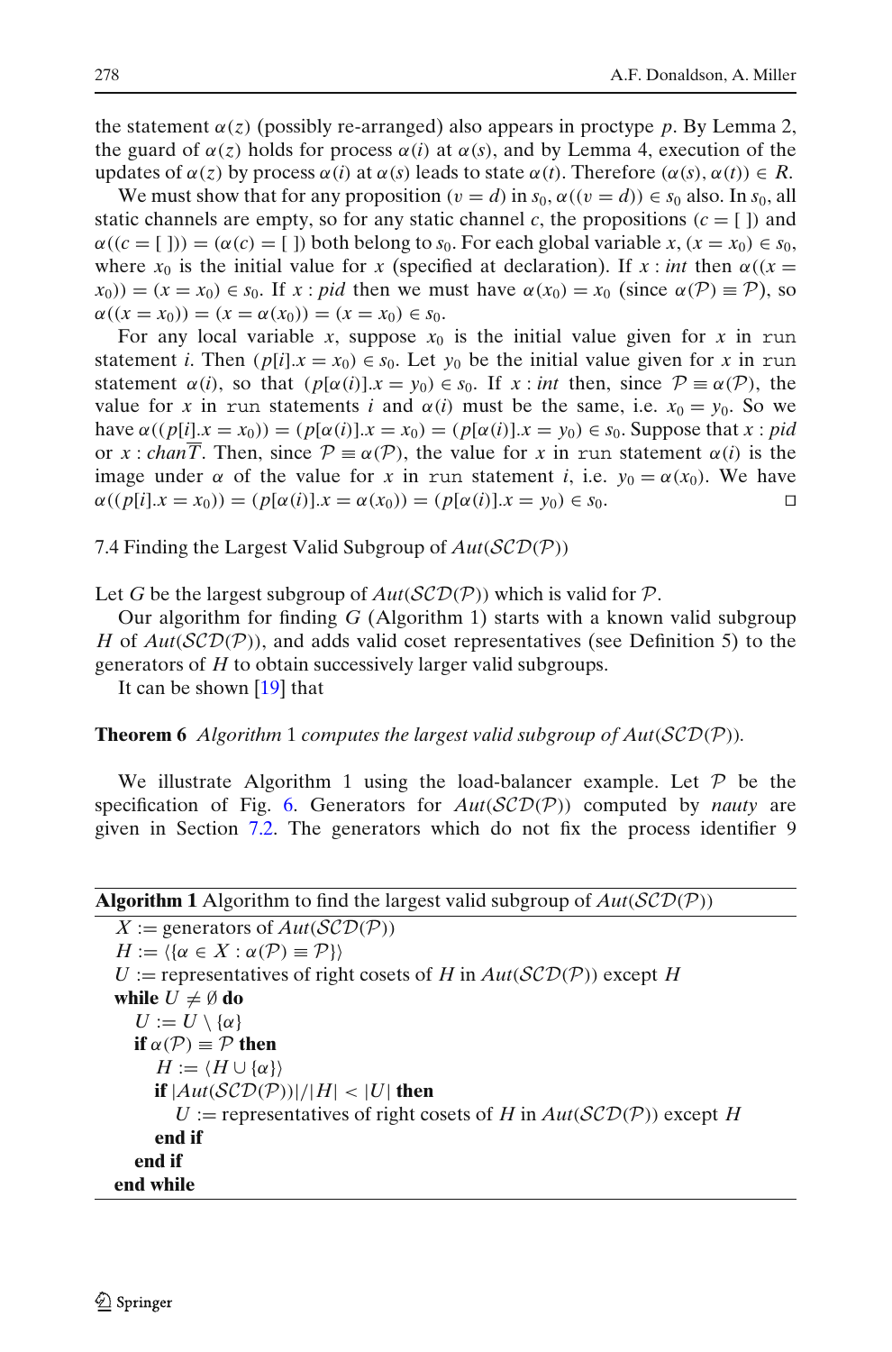the statement $\alpha(z)$ (possibly re-arranged) also appears in proctype $p$. By Lemma 2, the guard of $\alpha(z)$ holds for process $\alpha(i)$ at $\alpha(s)$, and by Lemma 4, execution of the updates of $\alpha(z)$ by process $\alpha(i)$ at $\alpha(s)$ leads to state $\alpha(t)$. Therefore $(\alpha(s), \alpha(t)) \in R$.

We must show that for any proposition $(v = d)$ in $s_0$, $\alpha((v = d)) \in s_0$ also. In $s_0$, all static channels are empty, so for any static channel $c$, the propositions $(c = [\,])$ and $\alpha((c = [\,])) = (\alpha(c) = [\,])$ both belong to $s_0$. For each global variable $x$, $(x = x_0) \in s_0$, where $x_0$ is the initial value for $x$ (specified at declaration). If $x : int$ then $\alpha((x = x_0)) = (x = x_0) \in s_0$. If $x : pid$ then we must have $\alpha(x_0) = x_0$ (since $\alpha(\mathcal{P}) \equiv \mathcal{P}$), so $\alpha((x = x_0)) = (x = \alpha(x_0)) = (x = x_0) \in s_0$.

For any local variable $x$, suppose $x_0$ is the initial value given for $x$ in `run` statement $i$. Then $(p[i].x = x_0) \in s_0$. Let $y_0$ be the initial value given for $x$ in `run` statement $\alpha(i)$, so that $(p[\alpha(i)].x = y_0) \in s_0$. If $x : int$ then, since $\mathcal{P} \equiv \alpha(\mathcal{P})$, the value for $x$ in `run` statements $i$ and $\alpha(i)$ must be the same, i.e. $x_0 = y_0$. So we have $\alpha((p[i].x = x_0)) = (p[\alpha(i)].x = x_0) = (p[\alpha(i)].x = y_0) \in s_0$. Suppose that $x : pid$ or $x : chan\overline{T}$. Then, since $\mathcal{P} \equiv \alpha(\mathcal{P})$, the value for $x$ in `run` statement $\alpha(i)$ is the image under $\alpha$ of the value for $x$ in `run` statement $i$, i.e. $y_0 = \alpha(x_0)$. We have $\alpha((p[i].x = x_0)) = (p[\alpha(i)].x = \alpha(x_0)) = (p[\alpha(i)].x = y_0) \in s_0$. □

### 7.4 Finding the Largest Valid Subgroup of $Aut(\mathcal{SCD}(\mathcal{P}))$

Let $G$ be the largest subgroup of $Aut(\mathcal{SCD}(\mathcal{P}))$ which is valid for $\mathcal{P}$.

Our algorithm for finding $G$ (Algorithm 1) starts with a known valid subgroup $H$ of $Aut(\mathcal{SCD}(\mathcal{P}))$, and adds valid coset representatives (see Definition 5) to the generators of $H$ to obtain successively larger valid subgroups.

It can be shown [19] that

**Theorem 6** *Algorithm* 1 *computes the largest valid subgroup of $Aut(\mathcal{SCD}(\mathcal{P}))$.*

We illustrate Algorithm 1 using the load-balancer example. Let $\mathcal{P}$ be the specification of Fig. 6. Generators for $Aut(\mathcal{SCD}(\mathcal{P}))$ computed by *nauty* are given in Section 7.2. The generators which do not fix the process identifier 9

**Algorithm 1** Algorithm to find the largest valid subgroup of $Aut(\mathcal{SCD}(\mathcal{P}))$

> $X :=$ generators of $Aut(\mathcal{SCD}(\mathcal{P}))$
> $H := \langle\{\alpha \in X : \alpha(\mathcal{P}) \equiv \mathcal{P}\}\rangle$
> $U :=$ representatives of right cosets of $H$ in $Aut(\mathcal{SCD}(\mathcal{P}))$ except $H$
> **while** $U \neq \emptyset$ **do**
> &nbsp;&nbsp;&nbsp;&nbsp;$U := U \setminus \{\alpha\}$
> &nbsp;&nbsp;&nbsp;&nbsp;**if** $\alpha(\mathcal{P}) \equiv \mathcal{P}$ **then**
> &nbsp;&nbsp;&nbsp;&nbsp;&nbsp;&nbsp;&nbsp;&nbsp;$H := \langle H \cup \{\alpha\}\rangle$
> &nbsp;&nbsp;&nbsp;&nbsp;&nbsp;&nbsp;&nbsp;&nbsp;**if** $|Aut(\mathcal{SCD}(\mathcal{P}))|/|H| < |U|$ **then**
> &nbsp;&nbsp;&nbsp;&nbsp;&nbsp;&nbsp;&nbsp;&nbsp;&nbsp;&nbsp;&nbsp;&nbsp;$U :=$ representatives of right cosets of $H$ in $Aut(\mathcal{SCD}(\mathcal{P}))$ except $H$
> &nbsp;&nbsp;&nbsp;&nbsp;&nbsp;&nbsp;&nbsp;&nbsp;**end if**
> &nbsp;&nbsp;&nbsp;&nbsp;**end if**
> **end while**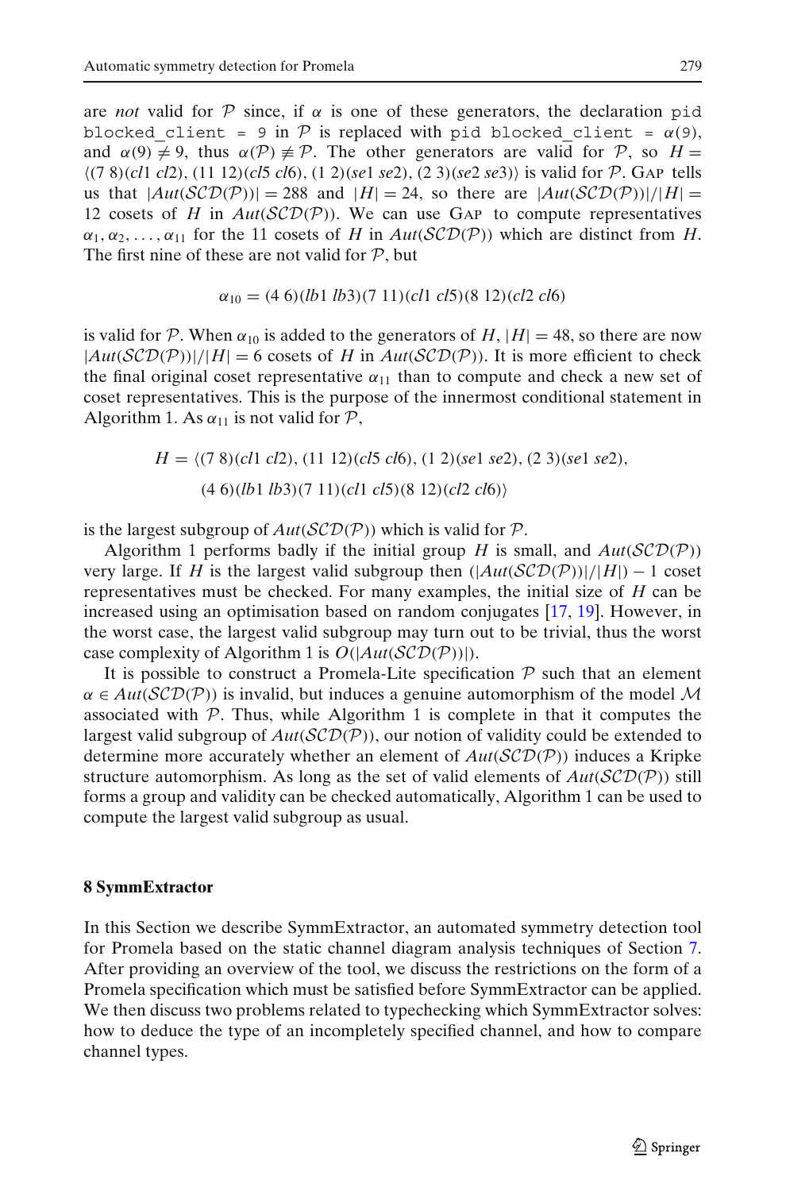are *not* valid for $\mathcal{P}$ since, if $\alpha$ is one of these generators, the declaration `pid blocked_client = 9` in $\mathcal{P}$ is replaced with `pid blocked_client =` $\alpha(9)$, and $\alpha(9) \neq 9$, thus $\alpha(\mathcal{P}) \not\equiv \mathcal{P}$. The other generators are valid for $\mathcal{P}$, so $H = \langle (7\ 8)(cl1\ cl2), (11\ 12)(cl5\ cl6), (1\ 2)(se1\ se2), (2\ 3)(se2\ se3)\rangle$ is valid for $\mathcal{P}$. GAP tells us that $|Aut(\mathcal{SCD}(\mathcal{P}))| = 288$ and $|H| = 24$, so there are $|Aut(\mathcal{SCD}(\mathcal{P}))|/|H| = 12$ cosets of $H$ in $Aut(\mathcal{SCD}(\mathcal{P}))$. We can use GAP to compute representatives $\alpha_1, \alpha_2, \ldots, \alpha_{11}$ for the 11 cosets of $H$ in $Aut(\mathcal{SCD}(\mathcal{P}))$ which are distinct from $H$. The first nine of these are not valid for $\mathcal{P}$, but

$$\alpha_{10} = (4\ 6)(lb1\ lb3)(7\ 11)(cl1\ cl5)(8\ 12)(cl2\ cl6)$$

is valid for $\mathcal{P}$. When $\alpha_{10}$ is added to the generators of $H$, $|H| = 48$, so there are now $|Aut(\mathcal{SCD}(\mathcal{P}))|/|H| = 6$ cosets of $H$ in $Aut(\mathcal{SCD}(\mathcal{P}))$. It is more efficient to check the final original coset representative $\alpha_{11}$ than to compute and check a new set of coset representatives. This is the purpose of the innermost conditional statement in Algorithm 1. As $\alpha_{11}$ is not valid for $\mathcal{P}$,

$$H = \langle (7\ 8)(cl1\ cl2), (11\ 12)(cl5\ cl6), (1\ 2)(se1\ se2), (2\ 3)(se1\ se2),$$
$$(4\ 6)(lb1\ lb3)(7\ 11)(cl1\ cl5)(8\ 12)(cl2\ cl6)\rangle$$

is the largest subgroup of $Aut(\mathcal{SCD}(\mathcal{P}))$ which is valid for $\mathcal{P}$.

Algorithm 1 performs badly if the initial group $H$ is small, and $Aut(\mathcal{SCD}(\mathcal{P}))$ very large. If $H$ is the largest valid subgroup then $(|Aut(\mathcal{SCD}(\mathcal{P}))|/|H|) - 1$ coset representatives must be checked. For many examples, the initial size of $H$ can be increased using an optimisation based on random conjugates [17, 19]. However, in the worst case, the largest valid subgroup may turn out to be trivial, thus the worst case complexity of Algorithm 1 is $O(|Aut(\mathcal{SCD}(\mathcal{P}))|)$.

It is possible to construct a Promela-Lite specification $\mathcal{P}$ such that an element $\alpha \in Aut(\mathcal{SCD}(\mathcal{P}))$ is invalid, but induces a genuine automorphism of the model $\mathcal{M}$ associated with $\mathcal{P}$. Thus, while Algorithm 1 is complete in that it computes the largest valid subgroup of $Aut(\mathcal{SCD}(\mathcal{P}))$, our notion of validity could be extended to determine more accurately whether an element of $Aut(\mathcal{SCD}(\mathcal{P}))$ induces a Kripke structure automorphism. As long as the set of valid elements of $Aut(\mathcal{SCD}(\mathcal{P}))$ still forms a group and validity can be checked automatically, Algorithm 1 can be used to compute the largest valid subgroup as usual.

## 8 SymmExtractor

In this Section we describe SymmExtractor, an automated symmetry detection tool for Promela based on the static channel diagram analysis techniques of Section 7. After providing an overview of the tool, we discuss the restrictions on the form of a Promela specification which must be satisfied before SymmExtractor can be applied. We then discuss two problems related to typechecking which SymmExtractor solves: how to deduce the type of an incompletely specified channel, and how to compare channel types.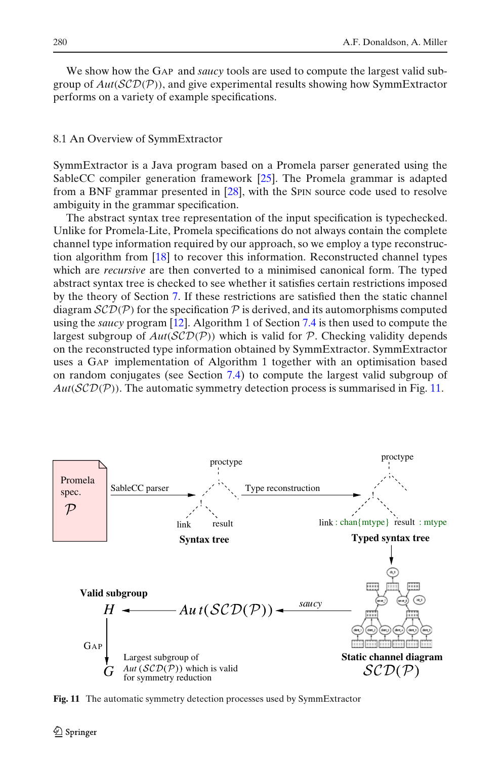We show how the GAP and *saucy* tools are used to compute the largest valid subgroup of $Aut(\mathcal{SCD}(\mathcal{P}))$, and give experimental results showing how SymmExtractor performs on a variety of example specifications.

### 8.1 An Overview of SymmExtractor

SymmExtractor is a Java program based on a Promela parser generated using the SableCC compiler generation framework [25]. The Promela grammar is adapted from a BNF grammar presented in [28], with the SPIN source code used to resolve ambiguity in the grammar specification.

The abstract syntax tree representation of the input specification is typechecked. Unlike for Promela-Lite, Promela specifications do not always contain the complete channel type information required by our approach, so we employ a type reconstruction algorithm from [18] to recover this information. Reconstructed channel types which are *recursive* are then converted to a minimised canonical form. The typed abstract syntax tree is checked to see whether it satisfies certain restrictions imposed by the theory of Section 7. If these restrictions are satisfied then the static channel diagram $\mathcal{SCD}(\mathcal{P})$ for the specification $\mathcal{P}$ is derived, and its automorphisms computed using the *saucy* program [12]. Algorithm 1 of Section 7.4 is then used to compute the largest subgroup of $Aut(\mathcal{SCD}(\mathcal{P}))$ which is valid for $\mathcal{P}$. Checking validity depends on the reconstructed type information obtained by SymmExtractor. SymmExtractor uses a GAP implementation of Algorithm 1 together with an optimisation based on random conjugates (see Section 7.4) to compute the largest valid subgroup of $Aut(\mathcal{SCD}(\mathcal{P}))$. The automatic symmetry detection process is summarised in Fig. 11.

**Fig. 11** The automatic symmetry detection processes used by SymmExtractor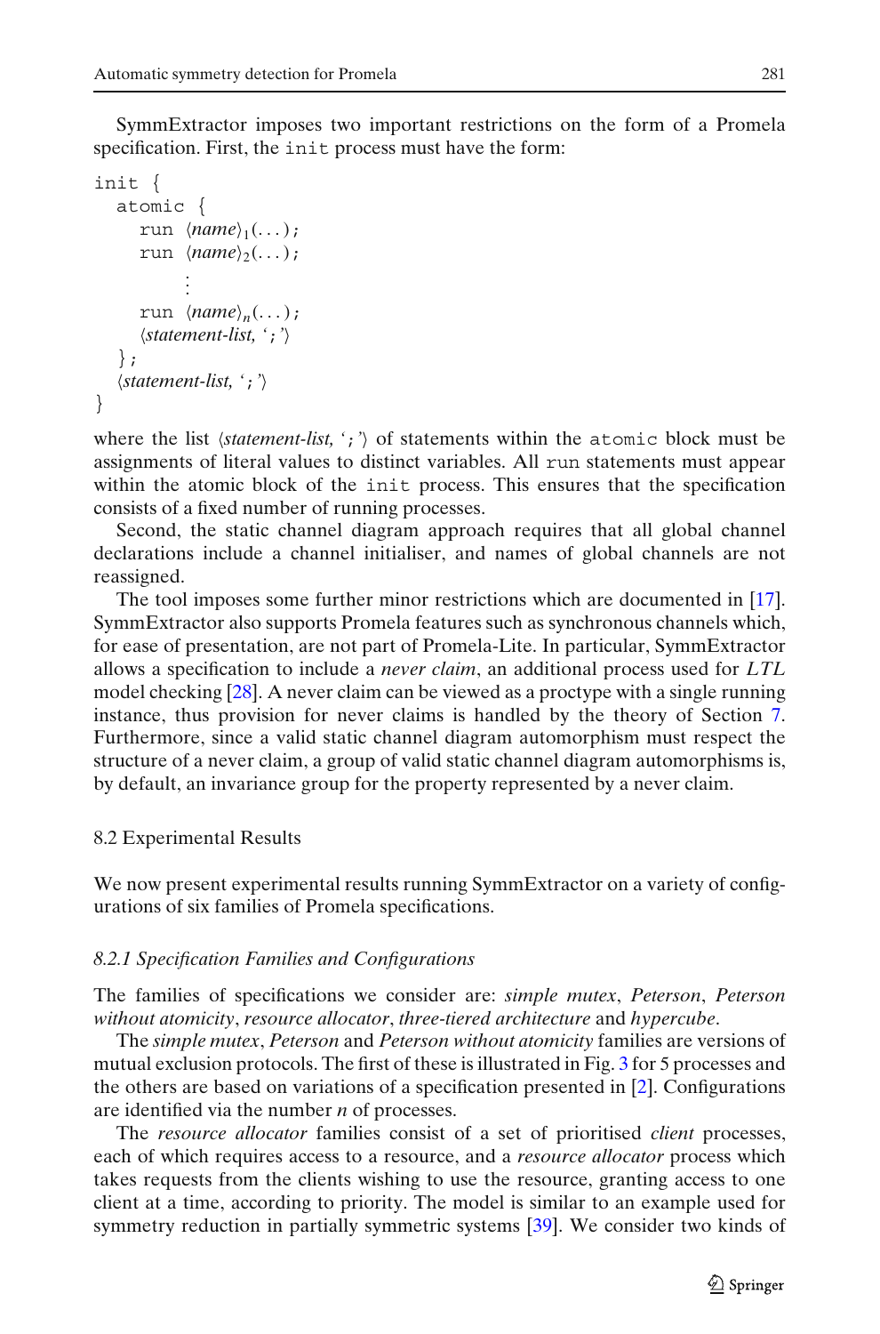SymmExtractor imposes two important restrictions on the form of a Promela specification. First, the `init` process must have the form:

```
init {
  atomic {
    run ⟨name⟩₁(...);
    run ⟨name⟩₂(...);
         ⋮
    run ⟨name⟩ₙ(...);
    ⟨statement-list, ';'⟩
  };
  ⟨statement-list, ';'⟩
}
```

where the list ⟨*statement-list*, '`;`'⟩ of statements within the `atomic` block must be assignments of literal values to distinct variables. All `run` statements must appear within the atomic block of the `init` process. This ensures that the specification consists of a fixed number of running processes.

Second, the static channel diagram approach requires that all global channel declarations include a channel initialiser, and names of global channels are not reassigned.

The tool imposes some further minor restrictions which are documented in [17]. SymmExtractor also supports Promela features such as synchronous channels which, for ease of presentation, are not part of Promela-Lite. In particular, SymmExtractor allows a specification to include a *never claim*, an additional process used for *LTL* model checking [28]. A never claim can be viewed as a proctype with a single running instance, thus provision for never claims is handled by the theory of Section 7. Furthermore, since a valid static channel diagram automorphism must respect the structure of a never claim, a group of valid static channel diagram automorphisms is, by default, an invariance group for the property represented by a never claim.

## 8.2 Experimental Results

We now present experimental results running SymmExtractor on a variety of configurations of six families of Promela specifications.

### 8.2.1 Specification Families and Configurations

The families of specifications we consider are: *simple mutex*, *Peterson*, *Peterson without atomicity*, *resource allocator*, *three-tiered architecture* and *hypercube*.

The *simple mutex*, *Peterson* and *Peterson without atomicity* families are versions of mutual exclusion protocols. The first of these is illustrated in Fig. 3 for 5 processes and the others are based on variations of a specification presented in [2]. Configurations are identified via the number $n$ of processes.

The *resource allocator* families consist of a set of prioritised *client* processes, each of which requires access to a resource, and a *resource allocator* process which takes requests from the clients wishing to use the resource, granting access to one client at a time, according to priority. The model is similar to an example used for symmetry reduction in partially symmetric systems [39]. We consider two kinds of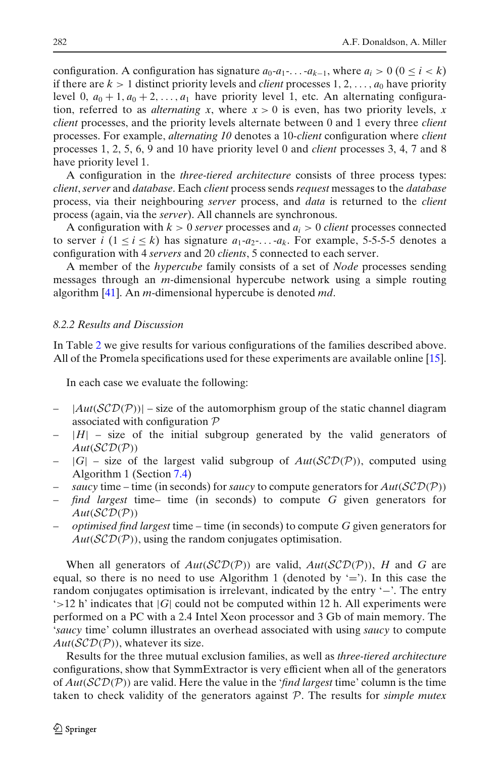configuration. A configuration has signature $a_0$-$a_1$-...-$a_{k-1}$, where $a_i > 0$ ($0 \leq i < k$) if there are $k > 1$ distinct priority levels and *client* processes $1, 2, \ldots, a_0$ have priority level 0, $a_0 + 1, a_0 + 2, \ldots, a_1$ have priority level 1, etc. An alternating configuration, referred to as *alternating x*, where $x > 0$ is even, has two priority levels, $x$ *client* processes, and the priority levels alternate between 0 and 1 every three *client* processes. For example, *alternating 10* denotes a 10-*client* configuration where *client* processes 1, 2, 5, 6, 9 and 10 have priority level 0 and *client* processes 3, 4, 7 and 8 have priority level 1.

A configuration in the *three-tiered architecture* consists of three process types: *client*, *server* and *database*. Each *client* process sends *request* messages to the *database* process, via their neighbouring *server* process, and *data* is returned to the *client* process (again, via the *server*). All channels are synchronous.

A configuration with $k > 0$ *server* processes and $a_i > 0$ *client* processes connected to server $i$ ($1 \leq i \leq k$) has signature $a_1$-$a_2$-...-$a_k$. For example, 5-5-5-5 denotes a configuration with 4 *servers* and 20 *clients*, 5 connected to each server.

A member of the *hypercube* family consists of a set of *Node* processes sending messages through an $m$-dimensional hypercube network using a simple routing algorithm [41]. An $m$-dimensional hypercube is denoted $m$d.

*8.2.2 Results and Discussion*

In Table 2 we give results for various configurations of the families described above. All of the Promela specifications used for these experiments are available online [15].

In each case we evaluate the following:

- $|Aut(\mathcal{SCD}(\mathcal{P}))|$ – size of the automorphism group of the static channel diagram associated with configuration $\mathcal{P}$
- $|H|$ – size of the initial subgroup generated by the valid generators of $Aut(\mathcal{SCD}(\mathcal{P}))$
- $|G|$ – size of the largest valid subgroup of $Aut(\mathcal{SCD}(\mathcal{P}))$, computed using Algorithm 1 (Section 7.4)
- *saucy* time – time (in seconds) for *saucy* to compute generators for $Aut(\mathcal{SCD}(\mathcal{P}))$
- *find largest* time– time (in seconds) to compute $G$ given generators for $Aut(\mathcal{SCD}(\mathcal{P}))$
- *optimised find largest* time – time (in seconds) to compute $G$ given generators for $Aut(\mathcal{SCD}(\mathcal{P}))$, using the random conjugates optimisation.

When all generators of $Aut(\mathcal{SCD}(\mathcal{P}))$ are valid, $Aut(\mathcal{SCD}(\mathcal{P}))$, $H$ and $G$ are equal, so there is no need to use Algorithm 1 (denoted by '='). In this case the random conjugates optimisation is irrelevant, indicated by the entry '−'. The entry '>12 h' indicates that $|G|$ could not be computed within 12 h. All experiments were performed on a PC with a 2.4 Intel Xeon processor and 3 Gb of main memory. The '*saucy* time' column illustrates an overhead associated with using *saucy* to compute $Aut(\mathcal{SCD}(\mathcal{P}))$, whatever its size.

Results for the three mutual exclusion families, as well as *three-tiered architecture* configurations, show that SymmExtractor is very efficient when all of the generators of $Aut(\mathcal{SCD}(\mathcal{P}))$ are valid. Here the value in the '*find largest* time' column is the time taken to check validity of the generators against $\mathcal{P}$. The results for *simple mutex*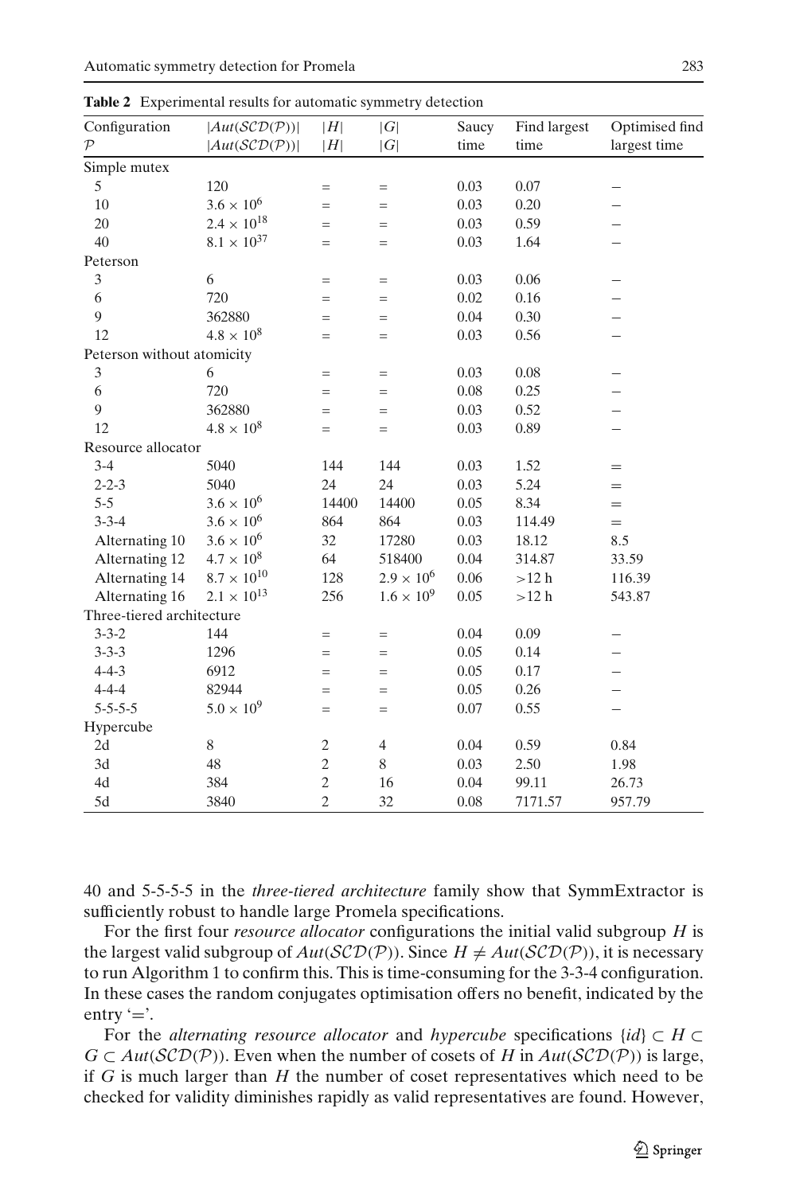**Table 2** Experimental results for automatic symmetry detection

| Configuration $\mathcal{P}$ | $\lvert Aut(\mathcal{SCD}(\mathcal{P}))\rvert$ | $\lvert H\rvert$ | $\lvert G\rvert$ | Saucy time | Find largest time | Optimised find largest time |
|---|---|---|---|---|---|---|
| Simple mutex | | | | | | |
| 5 | 120 | = | = | 0.03 | 0.07 | – |
| 10 | $3.6 \times 10^6$ | = | = | 0.03 | 0.20 | – |
| 20 | $2.4 \times 10^{18}$ | = | = | 0.03 | 0.59 | – |
| 40 | $8.1 \times 10^{37}$ | = | = | 0.03 | 1.64 | – |
| Peterson | | | | | | |
| 3 | 6 | = | = | 0.03 | 0.06 | – |
| 6 | 720 | = | = | 0.02 | 0.16 | – |
| 9 | 362880 | = | = | 0.04 | 0.30 | – |
| 12 | $4.8 \times 10^8$ | = | = | 0.03 | 0.56 | – |
| Peterson without atomicity | | | | | | |
| 3 | 6 | = | = | 0.03 | 0.08 | – |
| 6 | 720 | = | = | 0.08 | 0.25 | – |
| 9 | 362880 | = | = | 0.03 | 0.52 | – |
| 12 | $4.8 \times 10^8$ | = | = | 0.03 | 0.89 | – |
| Resource allocator | | | | | | |
| 3-4 | 5040 | 144 | 144 | 0.03 | 1.52 | = |
| 2-2-3 | 5040 | 24 | 24 | 0.03 | 5.24 | = |
| 5-5 | $3.6 \times 10^6$ | 14400 | 14400 | 0.05 | 8.34 | = |
| 3-3-4 | $3.6 \times 10^6$ | 864 | 864 | 0.03 | 114.49 | = |
| Alternating 10 | $3.6 \times 10^6$ | 32 | 17280 | 0.03 | 18.12 | 8.5 |
| Alternating 12 | $4.7 \times 10^8$ | 64 | 518400 | 0.04 | 314.87 | 33.59 |
| Alternating 14 | $8.7 \times 10^{10}$ | 128 | $2.9 \times 10^6$ | 0.06 | >12 h | 116.39 |
| Alternating 16 | $2.1 \times 10^{13}$ | 256 | $1.6 \times 10^9$ | 0.05 | >12 h | 543.87 |
| Three-tiered architecture | | | | | | |
| 3-3-2 | 144 | = | = | 0.04 | 0.09 | – |
| 3-3-3 | 1296 | = | = | 0.05 | 0.14 | – |
| 4-4-3 | 6912 | = | = | 0.05 | 0.17 | – |
| 4-4-4 | 82944 | = | = | 0.05 | 0.26 | – |
| 5-5-5-5 | $5.0 \times 10^9$ | = | = | 0.07 | 0.55 | – |
| Hypercube | | | | | | |
| 2d | 8 | 2 | 4 | 0.04 | 0.59 | 0.84 |
| 3d | 48 | 2 | 8 | 0.03 | 2.50 | 1.98 |
| 4d | 384 | 2 | 16 | 0.04 | 99.11 | 26.73 |
| 5d | 3840 | 2 | 32 | 0.08 | 7171.57 | 957.79 |

40 and 5-5-5-5 in the *three-tiered architecture* family show that SymmExtractor is sufficiently robust to handle large Promela specifications.

For the first four *resource allocator* configurations the initial valid subgroup $H$ is the largest valid subgroup of $Aut(\mathcal{SCD}(\mathcal{P}))$. Since $H \neq Aut(\mathcal{SCD}(\mathcal{P}))$, it is necessary to run Algorithm 1 to confirm this. This is time-consuming for the 3-3-4 configuration. In these cases the random conjugates optimisation offers no benefit, indicated by the entry '='.

For the *alternating resource allocator* and *hypercube* specifications $\{id\} \subset H \subset G \subset Aut(\mathcal{SCD}(\mathcal{P}))$. Even when the number of cosets of $H$ in $Aut(\mathcal{SCD}(\mathcal{P}))$ is large, if $G$ is much larger than $H$ the number of coset representatives which need to be checked for validity diminishes rapidly as valid representatives are found. However,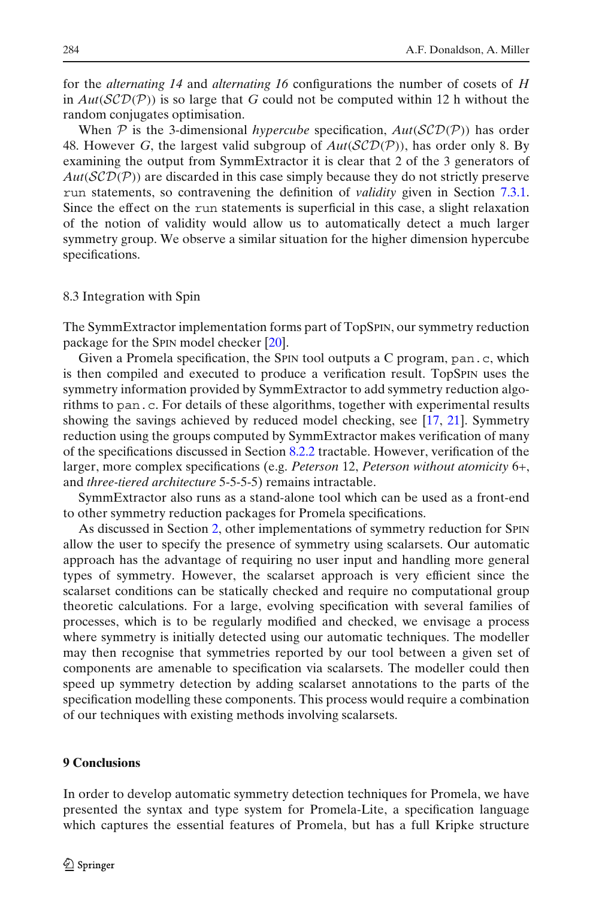for the *alternating 14* and *alternating 16* configurations the number of cosets of $H$ in $Aut(\mathcal{SCD}(\mathcal{P}))$ is so large that $G$ could not be computed within 12 h without the random conjugates optimisation.

When $\mathcal{P}$ is the 3-dimensional *hypercube* specification, $Aut(\mathcal{SCD}(\mathcal{P}))$ has order 48. However $G$, the largest valid subgroup of $Aut(\mathcal{SCD}(\mathcal{P}))$, has order only 8. By examining the output from SymmExtractor it is clear that 2 of the 3 generators of $Aut(\mathcal{SCD}(\mathcal{P}))$ are discarded in this case simply because they do not strictly preserve `run` statements, so contravening the definition of *validity* given in Section 7.3.1. Since the effect on the `run` statements is superficial in this case, a slight relaxation of the notion of validity would allow us to automatically detect a much larger symmetry group. We observe a similar situation for the higher dimension hypercube specifications.

### 8.3 Integration with Spin

The SymmExtractor implementation forms part of TopSpin, our symmetry reduction package for the Spin model checker [20].

Given a Promela specification, the Spin tool outputs a C program, `pan.c`, which is then compiled and executed to produce a verification result. TopSpin uses the symmetry information provided by SymmExtractor to add symmetry reduction algorithms to `pan.c`. For details of these algorithms, together with experimental results showing the savings achieved by reduced model checking, see [17, 21]. Symmetry reduction using the groups computed by SymmExtractor makes verification of many of the specifications discussed in Section 8.2.2 tractable. However, verification of the larger, more complex specifications (e.g. *Peterson* 12, *Peterson without atomicity* 6+, and *three-tiered architecture* 5-5-5-5) remains intractable.

SymmExtractor also runs as a stand-alone tool which can be used as a front-end to other symmetry reduction packages for Promela specifications.

As discussed in Section 2, other implementations of symmetry reduction for Spin allow the user to specify the presence of symmetry using scalarsets. Our automatic approach has the advantage of requiring no user input and handling more general types of symmetry. However, the scalarset approach is very efficient since the scalarset conditions can be statically checked and require no computational group theoretic calculations. For a large, evolving specification with several families of processes, which is to be regularly modified and checked, we envisage a process where symmetry is initially detected using our automatic techniques. The modeller may then recognise that symmetries reported by our tool between a given set of components are amenable to specification via scalarsets. The modeller could then speed up symmetry detection by adding scalarset annotations to the parts of the specification modelling these components. This process would require a combination of our techniques with existing methods involving scalarsets.

## 9 Conclusions

In order to develop automatic symmetry detection techniques for Promela, we have presented the syntax and type system for Promela-Lite, a specification language which captures the essential features of Promela, but has a full Kripke structure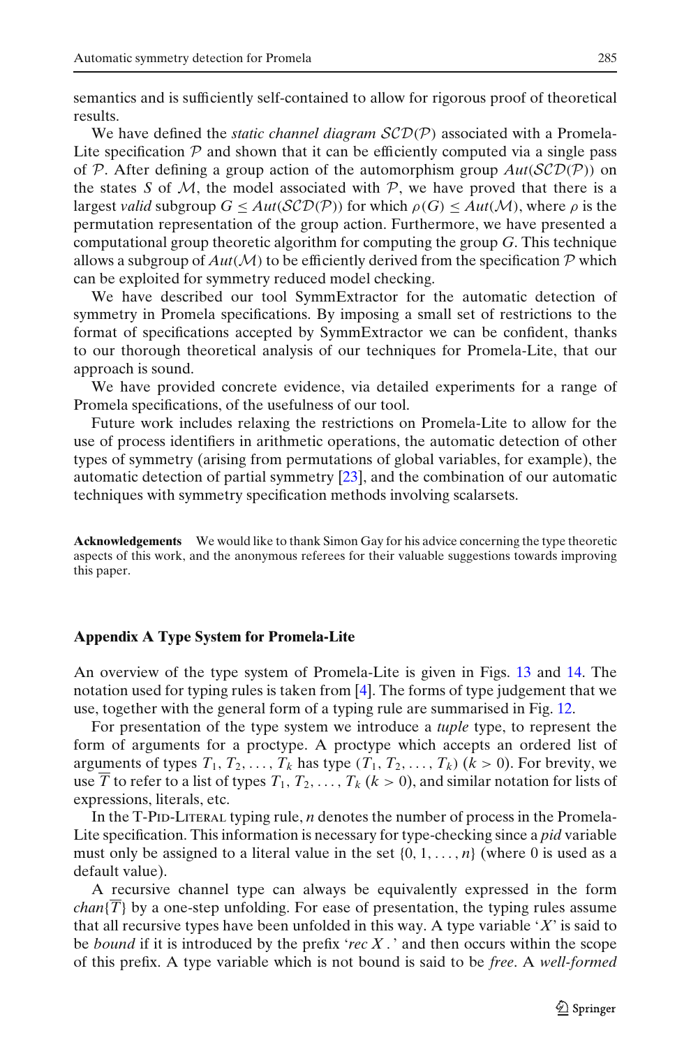semantics and is sufficiently self-contained to allow for rigorous proof of theoretical results.

We have defined the *static channel diagram* $\mathcal{SCD}(\mathcal{P})$ associated with a Promela-Lite specification $\mathcal{P}$ and shown that it can be efficiently computed via a single pass of $\mathcal{P}$. After defining a group action of the automorphism group $Aut(\mathcal{SCD}(\mathcal{P}))$ on the states $S$ of $\mathcal{M}$, the model associated with $\mathcal{P}$, we have proved that there is a largest *valid* subgroup $G \leq Aut(\mathcal{SCD}(\mathcal{P}))$ for which $\rho(G) \leq Aut(\mathcal{M})$, where $\rho$ is the permutation representation of the group action. Furthermore, we have presented a computational group theoretic algorithm for computing the group $G$. This technique allows a subgroup of $Aut(\mathcal{M})$ to be efficiently derived from the specification $\mathcal{P}$ which can be exploited for symmetry reduced model checking.

We have described our tool SymmExtractor for the automatic detection of symmetry in Promela specifications. By imposing a small set of restrictions to the format of specifications accepted by SymmExtractor we can be confident, thanks to our thorough theoretical analysis of our techniques for Promela-Lite, that our approach is sound.

We have provided concrete evidence, via detailed experiments for a range of Promela specifications, of the usefulness of our tool.

Future work includes relaxing the restrictions on Promela-Lite to allow for the use of process identifiers in arithmetic operations, the automatic detection of other types of symmetry (arising from permutations of global variables, for example), the automatic detection of partial symmetry [23], and the combination of our automatic techniques with symmetry specification methods involving scalarsets.

**Acknowledgements** We would like to thank Simon Gay for his advice concerning the type theoretic aspects of this work, and the anonymous referees for their valuable suggestions towards improving this paper.

## Appendix A Type System for Promela-Lite

An overview of the type system of Promela-Lite is given in Figs. 13 and 14. The notation used for typing rules is taken from [4]. The forms of type judgement that we use, together with the general form of a typing rule are summarised in Fig. 12.

For presentation of the type system we introduce a *tuple* type, to represent the form of arguments for a proctype. A proctype which accepts an ordered list of arguments of types $T_1, T_2, \ldots, T_k$ has type $(T_1, T_2, \ldots, T_k)$ $(k > 0)$. For brevity, we use $\overline{T}$ to refer to a list of types $T_1, T_2, \ldots, T_k$ $(k > 0)$, and similar notation for lists of expressions, literals, etc.

In the T-Pid-Literal typing rule, $n$ denotes the number of process in the Promela-Lite specification. This information is necessary for type-checking since a *pid* variable must only be assigned to a literal value in the set $\{0, 1, \ldots, n\}$ (where 0 is used as a default value).

A recursive channel type can always be equivalently expressed in the form $chan\{\overline{T}\}$ by a one-step unfolding. For ease of presentation, the typing rules assume that all recursive types have been unfolded in this way. A type variable '$X$' is said to be *bound* if it is introduced by the prefix '*rec* $X$ .' and then occurs within the scope of this prefix. A type variable which is not bound is said to be *free*. A *well-formed*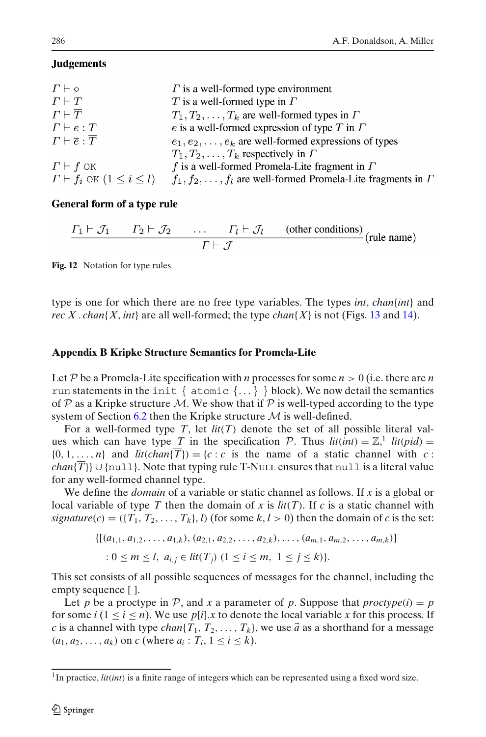**Judgements**

| | |
|---|---|
| $\Gamma \vdash \diamond$ | $\Gamma$ is a well-formed type environment |
| $\Gamma \vdash T$ | $T$ is a well-formed type in $\Gamma$ |
| $\Gamma \vdash \overline{T}$ | $T_1, T_2, \ldots, T_k$ are well-formed types in $\Gamma$ |
| $\Gamma \vdash e : T$ | $e$ is a well-formed expression of type $T$ in $\Gamma$ |
| $\Gamma \vdash \overline{e} : \overline{T}$ | $e_1, e_2, \ldots, e_k$ are well-formed expressions of types $T_1, T_2, \ldots, T_k$ respectively in $\Gamma$ |
| $\Gamma \vdash f$ OK | $f$ is a well-formed Promela-Lite fragment in $\Gamma$ |
| $\Gamma \vdash f_i$ OK $(1 \leq i \leq l)$ | $f_1, f_2, \ldots, f_l$ are well-formed Promela-Lite fragments in $\Gamma$ |

**General form of a type rule**

$$\frac{\Gamma_1 \vdash \mathcal{J}_1 \qquad \Gamma_2 \vdash \mathcal{J}_2 \qquad \ldots \qquad \Gamma_l \vdash \mathcal{J}_l \qquad \text{(other conditions)}}{\Gamma \vdash \mathcal{J}} \text{(rule name)}$$

**Fig. 12** Notation for type rules

type is one for which there are no free type variables. The types *int*, *chan*{*int*} and *rec X . chan*{*X*, *int*} are all well-formed; the type *chan*{*X*} is not (Figs. 13 and 14).

## Appendix B Kripke Structure Semantics for Promela-Lite

Let $\mathcal{P}$ be a Promela-Lite specification with $n$ processes for some $n > 0$ (i.e. there are $n$ `run` statements in the `init { atomic {... } }` block). We now detail the semantics of $\mathcal{P}$ as a Kripke structure $\mathcal{M}$. We show that if $\mathcal{P}$ is well-typed according to the type system of Section 6.2 then the Kripke structure $\mathcal{M}$ is well-defined.

For a well-formed type $T$, let $lit(T)$ denote the set of all possible literal values which can have type $T$ in the specification $\mathcal{P}$. Thus $lit(int) = \mathbb{Z}$,[1] $lit(pid) = \{0, 1, \ldots, n\}$ and $lit(chan\{\overline{T}\}) = \{c : c$ is the name of a static channel with $c : chan\{\overline{T}\}\} \cup \{$`null`$\}$. Note that typing rule T-Null ensures that `null` is a literal value for any well-formed channel type.

We define the *domain* of a variable or static channel as follows. If $x$ is a global or local variable of type $T$ then the domain of $x$ is $lit(T)$. If $c$ is a static channel with $signature(c) = (\{T_1, T_2, \ldots, T_k\}, l)$ (for some $k, l > 0$) then the domain of $c$ is the set:

$$\{[(a_{1,1}, a_{1,2}, \ldots, a_{1,k}), (a_{2,1}, a_{2,2}, \ldots, a_{2,k}), \ldots, (a_{m,1}, a_{m,2}, \ldots, a_{m,k})]$$
$$: 0 \leq m \leq l,\ a_{i,j} \in lit(T_j)\ (1 \leq i \leq m,\ 1 \leq j \leq k)\}.$$

This set consists of all possible sequences of messages for the channel, including the empty sequence [ ].

Let $p$ be a proctype in $\mathcal{P}$, and $x$ a parameter of $p$. Suppose that $proctype(i) = p$ for some $i$ $(1 \leq i \leq n)$. We use $p[i].x$ to denote the local variable $x$ for this process. If $c$ is a channel with type $chan\{T_1, T_2, \ldots, T_k\}$, we use $\vec{a}$ as a shorthand for a message $(a_1, a_2, \ldots, a_k)$ on $c$ (where $a_i : T_i$, $1 \leq i \leq k$).

[1] In practice, $lit(int)$ is a finite range of integers which can be represented using a fixed word size.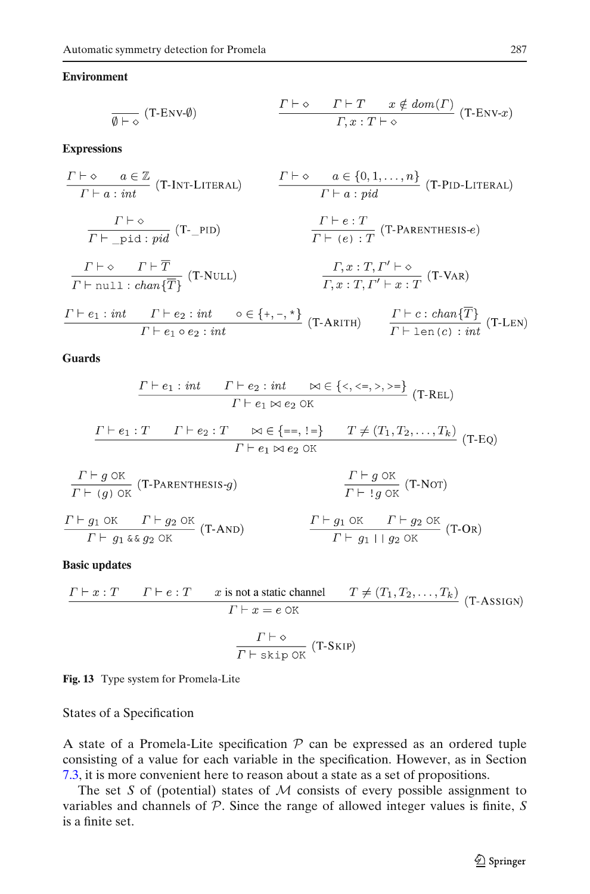**Environment**

$$\frac{}{\emptyset \vdash \diamond} \text{ (T-ENV-}\emptyset\text{)} \qquad \frac{\Gamma \vdash \diamond \quad \Gamma \vdash T \quad x \notin dom(\Gamma)}{\Gamma, x : T \vdash \diamond} \text{ (T-ENV-}x\text{)}$$

**Expressions**

$$\frac{\Gamma \vdash \diamond \quad a \in \mathbb{Z}}{\Gamma \vdash a : int} \text{ (T-INT-LITERAL)} \qquad \frac{\Gamma \vdash \diamond \quad a \in \{0, 1, \ldots, n\}}{\Gamma \vdash a : pid} \text{ (T-PID-LITERAL)}$$

$$\frac{\Gamma \vdash \diamond}{\Gamma \vdash \texttt{\_pid} : pid} \text{ (T-\_PID)} \qquad \frac{\Gamma \vdash e : T}{\Gamma \vdash \texttt{(}e\texttt{)} : T} \text{ (T-PARENTHESIS-}e\text{)}$$

$$\frac{\Gamma \vdash \diamond \quad \Gamma \vdash \overline{T}}{\Gamma \vdash \texttt{null} : chan\{\overline{T}\}} \text{ (T-NULL)} \qquad \frac{\Gamma, x : T, \Gamma' \vdash \diamond}{\Gamma, x : T, \Gamma' \vdash x : T} \text{ (T-VAR)}$$

$$\frac{\Gamma \vdash e_1 : int \quad \Gamma \vdash e_2 : int \quad \circ \in \{\texttt{+}, \texttt{-}, \texttt{*}\}}{\Gamma \vdash e_1 \circ e_2 : int} \text{ (T-ARITH)} \qquad \frac{\Gamma \vdash c : chan\{\overline{T}\}}{\Gamma \vdash \texttt{len(c)} : int} \text{ (T-LEN)}$$

**Guards**

$$\frac{\Gamma \vdash e_1 : int \quad \Gamma \vdash e_2 : int \quad \bowtie \in \{\texttt{<}, \texttt{<=}, \texttt{>}, \texttt{>=}\}}{\Gamma \vdash e_1 \bowtie e_2 \texttt{ OK}} \text{ (T-REL)}$$

$$\frac{\Gamma \vdash e_1 : T \quad \Gamma \vdash e_2 : T \quad \bowtie \in \{\texttt{==}, \texttt{!=}\} \quad T \neq (T_1, T_2, \ldots, T_k)}{\Gamma \vdash e_1 \bowtie e_2 \texttt{ OK}} \text{ (T-EQ)}$$

$$\frac{\Gamma \vdash g \texttt{ OK}}{\Gamma \vdash \texttt{(}g\texttt{) OK}} \text{ (T-PARENTHESIS-}g\text{)} \qquad \frac{\Gamma \vdash g \texttt{ OK}}{\Gamma \vdash \texttt{!}g \texttt{ OK}} \text{ (T-NOT)}$$

$$\frac{\Gamma \vdash g_1 \texttt{ OK} \quad \Gamma \vdash g_2 \texttt{ OK}}{\Gamma \vdash g_1 \texttt{ \&\& } g_2 \texttt{ OK}} \text{ (T-AND)} \qquad \frac{\Gamma \vdash g_1 \texttt{ OK} \quad \Gamma \vdash g_2 \texttt{ OK}}{\Gamma \vdash g_1 \texttt{ || } g_2 \texttt{ OK}} \text{ (T-OR)}$$

**Basic updates**

$$\frac{\Gamma \vdash x : T \quad \Gamma \vdash e : T \quad x \text{ is not a static channel} \quad T \neq (T_1, T_2, \ldots, T_k)}{\Gamma \vdash x = e \texttt{ OK}} \text{ (T-ASSIGN)}$$

$$\frac{\Gamma \vdash \diamond}{\Gamma \vdash \texttt{skip OK}} \text{ (T-SKIP)}$$

**Fig. 13** Type system for Promela-Lite

States of a Specification

A state of a Promela-Lite specification $\mathcal{P}$ can be expressed as an ordered tuple consisting of a value for each variable in the specification. However, as in Section 7.3, it is more convenient here to reason about a state as a set of propositions.

The set $S$ of (potential) states of $\mathcal{M}$ consists of every possible assignment to variables and channels of $\mathcal{P}$. Since the range of allowed integer values is finite, $S$ is a finite set.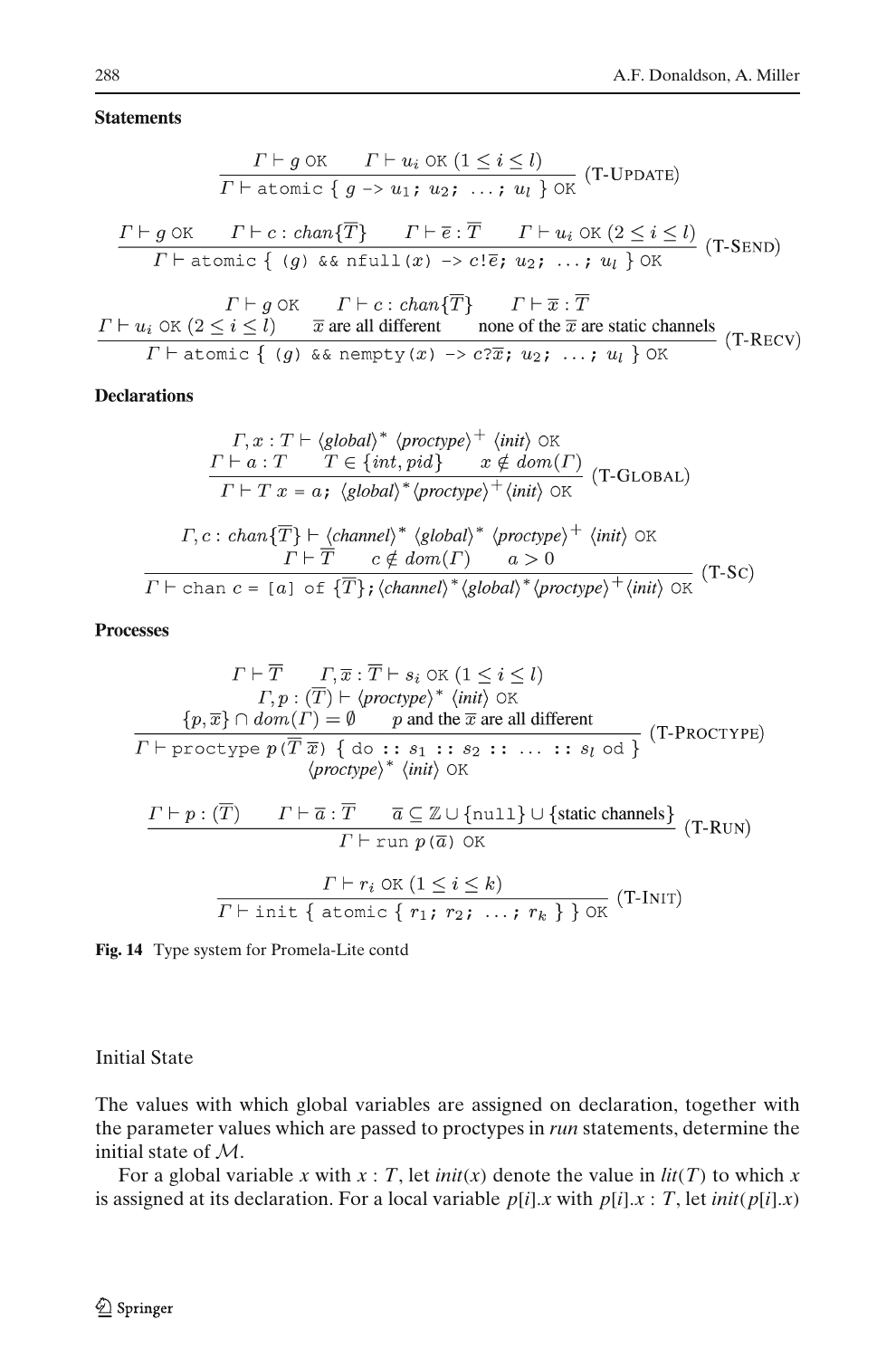**Statements**

$$\frac{\Gamma \vdash g \text{ OK} \qquad \Gamma \vdash u_i \text{ OK } (1 \le i \le l)}{\Gamma \vdash \texttt{atomic \{ } g \texttt{ -> } u_1\texttt{; } u_2\texttt{; } \ldots\texttt{; } u_l \texttt{ \}} \text{ OK}} \text{ (T-UPDATE)}$$

$$\frac{\Gamma \vdash g \text{ OK} \qquad \Gamma \vdash c : chan\{\overline{T}\} \qquad \Gamma \vdash \overline{e} : \overline{T} \qquad \Gamma \vdash u_i \text{ OK } (2 \le i \le l)}{\Gamma \vdash \texttt{atomic \{ (}g\texttt{) \&\& nfull(}x\texttt{) -> } c!\overline{e}\texttt{; } u_2\texttt{; } \ldots\texttt{; } u_l \texttt{ \}} \text{ OK}} \text{ (T-SEND)}$$

$$\frac{\begin{array}{c}\Gamma \vdash g \text{ OK} \qquad \Gamma \vdash c : chan\{\overline{T}\} \qquad \Gamma \vdash \overline{x} : \overline{T} \\ \Gamma \vdash u_i \text{ OK } (2 \le i \le l) \qquad \overline{x} \text{ are all different} \qquad \text{none of the } \overline{x} \text{ are static channels}\end{array}}{\Gamma \vdash \texttt{atomic \{ (}g\texttt{) \&\& nempty(}x\texttt{) -> } c?\overline{x}\texttt{; } u_2\texttt{; } \ldots\texttt{; } u_l \texttt{ \}} \text{ OK}} \text{ (T-RECV)}$$

**Declarations**

$$\frac{\begin{array}{c}\Gamma, x : T \vdash \langle global \rangle^* \ \langle proctype \rangle^+ \ \langle init \rangle \text{ OK} \\ \Gamma \vdash a : T \qquad T \in \{int, pid\} \qquad x \notin dom(\Gamma)\end{array}}{\Gamma \vdash T \ x \texttt{ = } a\texttt{;} \ \langle global \rangle^* \langle proctype \rangle^+ \langle init \rangle \text{ OK}} \text{ (T-GLOBAL)}$$

$$\frac{\begin{array}{c}\Gamma, c : chan\{\overline{T}\} \vdash \langle channel \rangle^* \ \langle global \rangle^* \ \langle proctype \rangle^+ \ \langle init \rangle \text{ OK} \\ \Gamma \vdash \overline{T} \qquad c \notin dom(\Gamma) \qquad a > 0\end{array}}{\Gamma \vdash \texttt{chan } c \texttt{ = [}a\texttt{] of \{}\overline{T}\texttt{\};} \langle channel \rangle^* \langle global \rangle^* \langle proctype \rangle^+ \langle init \rangle \text{ OK}} \text{ (T-SC)}$$

**Processes**

$$\frac{\begin{array}{c}\Gamma \vdash \overline{T} \qquad \Gamma, \overline{x} : \overline{T} \vdash s_i \text{ OK } (1 \le i \le l) \\ \Gamma, p : (\overline{T}) \vdash \langle proctype \rangle^* \ \langle init \rangle \text{ OK} \\ \{p, \overline{x}\} \cap dom(\Gamma) = \emptyset \qquad p \text{ and the } \overline{x} \text{ are all different}\end{array}}{\begin{array}{c}\Gamma \vdash \texttt{proctype } p\texttt{(}\overline{T}\ \overline{x}\texttt{) \{ do :: } s_1 \texttt{ :: } s_2 \texttt{ :: } \ldots \texttt{ :: } s_l \texttt{ od \}} \\ \langle proctype \rangle^* \ \langle init \rangle \text{ OK}\end{array}} \text{ (T-PROCTYPE)}$$

$$\frac{\Gamma \vdash p : (\overline{T}) \qquad \Gamma \vdash \overline{a} : \overline{T} \qquad \overline{a} \subseteq \mathbb{Z} \cup \{\texttt{null}\} \cup \{\text{static channels}\}}{\Gamma \vdash \texttt{run } p\texttt{(}\overline{a}\texttt{)} \text{ OK}} \text{ (T-RUN)}$$

$$\frac{\Gamma \vdash r_i \text{ OK } (1 \le i \le k)}{\Gamma \vdash \texttt{init \{ atomic \{ } r_1\texttt{; } r_2\texttt{; } \ldots\texttt{; } r_k \texttt{ \} \}} \text{ OK}} \text{ (T-INIT)}$$

**Fig. 14** Type system for Promela-Lite contd

Initial State

The values with which global variables are assigned on declaration, together with the parameter values which are passed to proctypes in *run* statements, determine the initial state of $\mathcal{M}$.

For a global variable $x$ with $x : T$, let $init(x)$ denote the value in $lit(T)$ to which $x$ is assigned at its declaration. For a local variable $p[i].x$ with $p[i].x : T$, let $init(p[i].x)$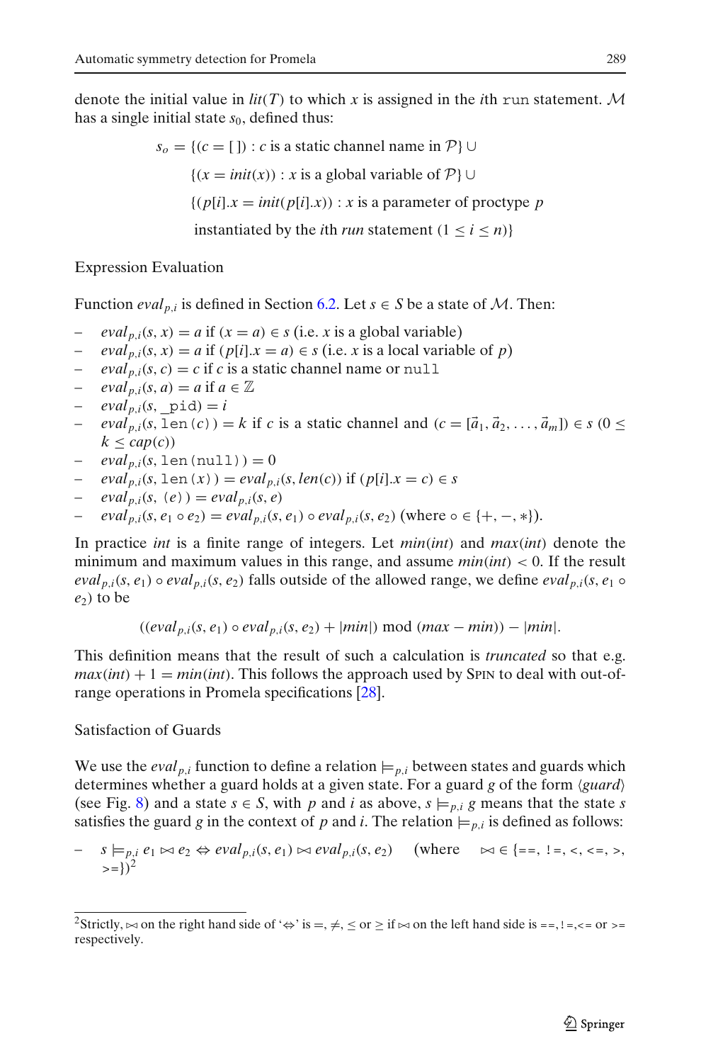denote the initial value in $lit(T)$ to which $x$ is assigned in the $i$th `run` statement. $\mathcal{M}$ has a single initial state $s_0$, defined thus:

$$
\begin{aligned}
s_o = \{&(c = [\,]) : c \text{ is a static channel name in } \mathcal{P}\} \cup \\
&\{(x = init(x)) : x \text{ is a global variable of } \mathcal{P}\} \cup \\
&\{(p[i].x = init(p[i].x)) : x \text{ is a parameter of proctype } p \\
&\text{ instantiated by the } i\text{th } run \text{ statement } (1 \leq i \leq n)\}
\end{aligned}
$$

Expression Evaluation

Function $eval_{p,i}$ is defined in Section 6.2. Let $s \in S$ be a state of $\mathcal{M}$. Then:

- $eval_{p,i}(s, x) = a$ if $(x = a) \in s$ (i.e. $x$ is a global variable)
- $eval_{p,i}(s, x) = a$ if $(p[i].x = a) \in s$ (i.e. $x$ is a local variable of $p$)
- $eval_{p,i}(s, c) = c$ if $c$ is a static channel name or `null`
- $eval_{p,i}(s, a) = a$ if $a \in \mathbb{Z}$
- $eval_{p,i}(s,$ `_pid`$) = i$
- $eval_{p,i}(s,$ `len(c)`$) = k$ if $c$ is a static channel and $(c = [\vec{a}_1, \vec{a}_2, \ldots, \vec{a}_m]) \in s$ $(0 \leq k \leq cap(c))$
- $eval_{p,i}(s,$ `len(null)`$) = 0$
- $eval_{p,i}(s,$ `len(x)`$) = eval_{p,i}(s, len(c))$ if $(p[i].x = c) \in s$
- $eval_{p,i}(s,$ `(e)`$) = eval_{p,i}(s, e)$
- $eval_{p,i}(s, e_1 \circ e_2) = eval_{p,i}(s, e_1) \circ eval_{p,i}(s, e_2)$ (where $\circ \in \{+, -, *\}$).

In practice *int* is a finite range of integers. Let $min(int)$ and $max(int)$ denote the minimum and maximum values in this range, and assume $min(int) < 0$. If the result $eval_{p,i}(s, e_1) \circ eval_{p,i}(s, e_2)$ falls outside of the allowed range, we define $eval_{p,i}(s, e_1 \circ e_2)$ to be

$$((eval_{p,i}(s, e_1) \circ eval_{p,i}(s, e_2) + |min|) \bmod (max - min)) - |min|.$$

This definition means that the result of such a calculation is *truncated* so that e.g. $max(int) + 1 = min(int)$. This follows the approach used by SPIN to deal with out-of-range operations in Promela specifications [28].

Satisfaction of Guards

We use the $eval_{p,i}$ function to define a relation $\models_{p,i}$ between states and guards which determines whether a guard holds at a given state. For a guard $g$ of the form $\langle guard \rangle$ (see Fig. 8) and a state $s \in S$, with $p$ and $i$ as above, $s \models_{p,i} g$ means that the state $s$ satisfies the guard $g$ in the context of $p$ and $i$. The relation $\models_{p,i}$ is defined as follows:

- $s \models_{p,i} e_1 \bowtie e_2 \Leftrightarrow eval_{p,i}(s, e_1) \bowtie eval_{p,i}(s, e_2)$ (where $\bowtie \in \{$`==`, `!=`, `<`, `<=`, `>`, `>=`$\}$)[2]

[2] Strictly, $\bowtie$ on the right hand side of '$\Leftrightarrow$' is $=, \neq, \leq$ or $\geq$ if $\bowtie$ on the left hand side is `==`, `!=`, `<=` or `>=` respectively.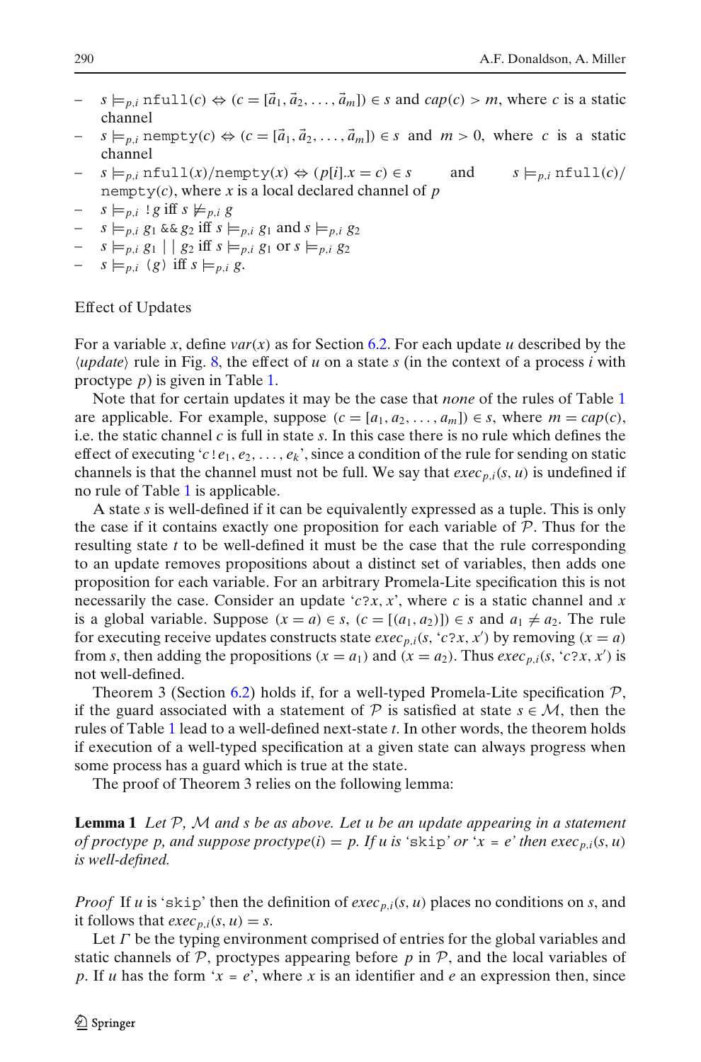- $s \models_{p,i}$ `nfull`$(c) \Leftrightarrow (c = [\vec{a}_1, \vec{a}_2, \ldots, \vec{a}_m]) \in s$ and $cap(c) > m$, where $c$ is a static channel
- $s \models_{p,i}$ `nempty`$(c) \Leftrightarrow (c = [\vec{a}_1, \vec{a}_2, \ldots, \vec{a}_m]) \in s$ and $m > 0$, where $c$ is a static channel
- $s \models_{p,i}$ `nfull`$(x)$/`nempty`$(x) \Leftrightarrow (p[i].x = c) \in s$ and $s \models_{p,i}$ `nfull`$(c)$/`nempty`$(c)$, where $x$ is a local declared channel of $p$
- $s \models_{p,i}$ `!`$g$ iff $s \not\models_{p,i} g$
- $s \models_{p,i} g_1$ `&&` $g_2$ iff $s \models_{p,i} g_1$ and $s \models_{p,i} g_2$
- $s \models_{p,i} g_1$ `||` $g_2$ iff $s \models_{p,i} g_1$ or $s \models_{p,i} g_2$
- $s \models_{p,i}$ `(`$g$`)` iff $s \models_{p,i} g$.

Effect of Updates

For a variable $x$, define $var(x)$ as for Section 6.2. For each update $u$ described by the $\langle update \rangle$ rule in Fig. 8, the effect of $u$ on a state $s$ (in the context of a process $i$ with proctype $p$) is given in Table 1.

Note that for certain updates it may be the case that *none* of the rules of Table 1 are applicable. For example, suppose $(c = [a_1, a_2, \ldots, a_m]) \in s$, where $m = cap(c)$, i.e. the static channel $c$ is full in state $s$. In this case there is no rule which defines the effect of executing '$c$`!`$e_1, e_2, \ldots, e_k$', since a condition of the rule for sending on static channels is that the channel must not be full. We say that $exec_{p,i}(s, u)$ is undefined if no rule of Table 1 is applicable.

A state $s$ is well-defined if it can be equivalently expressed as a tuple. This is only the case if it contains exactly one proposition for each variable of $\mathcal{P}$. Thus for the resulting state $t$ to be well-defined it must be the case that the rule corresponding to an update removes propositions about a distinct set of variables, then adds one proposition for each variable. For an arbitrary Promela-Lite specification this is not necessarily the case. Consider an update '$c$`?`$x, x'$', where $c$ is a static channel and $x$ is a global variable. Suppose $(x = a) \in s$, $(c = [(a_1, a_2)]) \in s$ and $a_1 \neq a_2$. The rule for executing receive updates constructs state $exec_{p,i}(s$, '$c$`?`$x, x'$') by removing $(x = a)$ from $s$, then adding the propositions $(x = a_1)$ and $(x = a_2)$. Thus $exec_{p,i}(s$, '$c$`?`$x, x'$') is not well-defined.

Theorem 3 (Section 6.2) holds if, for a well-typed Promela-Lite specification $\mathcal{P}$, if the guard associated with a statement of $\mathcal{P}$ is satisfied at state $s \in \mathcal{M}$, then the rules of Table 1 lead to a well-defined next-state $t$. In other words, the theorem holds if execution of a well-typed specification at a given state can always progress when some process has a guard which is true at the state.

The proof of Theorem 3 relies on the following lemma:

**Lemma 1** *Let $\mathcal{P}$, $\mathcal{M}$ and $s$ be as above. Let $u$ be an update appearing in a statement of proctype $p$, and suppose $proctype(i) = p$. If $u$ is '*`skip`*' or '$x$ `=` $e$' then $exec_{p,i}(s, u)$ is well-defined.*

*Proof* If $u$ is '`skip`' then the definition of $exec_{p,i}(s, u)$ places no conditions on $s$, and it follows that $exec_{p,i}(s, u) = s$.

Let $\Gamma$ be the typing environment comprised of entries for the global variables and static channels of $\mathcal{P}$, proctypes appearing before $p$ in $\mathcal{P}$, and the local variables of $p$. If $u$ has the form '$x$ `=` $e$', where $x$ is an identifier and $e$ an expression then, since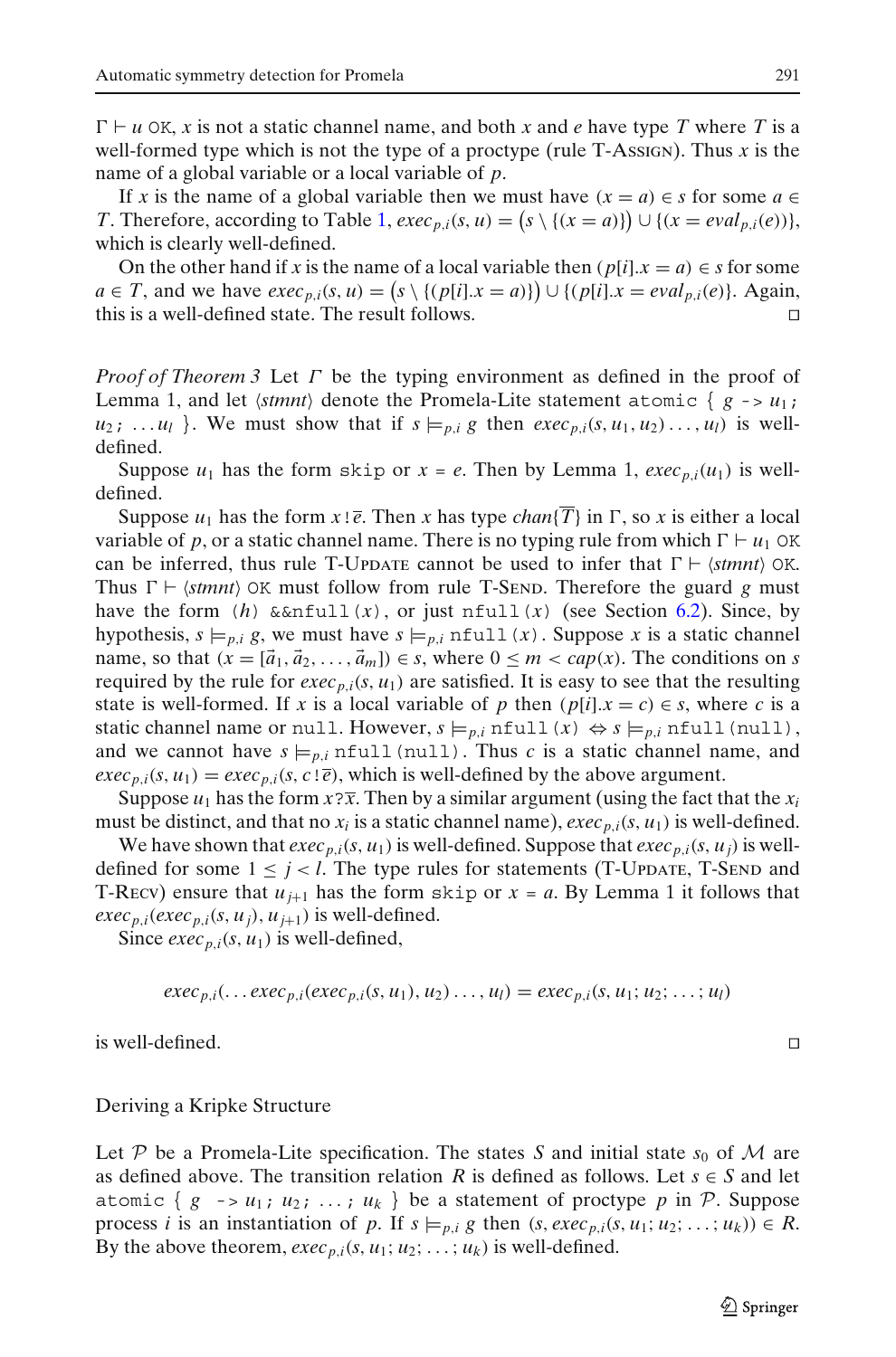$\Gamma \vdash u$ OK, $x$ is not a static channel name, and both $x$ and $e$ have type $T$ where $T$ is a well-formed type which is not the type of a proctype (rule T-ASSIGN). Thus $x$ is the name of a global variable or a local variable of $p$.

If $x$ is the name of a global variable then we must have $(x = a) \in s$ for some $a \in T$. Therefore, according to Table 1, $exec_{p,i}(s, u) = \big(s \setminus \{(x = a)\}\big) \cup \{(x = eval_{p,i}(e))\}$, which is clearly well-defined.

On the other hand if $x$ is the name of a local variable then $(p[i].x = a) \in s$ for some $a \in T$, and we have $exec_{p,i}(s, u) = \big(s \setminus \{(p[i].x = a)\}\big) \cup \{(p[i].x = eval_{p,i}(e)\}$. Again, this is a well-defined state. The result follows. □

*Proof of Theorem 3* Let $\Gamma$ be the typing environment as defined in the proof of Lemma 1, and let $\langle stmnt \rangle$ denote the Promela-Lite statement `atomic {` $g$ `->` $u_1$`;` $u_2$`;` $\ldots u_l$ `}`. We must show that if $s \models_{p,i} g$ then $exec_{p,i}(s, u_1, u_2) \ldots, u_l)$ is well-defined.

Suppose $u_1$ has the form `skip` or $x$ `=` $e$. Then by Lemma 1, $exec_{p,i}(u_1)$ is well-defined.

Suppose $u_1$ has the form $x$`!`$\overline{e}$. Then $x$ has type $chan\{\overline{T}\}$ in $\Gamma$, so $x$ is either a local variable of $p$, or a static channel name. There is no typing rule from which $\Gamma \vdash u_1$ OK can be inferred, thus rule T-UPDATE cannot be used to infer that $\Gamma \vdash \langle stmnt \rangle$ OK. Thus $\Gamma \vdash \langle stmnt \rangle$ OK must follow from rule T-SEND. Therefore the guard $g$ must have the form `(`$h$`) &&nfull(`$x$`)`, or just `nfull(`$x$`)` (see Section 6.2). Since, by hypothesis, $s \models_{p,i} g$, we must have $s \models_{p,i}$ `nfull(`$x$`)`. Suppose $x$ is a static channel name, so that $(x = [\vec{a}_1, \vec{a}_2, \ldots, \vec{a}_m]) \in s$, where $0 \leq m < cap(x)$. The conditions on $s$ required by the rule for $exec_{p,i}(s, u_1)$ are satisfied. It is easy to see that the resulting state is well-formed. If $x$ is a local variable of $p$ then $(p[i].x = c) \in s$, where $c$ is a static channel name or `null`. However, $s \models_{p,i}$ `nfull(`$x$`)` $\Leftrightarrow s \models_{p,i}$ `nfull(null)`, and we cannot have $s \models_{p,i}$ `nfull(null)`. Thus $c$ is a static channel name, and $exec_{p,i}(s, u_1) = exec_{p,i}(s, c!\overline{e})$, which is well-defined by the above argument.

Suppose $u_1$ has the form $x$`?`$\overline{x}$. Then by a similar argument (using the fact that the $x_i$ must be distinct, and that no $x_i$ is a static channel name), $exec_{p,i}(s, u_1)$ is well-defined.

We have shown that $exec_{p,i}(s, u_1)$ is well-defined. Suppose that $exec_{p,i}(s, u_j)$ is well-defined for some $1 \leq j < l$. The type rules for statements (T-UPDATE, T-SEND and T-RECV) ensure that $u_{j+1}$ has the form `skip` or $x$ `=` $a$. By Lemma 1 it follows that $exec_{p,i}(exec_{p,i}(s, u_j), u_{j+1})$ is well-defined.

Since $exec_{p,i}(s, u_1)$ is well-defined,

$$exec_{p,i}(\ldots exec_{p,i}(exec_{p,i}(s, u_1), u_2) \ldots, u_l) = exec_{p,i}(s, u_1; u_2; \ldots; u_l)$$

is well-defined. □

Deriving a Kripke Structure

Let $\mathcal{P}$ be a Promela-Lite specification. The states $S$ and initial state $s_0$ of $\mathcal{M}$ are as defined above. The transition relation $R$ is defined as follows. Let $s \in S$ and let `atomic {` $g$ `->` $u_1$`;` $u_2$`;` $\ldots$ `;` $u_k$ `}` be a statement of proctype $p$ in $\mathcal{P}$. Suppose process $i$ is an instantiation of $p$. If $s \models_{p,i} g$ then $(s, exec_{p,i}(s, u_1; u_2; \ldots; u_k)) \in R$. By the above theorem, $exec_{p,i}(s, u_1; u_2; \ldots; u_k)$ is well-defined.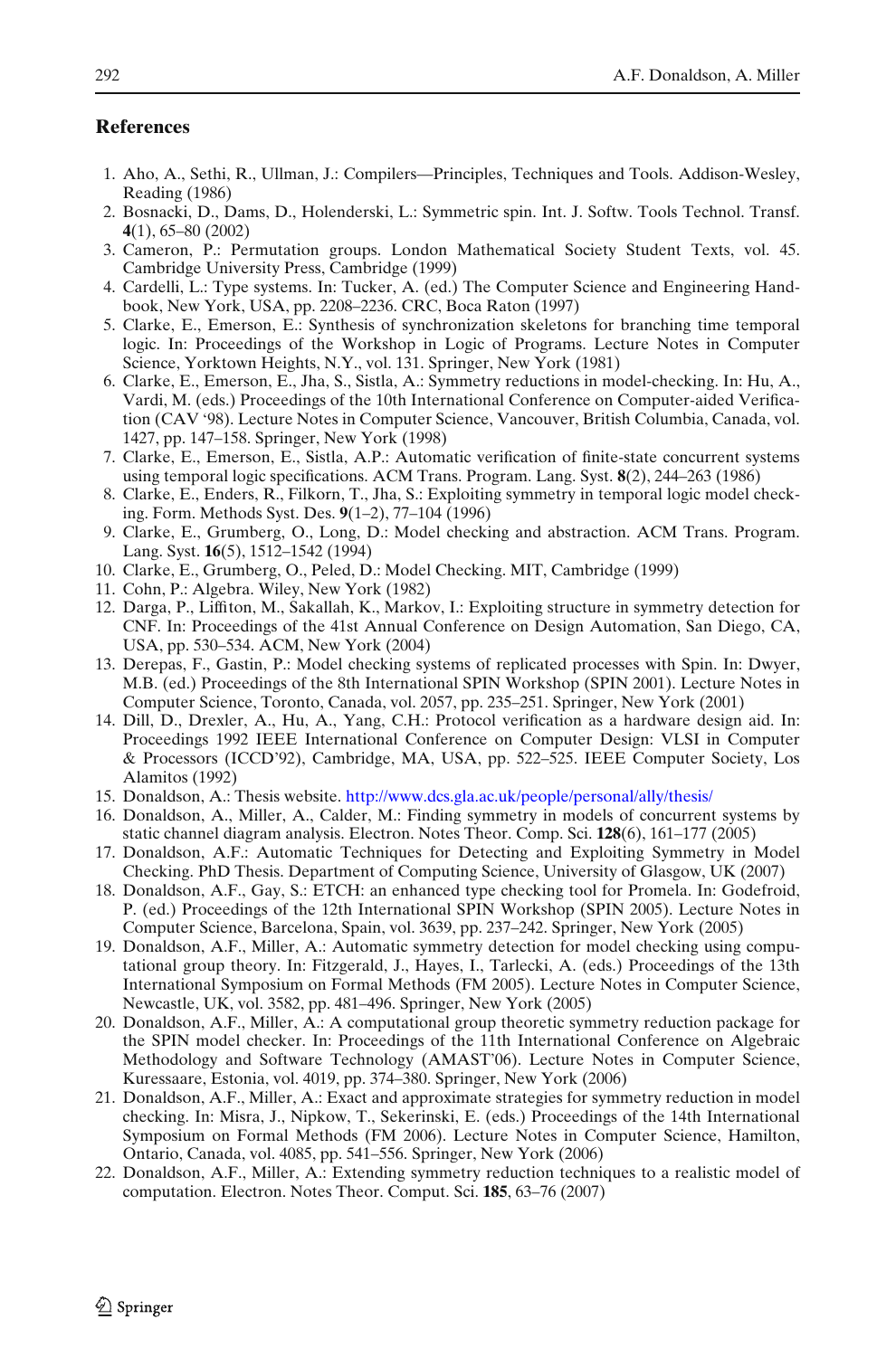## References

1. Aho, A., Sethi, R., Ullman, J.: Compilers—Principles, Techniques and Tools. Addison-Wesley, Reading (1986)
2. Bosnacki, D., Dams, D., Holenderski, L.: Symmetric spin. Int. J. Softw. Tools Technol. Transf. **4**(1), 65–80 (2002)
3. Cameron, P.: Permutation groups. London Mathematical Society Student Texts, vol. 45. Cambridge University Press, Cambridge (1999)
4. Cardelli, L.: Type systems. In: Tucker, A. (ed.) The Computer Science and Engineering Handbook, New York, USA, pp. 2208–2236. CRC, Boca Raton (1997)
5. Clarke, E., Emerson, E.: Synthesis of synchronization skeletons for branching time temporal logic. In: Proceedings of the Workshop in Logic of Programs. Lecture Notes in Computer Science, Yorktown Heights, N.Y., vol. 131. Springer, New York (1981)
6. Clarke, E., Emerson, E., Jha, S., Sistla, A.: Symmetry reductions in model-checking. In: Hu, A., Vardi, M. (eds.) Proceedings of the 10th International Conference on Computer-aided Verification (CAV '98). Lecture Notes in Computer Science, Vancouver, British Columbia, Canada, vol. 1427, pp. 147–158. Springer, New York (1998)
7. Clarke, E., Emerson, E., Sistla, A.P.: Automatic verification of finite-state concurrent systems using temporal logic specifications. ACM Trans. Program. Lang. Syst. **8**(2), 244–263 (1986)
8. Clarke, E., Enders, R., Filkorn, T., Jha, S.: Exploiting symmetry in temporal logic model checking. Form. Methods Syst. Des. **9**(1–2), 77–104 (1996)
9. Clarke, E., Grumberg, O., Long, D.: Model checking and abstraction. ACM Trans. Program. Lang. Syst. **16**(5), 1512–1542 (1994)
10. Clarke, E., Grumberg, O., Peled, D.: Model Checking. MIT, Cambridge (1999)
11. Cohn, P.: Algebra. Wiley, New York (1982)
12. Darga, P., Liffiton, M., Sakallah, K., Markov, I.: Exploiting structure in symmetry detection for CNF. In: Proceedings of the 41st Annual Conference on Design Automation, San Diego, CA, USA, pp. 530–534. ACM, New York (2004)
13. Derepas, F., Gastin, P.: Model checking systems of replicated processes with Spin. In: Dwyer, M.B. (ed.) Proceedings of the 8th International SPIN Workshop (SPIN 2001). Lecture Notes in Computer Science, Toronto, Canada, vol. 2057, pp. 235–251. Springer, New York (2001)
14. Dill, D., Drexler, A., Hu, A., Yang, C.H.: Protocol verification as a hardware design aid. In: Proceedings 1992 IEEE International Conference on Computer Design: VLSI in Computer & Processors (ICCD'92), Cambridge, MA, USA, pp. 522–525. IEEE Computer Society, Los Alamitos (1992)
15. Donaldson, A.: Thesis website. http://www.dcs.gla.ac.uk/people/personal/ally/thesis/
16. Donaldson, A., Miller, A., Calder, M.: Finding symmetry in models of concurrent systems by static channel diagram analysis. Electron. Notes Theor. Comp. Sci. **128**(6), 161–177 (2005)
17. Donaldson, A.F.: Automatic Techniques for Detecting and Exploiting Symmetry in Model Checking. PhD Thesis. Department of Computing Science, University of Glasgow, UK (2007)
18. Donaldson, A.F., Gay, S.: ETCH: an enhanced type checking tool for Promela. In: Godefroid, P. (ed.) Proceedings of the 12th International SPIN Workshop (SPIN 2005). Lecture Notes in Computer Science, Barcelona, Spain, vol. 3639, pp. 237–242. Springer, New York (2005)
19. Donaldson, A.F., Miller, A.: Automatic symmetry detection for model checking using computational group theory. In: Fitzgerald, J., Hayes, I., Tarlecki, A. (eds.) Proceedings of the 13th International Symposium on Formal Methods (FM 2005). Lecture Notes in Computer Science, Newcastle, UK, vol. 3582, pp. 481–496. Springer, New York (2005)
20. Donaldson, A.F., Miller, A.: A computational group theoretic symmetry reduction package for the SPIN model checker. In: Proceedings of the 11th International Conference on Algebraic Methodology and Software Technology (AMAST'06). Lecture Notes in Computer Science, Kuressaare, Estonia, vol. 4019, pp. 374–380. Springer, New York (2006)
21. Donaldson, A.F., Miller, A.: Exact and approximate strategies for symmetry reduction in model checking. In: Misra, J., Nipkow, T., Sekerinski, E. (eds.) Proceedings of the 14th International Symposium on Formal Methods (FM 2006). Lecture Notes in Computer Science, Hamilton, Ontario, Canada, vol. 4085, pp. 541–556. Springer, New York (2006)
22. Donaldson, A.F., Miller, A.: Extending symmetry reduction techniques to a realistic model of computation. Electron. Notes Theor. Comput. Sci. **185**, 63–76 (2007)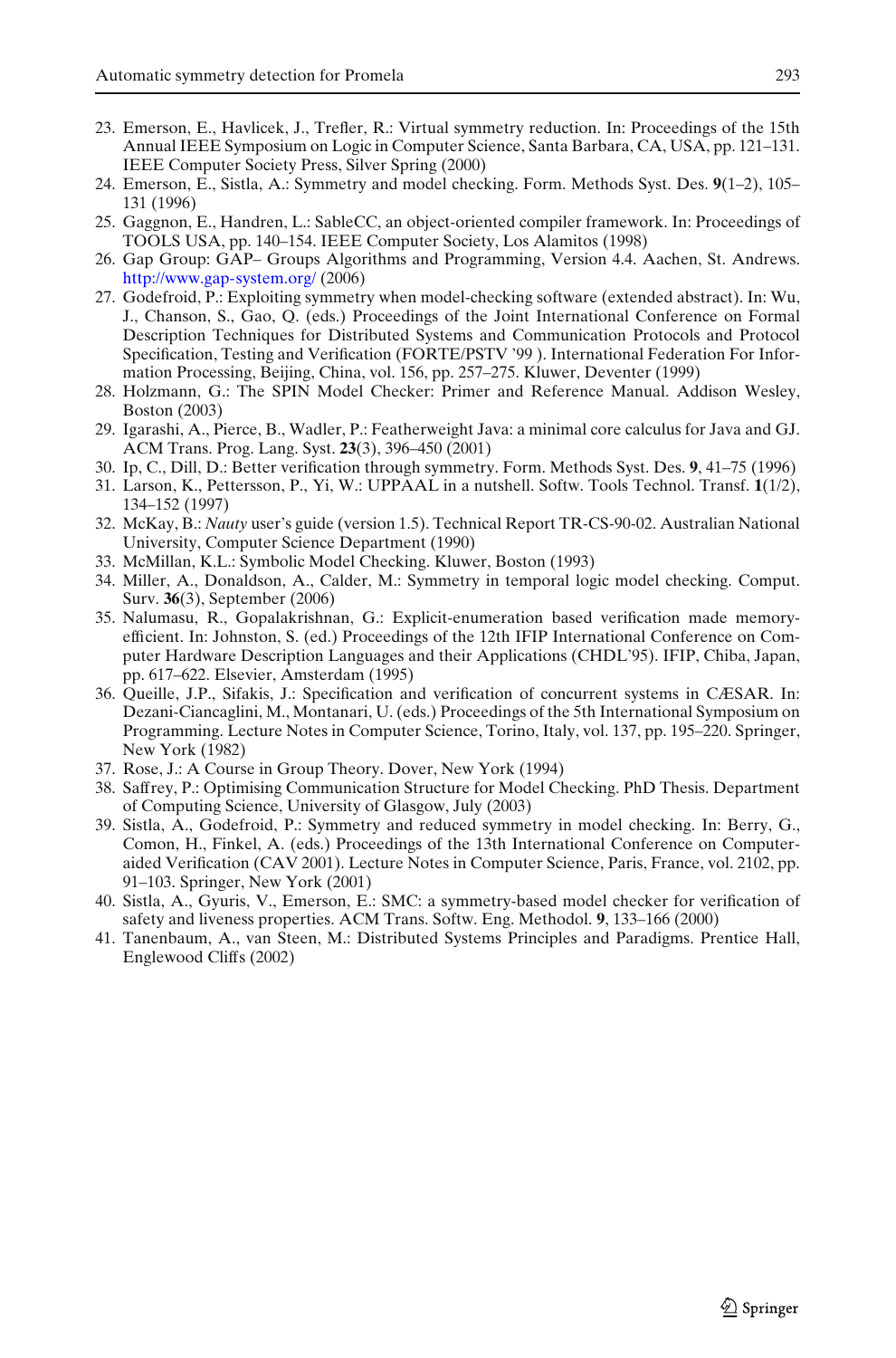23. Emerson, E., Havlicek, J., Trefler, R.: Virtual symmetry reduction. In: Proceedings of the 15th Annual IEEE Symposium on Logic in Computer Science, Santa Barbara, CA, USA, pp. 121–131. IEEE Computer Society Press, Silver Spring (2000)
24. Emerson, E., Sistla, A.: Symmetry and model checking. Form. Methods Syst. Des. **9**(1–2), 105–131 (1996)
25. Gaggnon, E., Handren, L.: SableCC, an object-oriented compiler framework. In: Proceedings of TOOLS USA, pp. 140–154. IEEE Computer Society, Los Alamitos (1998)
26. Gap Group: GAP– Groups Algorithms and Programming, Version 4.4. Aachen, St. Andrews. http://www.gap-system.org/ (2006)
27. Godefroid, P.: Exploiting symmetry when model-checking software (extended abstract). In: Wu, J., Chanson, S., Gao, Q. (eds.) Proceedings of the Joint International Conference on Formal Description Techniques for Distributed Systems and Communication Protocols and Protocol Specification, Testing and Verification (FORTE/PSTV '99 ). International Federation For Information Processing, Beijing, China, vol. 156, pp. 257–275. Kluwer, Deventer (1999)
28. Holzmann, G.: The SPIN Model Checker: Primer and Reference Manual. Addison Wesley, Boston (2003)
29. Igarashi, A., Pierce, B., Wadler, P.: Featherweight Java: a minimal core calculus for Java and GJ. ACM Trans. Prog. Lang. Syst. **23**(3), 396–450 (2001)
30. Ip, C., Dill, D.: Better verification through symmetry. Form. Methods Syst. Des. **9**, 41–75 (1996)
31. Larson, K., Pettersson, P., Yi, W.: UPPAAL in a nutshell. Softw. Tools Technol. Transf. **1**(1/2), 134–152 (1997)
32. McKay, B.: *Nauty* user's guide (version 1.5). Technical Report TR-CS-90-02. Australian National University, Computer Science Department (1990)
33. McMillan, K.L.: Symbolic Model Checking. Kluwer, Boston (1993)
34. Miller, A., Donaldson, A., Calder, M.: Symmetry in temporal logic model checking. Comput. Surv. **36**(3), September (2006)
35. Nalumasu, R., Gopalakrishnan, G.: Explicit-enumeration based verification made memory-efficient. In: Johnston, S. (ed.) Proceedings of the 12th IFIP International Conference on Computer Hardware Description Languages and their Applications (CHDL'95). IFIP, Chiba, Japan, pp. 617–622. Elsevier, Amsterdam (1995)
36. Queille, J.P., Sifakis, J.: Specification and verification of concurrent systems in CÆSAR. In: Dezani-Ciancaglini, M., Montanari, U. (eds.) Proceedings of the 5th International Symposium on Programming. Lecture Notes in Computer Science, Torino, Italy, vol. 137, pp. 195–220. Springer, New York (1982)
37. Rose, J.: A Course in Group Theory. Dover, New York (1994)
38. Saffrey, P.: Optimising Communication Structure for Model Checking. PhD Thesis. Department of Computing Science, University of Glasgow, July (2003)
39. Sistla, A., Godefroid, P.: Symmetry and reduced symmetry in model checking. In: Berry, G., Comon, H., Finkel, A. (eds.) Proceedings of the 13th International Conference on Computer-aided Verification (CAV 2001). Lecture Notes in Computer Science, Paris, France, vol. 2102, pp. 91–103. Springer, New York (2001)
40. Sistla, A., Gyuris, V., Emerson, E.: SMC: a symmetry-based model checker for verification of safety and liveness properties. ACM Trans. Softw. Eng. Methodol. **9**, 133–166 (2000)
41. Tanenbaum, A., van Steen, M.: Distributed Systems Principles and Paradigms. Prentice Hall, Englewood Cliffs (2002)